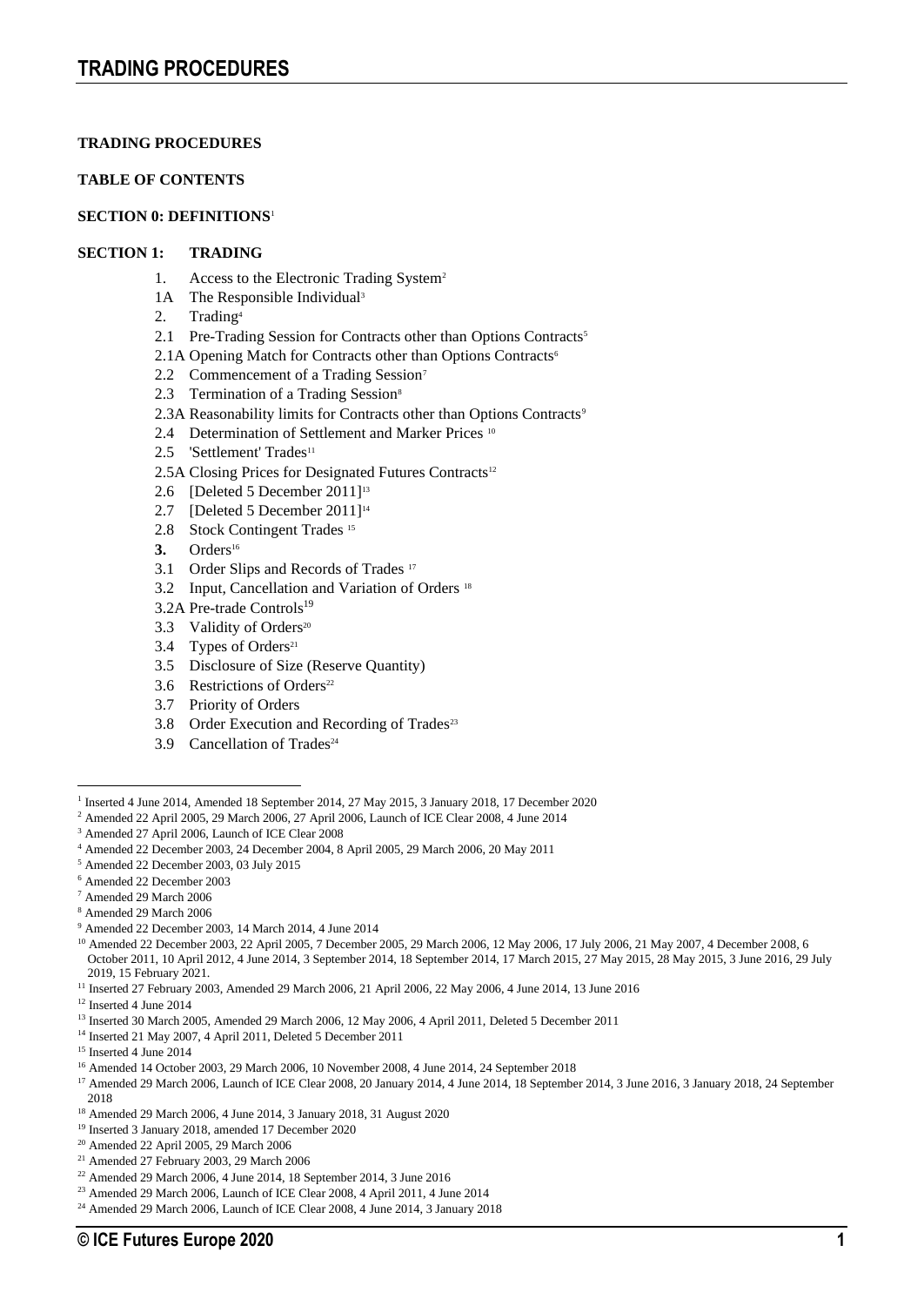**TRADING PROCEDURES**

**TABLE OF CONTENTS**

**SECTION 0: DEFINITIONS**[1]

**SECTION 1: TRADING**

1. Access to the Electronic Trading System[2]
1A The Responsible Individual[3]
2. Trading[4]
2.1 Pre-Trading Session for Contracts other than Options Contracts[5]
2.1A Opening Match for Contracts other than Options Contracts[6]
2.2 Commencement of a Trading Session[7]
2.3 Termination of a Trading Session[8]
2.3A Reasonability limits for Contracts other than Options Contracts[9]
2.4 Determination of Settlement and Marker Prices [10]
2.5 'Settlement' Trades[11]
2.5A Closing Prices for Designated Futures Contracts[12]
2.6 [Deleted 5 December 2011][13]
2.7 [Deleted 5 December 2011][14]
2.8 Stock Contingent Trades [15]
**3.** Orders[16]
3.1 Order Slips and Records of Trades [17]
3.2 Input, Cancellation and Variation of Orders [18]
3.2A Pre-trade Controls[19]
3.3 Validity of Orders[20]
3.4 Types of Orders[21]
3.5 Disclosure of Size (Reserve Quantity)
3.6 Restrictions of Orders[22]
3.7 Priority of Orders
3.8 Order Execution and Recording of Trades[23]
3.9 Cancellation of Trades[24]

---

[1] Inserted 4 June 2014, Amended 18 September 2014, 27 May 2015, 3 January 2018, 17 December 2020
[2] Amended 22 April 2005, 29 March 2006, 27 April 2006, Launch of ICE Clear 2008, 4 June 2014
[3] Amended 27 April 2006, Launch of ICE Clear 2008
[4] Amended 22 December 2003, 24 December 2004, 8 April 2005, 29 March 2006, 20 May 2011
[5] Amended 22 December 2003, 03 July 2015
[6] Amended 22 December 2003
[7] Amended 29 March 2006
[8] Amended 29 March 2006
[9] Amended 22 December 2003, 14 March 2014, 4 June 2014
[10] Amended 22 December 2003, 22 April 2005, 7 December 2005, 29 March 2006, 12 May 2006, 17 July 2006, 21 May 2007, 4 December 2008, 6 October 2011, 10 April 2012, 4 June 2014, 3 September 2014, 18 September 2014, 17 March 2015, 27 May 2015, 28 May 2015, 3 June 2016, 29 July 2019, 15 February 2021.
[11] Inserted 27 February 2003, Amended 29 March 2006, 21 April 2006, 22 May 2006, 4 June 2014, 13 June 2016
[12] Inserted 4 June 2014
[13] Inserted 30 March 2005, Amended 29 March 2006, 12 May 2006, 4 April 2011, Deleted 5 December 2011
[14] Inserted 21 May 2007, 4 April 2011, Deleted 5 December 2011
[15] Inserted 4 June 2014
[16] Amended 14 October 2003, 29 March 2006, 10 November 2008, 4 June 2014, 24 September 2018
[17] Amended 29 March 2006, Launch of ICE Clear 2008, 20 January 2014, 4 June 2014, 18 September 2014, 3 June 2016, 3 January 2018, 24 September 2018
[18] Amended 29 March 2006, 4 June 2014, 3 January 2018, 31 August 2020
[19] Inserted 3 January 2018, amended 17 December 2020
[20] Amended 22 April 2005, 29 March 2006
[21] Amended 27 February 2003, 29 March 2006
[22] Amended 29 March 2006, 4 June 2014, 18 September 2014, 3 June 2016
[23] Amended 29 March 2006, Launch of ICE Clear 2008, 4 April 2011, 4 June 2014
[24] Amended 29 March 2006, Launch of ICE Clear 2008, 4 June 2014, 3 January 2018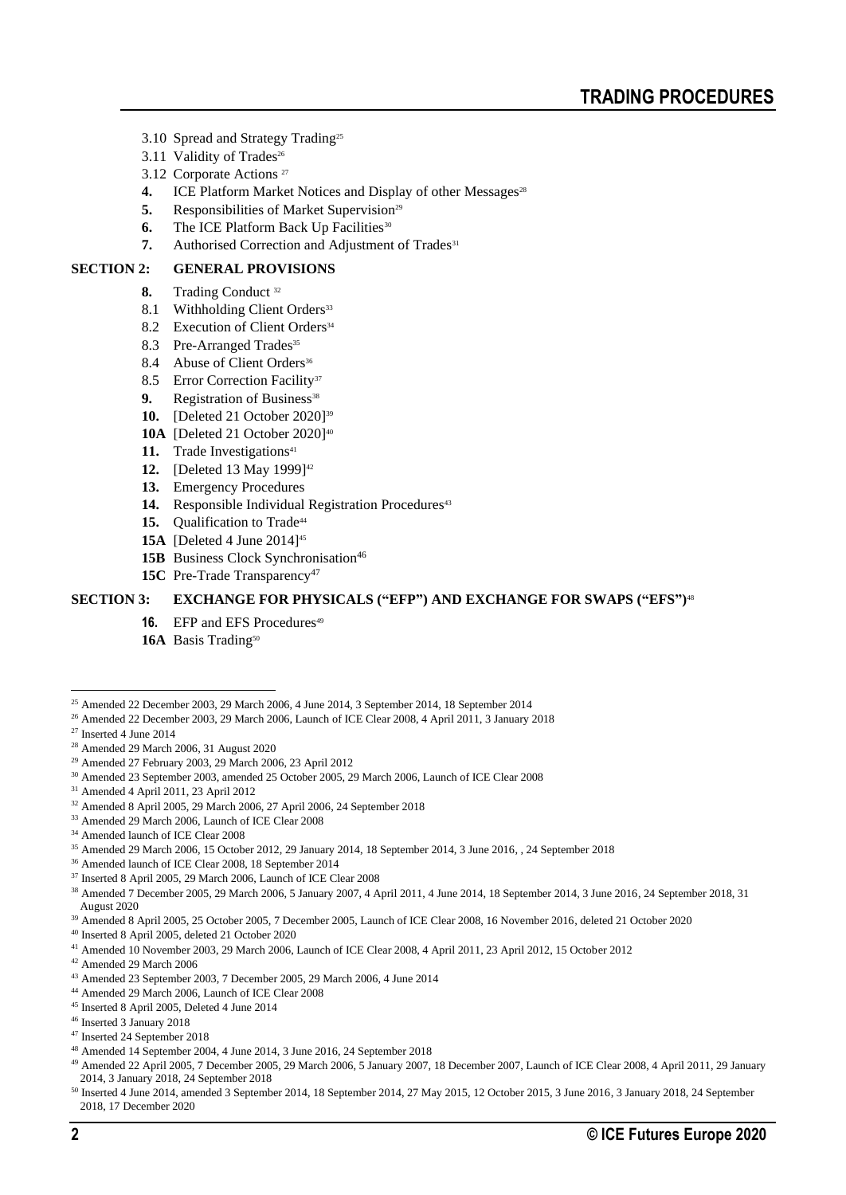3.10 Spread and Strategy Trading[25]

3.11 Validity of Trades[26]

3.12 Corporate Actions [27]

**4.** ICE Platform Market Notices and Display of other Messages[28]

**5.** Responsibilities of Market Supervision[29]

**6.** The ICE Platform Back Up Facilities[30]

**7.** Authorised Correction and Adjustment of Trades[31]

**SECTION 2: GENERAL PROVISIONS**

**8.** Trading Conduct [32]

8.1 Withholding Client Orders[33]

8.2 Execution of Client Orders[34]

8.3 Pre-Arranged Trades[35]

8.4 Abuse of Client Orders[36]

8.5 Error Correction Facility[37]

**9.** Registration of Business[38]

**10.** [Deleted 21 October 2020][39]

**10A** [Deleted 21 October 2020][40]

**11.** Trade Investigations[41]

**12.** [Deleted 13 May 1999][42]

**13.** Emergency Procedures

**14.** Responsible Individual Registration Procedures[43]

**15.** Qualification to Trade[44]

**15A** [Deleted 4 June 2014][45]

**15B** Business Clock Synchronisation[46]

**15C** Pre-Trade Transparency[47]

**SECTION 3: EXCHANGE FOR PHYSICALS ("EFP") AND EXCHANGE FOR SWAPS ("EFS")**[48]

**16.** EFP and EFS Procedures[49]

**16A** Basis Trading[50]

---

[25] Amended 22 December 2003, 29 March 2006, 4 June 2014, 3 September 2014, 18 September 2014

[26] Amended 22 December 2003, 29 March 2006, Launch of ICE Clear 2008, 4 April 2011, 3 January 2018

[27] Inserted 4 June 2014

[28] Amended 29 March 2006, 31 August 2020

[29] Amended 27 February 2003, 29 March 2006, 23 April 2012

[30] Amended 23 September 2003, amended 25 October 2005, 29 March 2006, Launch of ICE Clear 2008

[31] Amended 4 April 2011, 23 April 2012

[32] Amended 8 April 2005, 29 March 2006, 27 April 2006, 24 September 2018

[33] Amended 29 March 2006, Launch of ICE Clear 2008

[34] Amended launch of ICE Clear 2008

[35] Amended 29 March 2006, 15 October 2012, 29 January 2014, 18 September 2014, 3 June 2016, , 24 September 2018

[36] Amended launch of ICE Clear 2008, 18 September 2014

[37] Inserted 8 April 2005, 29 March 2006, Launch of ICE Clear 2008

[38] Amended 7 December 2005, 29 March 2006, 5 January 2007, 4 April 2011, 4 June 2014, 18 September 2014, 3 June 2016, 24 September 2018, 31 August 2020

[39] Amended 8 April 2005, 25 October 2005, 7 December 2005, Launch of ICE Clear 2008, 16 November 2016, deleted 21 October 2020

[40] Inserted 8 April 2005, deleted 21 October 2020

[41] Amended 10 November 2003, 29 March 2006, Launch of ICE Clear 2008, 4 April 2011, 23 April 2012, 15 October 2012

[42] Amended 29 March 2006

[43] Amended 23 September 2003, 7 December 2005, 29 March 2006, 4 June 2014

[44] Amended 29 March 2006, Launch of ICE Clear 2008

[45] Inserted 8 April 2005, Deleted 4 June 2014

[46] Inserted 3 January 2018

[47] Inserted 24 September 2018

[48] Amended 14 September 2004, 4 June 2014, 3 June 2016, 24 September 2018

[49] Amended 22 April 2005, 7 December 2005, 29 March 2006, 5 January 2007, 18 December 2007, Launch of ICE Clear 2008, 4 April 2011, 29 January 2014, 3 January 2018, 24 September 2018

[50] Inserted 4 June 2014, amended 3 September 2014, 18 September 2014, 27 May 2015, 12 October 2015, 3 June 2016, 3 January 2018, 24 September 2018, 17 December 2020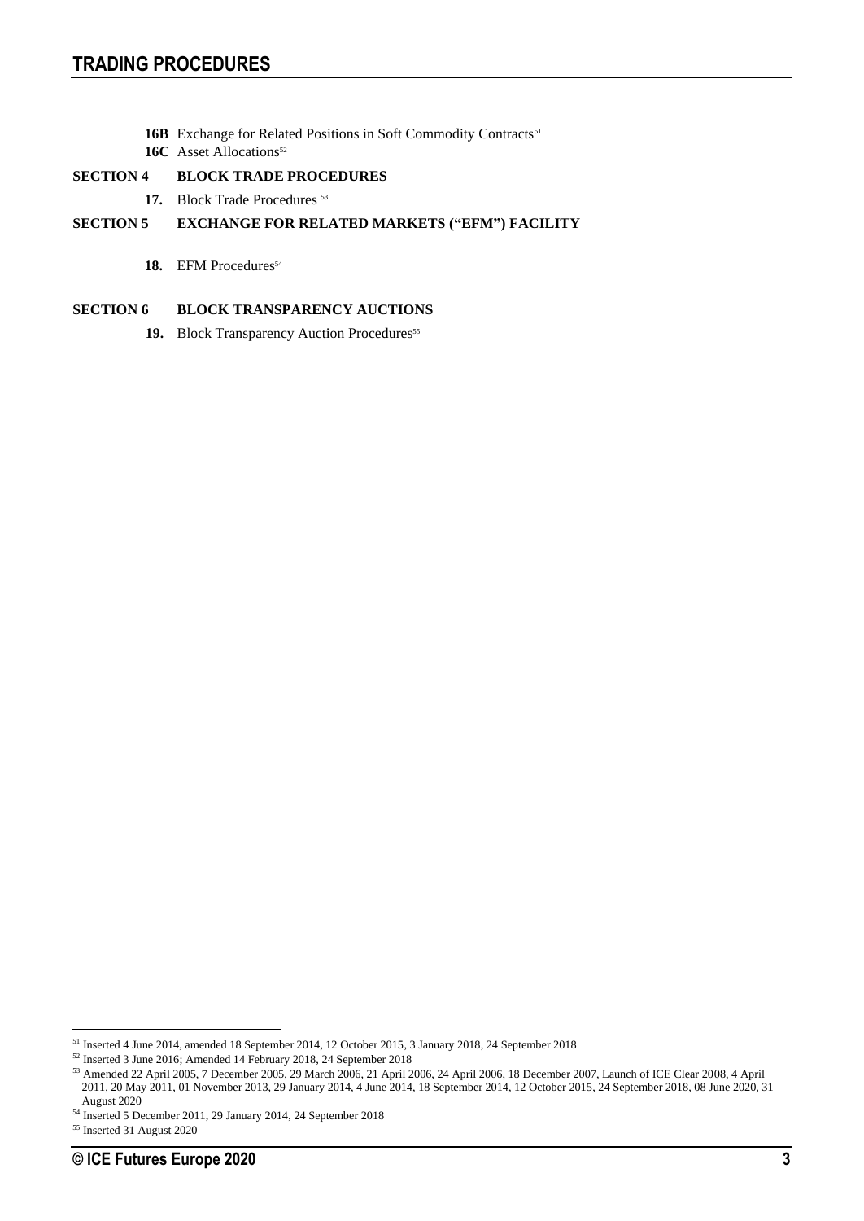**16B** Exchange for Related Positions in Soft Commodity Contracts[51]

**16C** Asset Allocations[52]

**SECTION 4 BLOCK TRADE PROCEDURES**

**17.** Block Trade Procedures [53]

**SECTION 5 EXCHANGE FOR RELATED MARKETS ("EFM") FACILITY**

**18.** EFM Procedures[54]

**SECTION 6 BLOCK TRANSPARENCY AUCTIONS**

**19.** Block Transparency Auction Procedures[55]

---

[51] Inserted 4 June 2014, amended 18 September 2014, 12 October 2015, 3 January 2018, 24 September 2018

[52] Inserted 3 June 2016; Amended 14 February 2018, 24 September 2018

[53] Amended 22 April 2005, 7 December 2005, 29 March 2006, 21 April 2006, 24 April 2006, 18 December 2007, Launch of ICE Clear 2008, 4 April 2011, 20 May 2011, 01 November 2013, 29 January 2014, 4 June 2014, 18 September 2014, 12 October 2015, 24 September 2018, 08 June 2020, 31 August 2020

[54] Inserted 5 December 2011, 29 January 2014, 24 September 2018

[55] Inserted 31 August 2020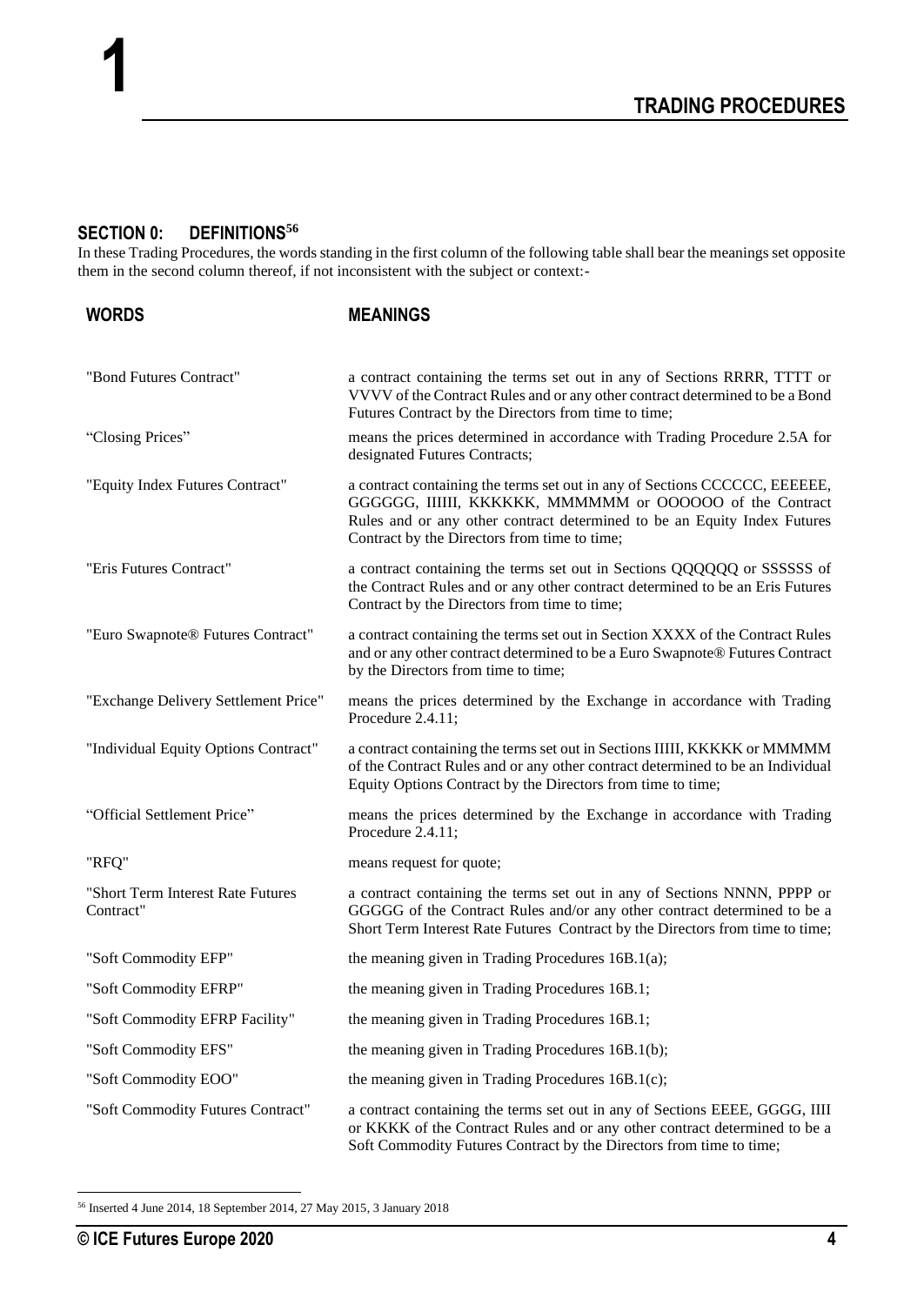# 1 TRADING PROCEDURES

## SECTION 0: DEFINITIONS[56]

In these Trading Procedures, the words standing in the first column of the following table shall bear the meanings set opposite them in the second column thereof, if not inconsistent with the subject or context:-

| WORDS | MEANINGS |
|---|---|
| "Bond Futures Contract" | a contract containing the terms set out in any of Sections RRRR, TTTT or VVVV of the Contract Rules and or any other contract determined to be a Bond Futures Contract by the Directors from time to time; |
| "Closing Prices" | means the prices determined in accordance with Trading Procedure 2.5A for designated Futures Contracts; |
| "Equity Index Futures Contract" | a contract containing the terms set out in any of Sections CCCCCC, EEEEEE, GGGGGG, IIIIII, KKKKKK, MMMMMM or OOOOOO of the Contract Rules and or any other contract determined to be an Equity Index Futures Contract by the Directors from time to time; |
| "Eris Futures Contract" | a contract containing the terms set out in Sections QQQQQQ or SSSSSS of the Contract Rules and or any other contract determined to be an Eris Futures Contract by the Directors from time to time; |
| "Euro Swapnote® Futures Contract" | a contract containing the terms set out in Section XXXX of the Contract Rules and or any other contract determined to be a Euro Swapnote® Futures Contract by the Directors from time to time; |
| "Exchange Delivery Settlement Price" | means the prices determined by the Exchange in accordance with Trading Procedure 2.4.11; |
| "Individual Equity Options Contract" | a contract containing the terms set out in Sections IIIII, KKKKK or MMMMM of the Contract Rules and or any other contract determined to be an Individual Equity Options Contract by the Directors from time to time; |
| "Official Settlement Price" | means the prices determined by the Exchange in accordance with Trading Procedure 2.4.11; |
| "RFQ" | means request for quote; |
| "Short Term Interest Rate Futures Contract" | a contract containing the terms set out in any of Sections NNNN, PPPP or GGGGG of the Contract Rules and/or any other contract determined to be a Short Term Interest Rate Futures Contract by the Directors from time to time; |
| "Soft Commodity EFP" | the meaning given in Trading Procedures 16B.1(a); |
| "Soft Commodity EFRP" | the meaning given in Trading Procedures 16B.1; |
| "Soft Commodity EFRP Facility" | the meaning given in Trading Procedures 16B.1; |
| "Soft Commodity EFS" | the meaning given in Trading Procedures 16B.1(b); |
| "Soft Commodity EOO" | the meaning given in Trading Procedures 16B.1(c); |
| "Soft Commodity Futures Contract" | a contract containing the terms set out in any of Sections EEEE, GGGG, IIII or KKKK of the Contract Rules and or any other contract determined to be a Soft Commodity Futures Contract by the Directors from time to time; |

[56] Inserted 4 June 2014, 18 September 2014, 27 May 2015, 3 January 2018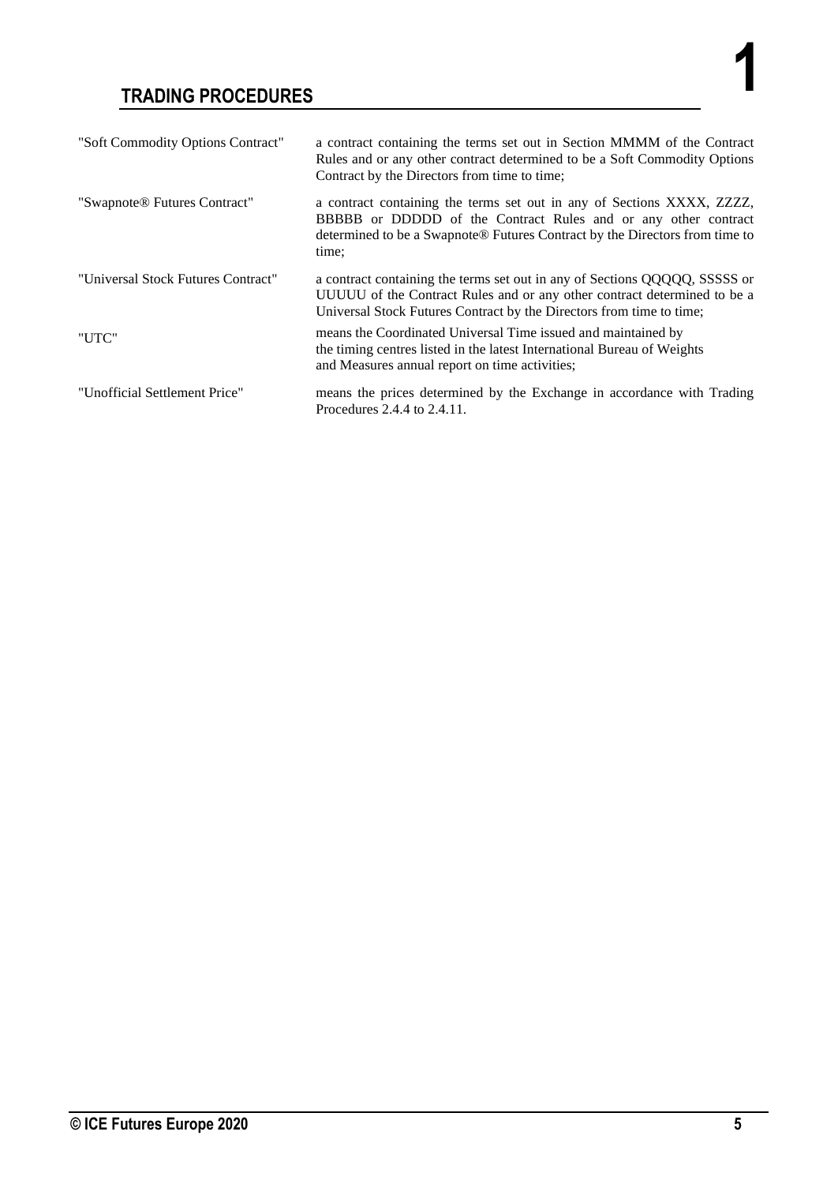| | |
|---|---|
| "Soft Commodity Options Contract" | a contract containing the terms set out in Section MMMM of the Contract Rules and or any other contract determined to be a Soft Commodity Options Contract by the Directors from time to time; |
| "Swapnote® Futures Contract" | a contract containing the terms set out in any of Sections XXXX, ZZZZ, BBBBB or DDDDD of the Contract Rules and or any other contract determined to be a Swapnote® Futures Contract by the Directors from time to time; |
| "Universal Stock Futures Contract" | a contract containing the terms set out in any of Sections QQQQQ, SSSSS or UUUUU of the Contract Rules and or any other contract determined to be a Universal Stock Futures Contract by the Directors from time to time; |
| "UTC" | means the Coordinated Universal Time issued and maintained by the timing centres listed in the latest International Bureau of Weights and Measures annual report on time activities; |
| "Unofficial Settlement Price" | means the prices determined by the Exchange in accordance with Trading Procedures 2.4.4 to 2.4.11. |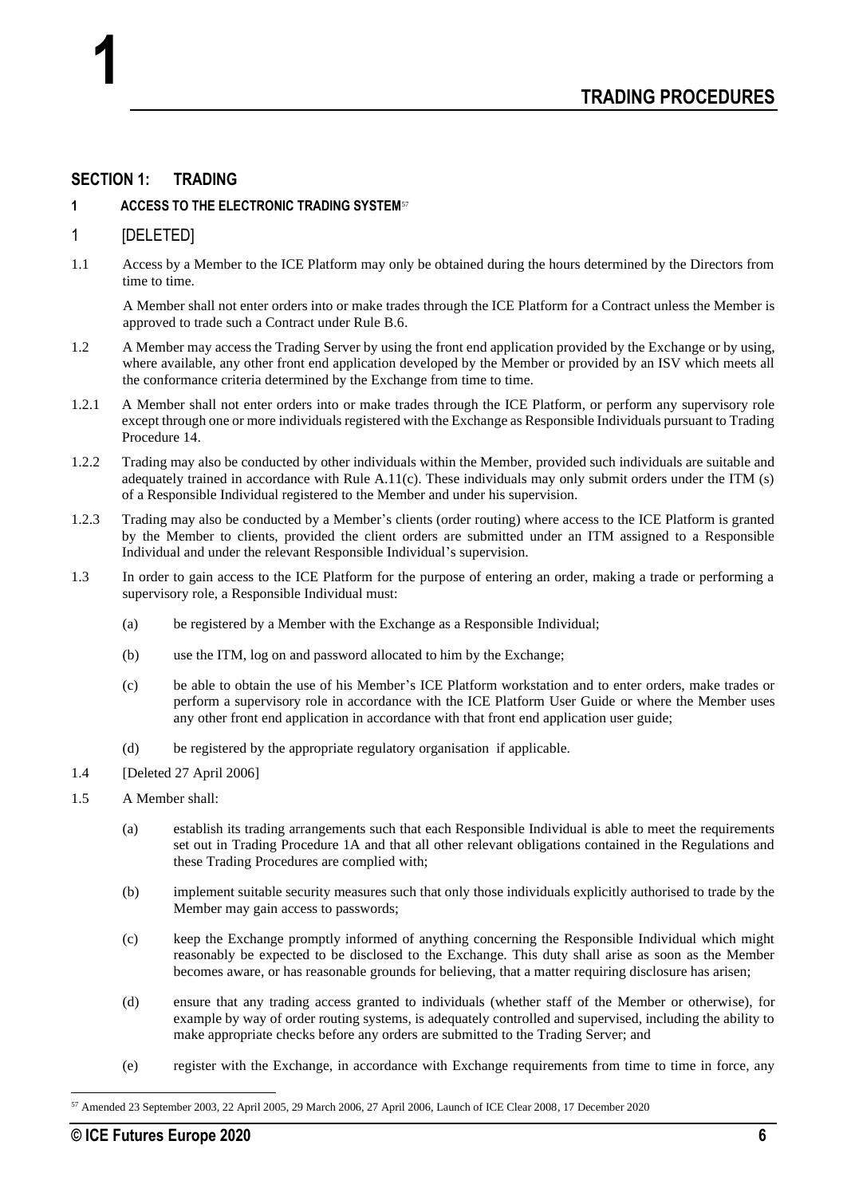# 1 TRADING PROCEDURES

## SECTION 1: TRADING

### 1 ACCESS TO THE ELECTRONIC TRADING SYSTEM[57]

### 1 [DELETED]

1.1 Access by a Member to the ICE Platform may only be obtained during the hours determined by the Directors from time to time.

A Member shall not enter orders into or make trades through the ICE Platform for a Contract unless the Member is approved to trade such a Contract under Rule B.6.

1.2 A Member may access the Trading Server by using the front end application provided by the Exchange or by using, where available, any other front end application developed by the Member or provided by an ISV which meets all the conformance criteria determined by the Exchange from time to time.

1.2.1 A Member shall not enter orders into or make trades through the ICE Platform, or perform any supervisory role except through one or more individuals registered with the Exchange as Responsible Individuals pursuant to Trading Procedure 14.

1.2.2 Trading may also be conducted by other individuals within the Member, provided such individuals are suitable and adequately trained in accordance with Rule A.11(c). These individuals may only submit orders under the ITM (s) of a Responsible Individual registered to the Member and under his supervision.

1.2.3 Trading may also be conducted by a Member's clients (order routing) where access to the ICE Platform is granted by the Member to clients, provided the client orders are submitted under an ITM assigned to a Responsible Individual and under the relevant Responsible Individual's supervision.

1.3 In order to gain access to the ICE Platform for the purpose of entering an order, making a trade or performing a supervisory role, a Responsible Individual must:

(a) be registered by a Member with the Exchange as a Responsible Individual;

(b) use the ITM, log on and password allocated to him by the Exchange;

(c) be able to obtain the use of his Member's ICE Platform workstation and to enter orders, make trades or perform a supervisory role in accordance with the ICE Platform User Guide or where the Member uses any other front end application in accordance with that front end application user guide;

(d) be registered by the appropriate regulatory organisation if applicable.

1.4 [Deleted 27 April 2006]

1.5 A Member shall:

(a) establish its trading arrangements such that each Responsible Individual is able to meet the requirements set out in Trading Procedure 1A and that all other relevant obligations contained in the Regulations and these Trading Procedures are complied with;

(b) implement suitable security measures such that only those individuals explicitly authorised to trade by the Member may gain access to passwords;

(c) keep the Exchange promptly informed of anything concerning the Responsible Individual which might reasonably be expected to be disclosed to the Exchange. This duty shall arise as soon as the Member becomes aware, or has reasonable grounds for believing, that a matter requiring disclosure has arisen;

(d) ensure that any trading access granted to individuals (whether staff of the Member or otherwise), for example by way of order routing systems, is adequately controlled and supervised, including the ability to make appropriate checks before any orders are submitted to the Trading Server; and

(e) register with the Exchange, in accordance with Exchange requirements from time to time in force, any

---

[57] Amended 23 September 2003, 22 April 2005, 29 March 2006, 27 April 2006, Launch of ICE Clear 2008, 17 December 2020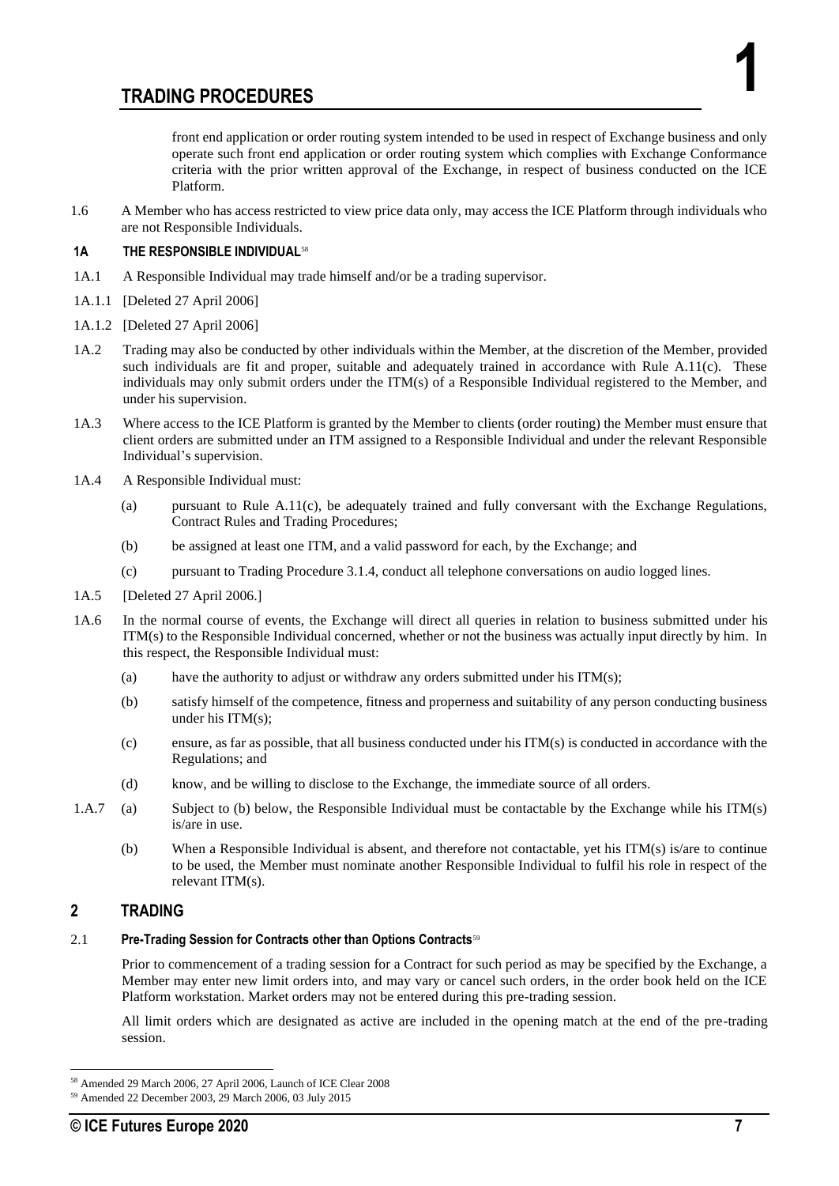front end application or order routing system intended to be used in respect of Exchange business and only operate such front end application or order routing system which complies with Exchange Conformance criteria with the prior written approval of the Exchange, in respect of business conducted on the ICE Platform.

1.6 A Member who has access restricted to view price data only, may access the ICE Platform through individuals who are not Responsible Individuals.

### 1A THE RESPONSIBLE INDIVIDUAL[58]

1A.1 A Responsible Individual may trade himself and/or be a trading supervisor.

1A.1.1 [Deleted 27 April 2006]

1A.1.2 [Deleted 27 April 2006]

1A.2 Trading may also be conducted by other individuals within the Member, at the discretion of the Member, provided such individuals are fit and proper, suitable and adequately trained in accordance with Rule A.11(c). These individuals may only submit orders under the ITM(s) of a Responsible Individual registered to the Member, and under his supervision.

1A.3 Where access to the ICE Platform is granted by the Member to clients (order routing) the Member must ensure that client orders are submitted under an ITM assigned to a Responsible Individual and under the relevant Responsible Individual's supervision.

1A.4 A Responsible Individual must:

(a) pursuant to Rule A.11(c), be adequately trained and fully conversant with the Exchange Regulations, Contract Rules and Trading Procedures;

(b) be assigned at least one ITM, and a valid password for each, by the Exchange; and

(c) pursuant to Trading Procedure 3.1.4, conduct all telephone conversations on audio logged lines.

1A.5 [Deleted 27 April 2006.]

1A.6 In the normal course of events, the Exchange will direct all queries in relation to business submitted under his ITM(s) to the Responsible Individual concerned, whether or not the business was actually input directly by him. In this respect, the Responsible Individual must:

(a) have the authority to adjust or withdraw any orders submitted under his ITM(s);

(b) satisfy himself of the competence, fitness and properness and suitability of any person conducting business under his ITM(s);

(c) ensure, as far as possible, that all business conducted under his ITM(s) is conducted in accordance with the Regulations; and

(d) know, and be willing to disclose to the Exchange, the immediate source of all orders.

1.A.7 (a) Subject to (b) below, the Responsible Individual must be contactable by the Exchange while his ITM(s) is/are in use.

(b) When a Responsible Individual is absent, and therefore not contactable, yet his ITM(s) is/are to continue to be used, the Member must nominate another Responsible Individual to fulfil his role in respect of the relevant ITM(s).

## 2 TRADING

### 2.1 Pre-Trading Session for Contracts other than Options Contracts[59]

Prior to commencement of a trading session for a Contract for such period as may be specified by the Exchange, a Member may enter new limit orders into, and may vary or cancel such orders, in the order book held on the ICE Platform workstation. Market orders may not be entered during this pre-trading session.

All limit orders which are designated as active are included in the opening match at the end of the pre-trading session.

---

[58] Amended 29 March 2006, 27 April 2006, Launch of ICE Clear 2008

[59] Amended 22 December 2003, 29 March 2006, 03 July 2015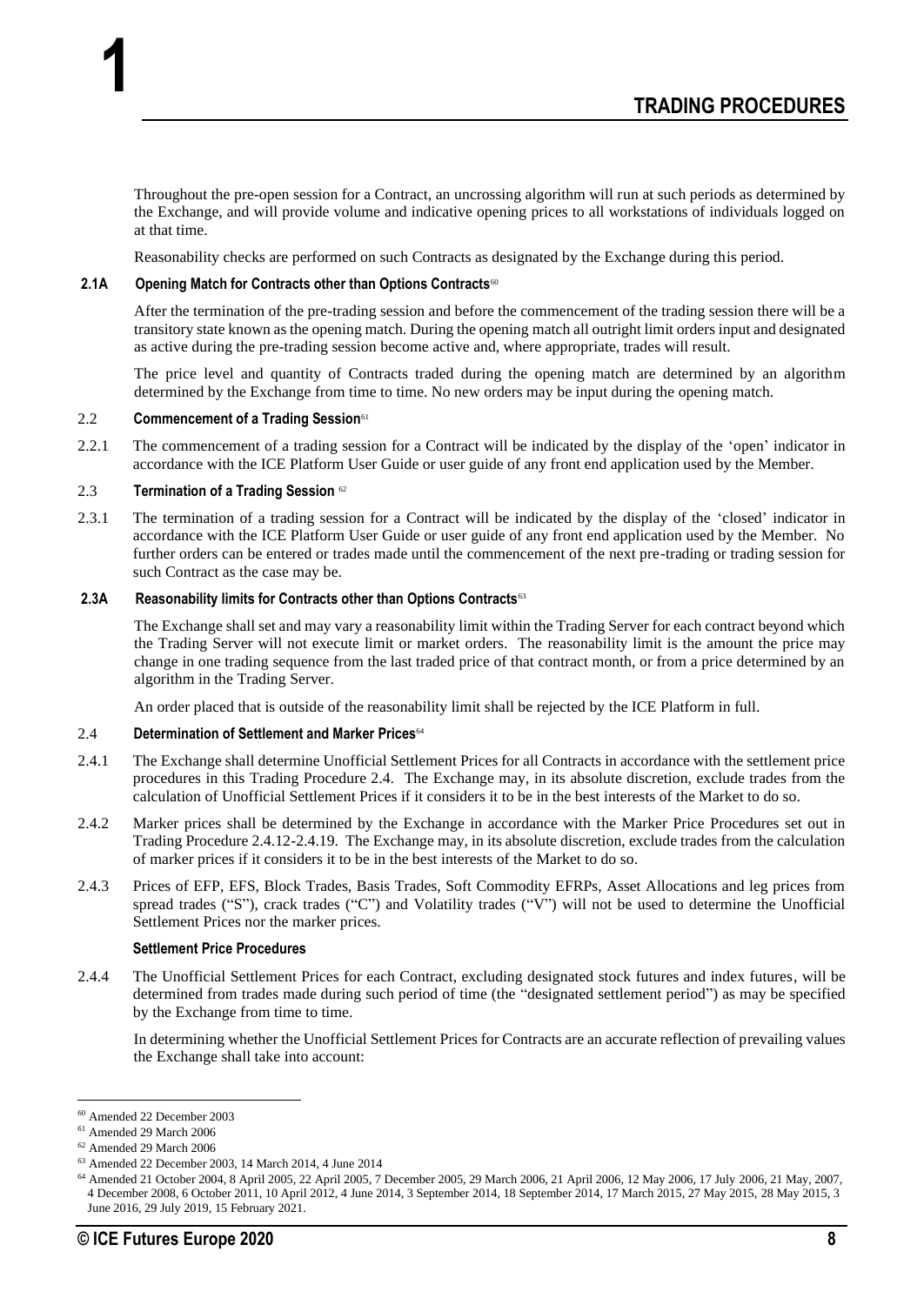Throughout the pre-open session for a Contract, an uncrossing algorithm will run at such periods as determined by the Exchange, and will provide volume and indicative opening prices to all workstations of individuals logged on at that time.

Reasonability checks are performed on such Contracts as designated by the Exchange during this period.

### 2.1A Opening Match for Contracts other than Options Contracts[60]

After the termination of the pre-trading session and before the commencement of the trading session there will be a transitory state known as the opening match. During the opening match all outright limit orders input and designated as active during the pre-trading session become active and, where appropriate, trades will result.

The price level and quantity of Contracts traded during the opening match are determined by an algorithm determined by the Exchange from time to time. No new orders may be input during the opening match.

### 2.2 Commencement of a Trading Session[61]

2.2.1 The commencement of a trading session for a Contract will be indicated by the display of the 'open' indicator in accordance with the ICE Platform User Guide or user guide of any front end application used by the Member.

### 2.3 Termination of a Trading Session [62]

2.3.1 The termination of a trading session for a Contract will be indicated by the display of the 'closed' indicator in accordance with the ICE Platform User Guide or user guide of any front end application used by the Member. No further orders can be entered or trades made until the commencement of the next pre-trading or trading session for such Contract as the case may be.

### 2.3A Reasonability limits for Contracts other than Options Contracts[63]

The Exchange shall set and may vary a reasonability limit within the Trading Server for each contract beyond which the Trading Server will not execute limit or market orders. The reasonability limit is the amount the price may change in one trading sequence from the last traded price of that contract month, or from a price determined by an algorithm in the Trading Server.

An order placed that is outside of the reasonability limit shall be rejected by the ICE Platform in full.

### 2.4 Determination of Settlement and Marker Prices[64]

2.4.1 The Exchange shall determine Unofficial Settlement Prices for all Contracts in accordance with the settlement price procedures in this Trading Procedure 2.4. The Exchange may, in its absolute discretion, exclude trades from the calculation of Unofficial Settlement Prices if it considers it to be in the best interests of the Market to do so.

2.4.2 Marker prices shall be determined by the Exchange in accordance with the Marker Price Procedures set out in Trading Procedure 2.4.12-2.4.19. The Exchange may, in its absolute discretion, exclude trades from the calculation of marker prices if it considers it to be in the best interests of the Market to do so.

2.4.3 Prices of EFP, EFS, Block Trades, Basis Trades, Soft Commodity EFRPs, Asset Allocations and leg prices from spread trades ("S"), crack trades ("C") and Volatility trades ("V") will not be used to determine the Unofficial Settlement Prices nor the marker prices.

#### Settlement Price Procedures

2.4.4 The Unofficial Settlement Prices for each Contract, excluding designated stock futures and index futures, will be determined from trades made during such period of time (the "designated settlement period") as may be specified by the Exchange from time to time.

In determining whether the Unofficial Settlement Prices for Contracts are an accurate reflection of prevailing values the Exchange shall take into account:

---

[60] Amended 22 December 2003

[61] Amended 29 March 2006

[62] Amended 29 March 2006

[63] Amended 22 December 2003, 14 March 2014, 4 June 2014

[64] Amended 21 October 2004, 8 April 2005, 22 April 2005, 7 December 2005, 29 March 2006, 21 April 2006, 12 May 2006, 17 July 2006, 21 May, 2007, 4 December 2008, 6 October 2011, 10 April 2012, 4 June 2014, 3 September 2014, 18 September 2014, 17 March 2015, 27 May 2015, 28 May 2015, 3 June 2016, 29 July 2019, 15 February 2021.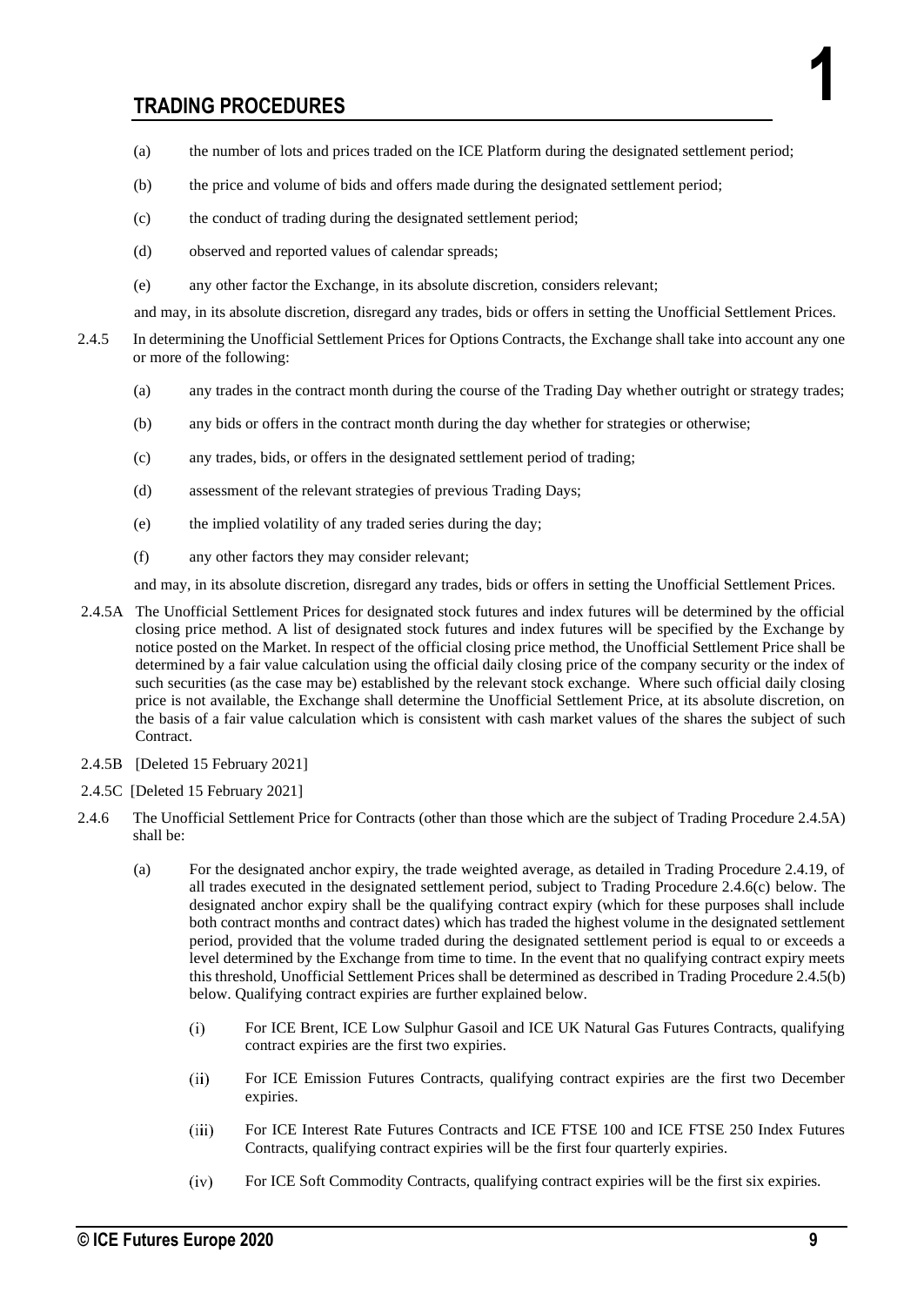(a) the number of lots and prices traded on the ICE Platform during the designated settlement period;

(b) the price and volume of bids and offers made during the designated settlement period;

(c) the conduct of trading during the designated settlement period;

(d) observed and reported values of calendar spreads;

(e) any other factor the Exchange, in its absolute discretion, considers relevant;

and may, in its absolute discretion, disregard any trades, bids or offers in setting the Unofficial Settlement Prices.

2.4.5 In determining the Unofficial Settlement Prices for Options Contracts, the Exchange shall take into account any one or more of the following:

(a) any trades in the contract month during the course of the Trading Day whether outright or strategy trades;

(b) any bids or offers in the contract month during the day whether for strategies or otherwise;

(c) any trades, bids, or offers in the designated settlement period of trading;

(d) assessment of the relevant strategies of previous Trading Days;

(e) the implied volatility of any traded series during the day;

(f) any other factors they may consider relevant;

and may, in its absolute discretion, disregard any trades, bids or offers in setting the Unofficial Settlement Prices.

2.4.5A The Unofficial Settlement Prices for designated stock futures and index futures will be determined by the official closing price method. A list of designated stock futures and index futures will be specified by the Exchange by notice posted on the Market. In respect of the official closing price method, the Unofficial Settlement Price shall be determined by a fair value calculation using the official daily closing price of the company security or the index of such securities (as the case may be) established by the relevant stock exchange. Where such official daily closing price is not available, the Exchange shall determine the Unofficial Settlement Price, at its absolute discretion, on the basis of a fair value calculation which is consistent with cash market values of the shares the subject of such Contract.

2.4.5B [Deleted 15 February 2021]

2.4.5C [Deleted 15 February 2021]

2.4.6 The Unofficial Settlement Price for Contracts (other than those which are the subject of Trading Procedure 2.4.5A) shall be:

(a) For the designated anchor expiry, the trade weighted average, as detailed in Trading Procedure 2.4.19, of all trades executed in the designated settlement period, subject to Trading Procedure 2.4.6(c) below. The designated anchor expiry shall be the qualifying contract expiry (which for these purposes shall include both contract months and contract dates) which has traded the highest volume in the designated settlement period, provided that the volume traded during the designated settlement period is equal to or exceeds a level determined by the Exchange from time to time. In the event that no qualifying contract expiry meets this threshold, Unofficial Settlement Prices shall be determined as described in Trading Procedure 2.4.5(b) below. Qualifying contract expiries are further explained below.

(i) For ICE Brent, ICE Low Sulphur Gasoil and ICE UK Natural Gas Futures Contracts, qualifying contract expiries are the first two expiries.

(ii) For ICE Emission Futures Contracts, qualifying contract expiries are the first two December expiries.

(iii) For ICE Interest Rate Futures Contracts and ICE FTSE 100 and ICE FTSE 250 Index Futures Contracts, qualifying contract expiries will be the first four quarterly expiries.

(iv) For ICE Soft Commodity Contracts, qualifying contract expiries will be the first six expiries.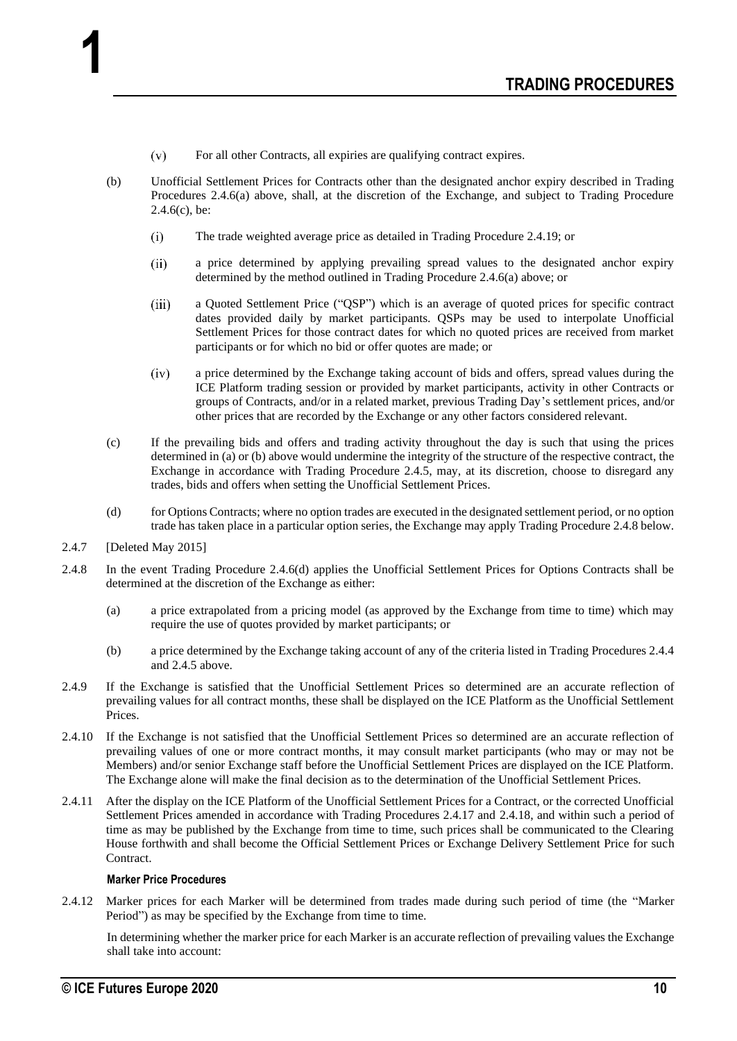(v) For all other Contracts, all expiries are qualifying contract expires.

(b) Unofficial Settlement Prices for Contracts other than the designated anchor expiry described in Trading Procedures 2.4.6(a) above, shall, at the discretion of the Exchange, and subject to Trading Procedure 2.4.6(c), be:

(i) The trade weighted average price as detailed in Trading Procedure 2.4.19; or

(ii) a price determined by applying prevailing spread values to the designated anchor expiry determined by the method outlined in Trading Procedure 2.4.6(a) above; or

(iii) a Quoted Settlement Price ("QSP") which is an average of quoted prices for specific contract dates provided daily by market participants. QSPs may be used to interpolate Unofficial Settlement Prices for those contract dates for which no quoted prices are received from market participants or for which no bid or offer quotes are made; or

(iv) a price determined by the Exchange taking account of bids and offers, spread values during the ICE Platform trading session or provided by market participants, activity in other Contracts or groups of Contracts, and/or in a related market, previous Trading Day's settlement prices, and/or other prices that are recorded by the Exchange or any other factors considered relevant.

(c) If the prevailing bids and offers and trading activity throughout the day is such that using the prices determined in (a) or (b) above would undermine the integrity of the structure of the respective contract, the Exchange in accordance with Trading Procedure 2.4.5, may, at its discretion, choose to disregard any trades, bids and offers when setting the Unofficial Settlement Prices.

(d) for Options Contracts; where no option trades are executed in the designated settlement period, or no option trade has taken place in a particular option series, the Exchange may apply Trading Procedure 2.4.8 below.

2.4.7 [Deleted May 2015]

2.4.8 In the event Trading Procedure 2.4.6(d) applies the Unofficial Settlement Prices for Options Contracts shall be determined at the discretion of the Exchange as either:

(a) a price extrapolated from a pricing model (as approved by the Exchange from time to time) which may require the use of quotes provided by market participants; or

(b) a price determined by the Exchange taking account of any of the criteria listed in Trading Procedures 2.4.4 and 2.4.5 above.

2.4.9 If the Exchange is satisfied that the Unofficial Settlement Prices so determined are an accurate reflection of prevailing values for all contract months, these shall be displayed on the ICE Platform as the Unofficial Settlement Prices.

2.4.10 If the Exchange is not satisfied that the Unofficial Settlement Prices so determined are an accurate reflection of prevailing values of one or more contract months, it may consult market participants (who may or may not be Members) and/or senior Exchange staff before the Unofficial Settlement Prices are displayed on the ICE Platform. The Exchange alone will make the final decision as to the determination of the Unofficial Settlement Prices.

2.4.11 After the display on the ICE Platform of the Unofficial Settlement Prices for a Contract, or the corrected Unofficial Settlement Prices amended in accordance with Trading Procedures 2.4.17 and 2.4.18, and within such a period of time as may be published by the Exchange from time to time, such prices shall be communicated to the Clearing House forthwith and shall become the Official Settlement Prices or Exchange Delivery Settlement Price for such Contract.

**Marker Price Procedures**

2.4.12 Marker prices for each Marker will be determined from trades made during such period of time (the "Marker Period") as may be specified by the Exchange from time to time.

In determining whether the marker price for each Marker is an accurate reflection of prevailing values the Exchange shall take into account: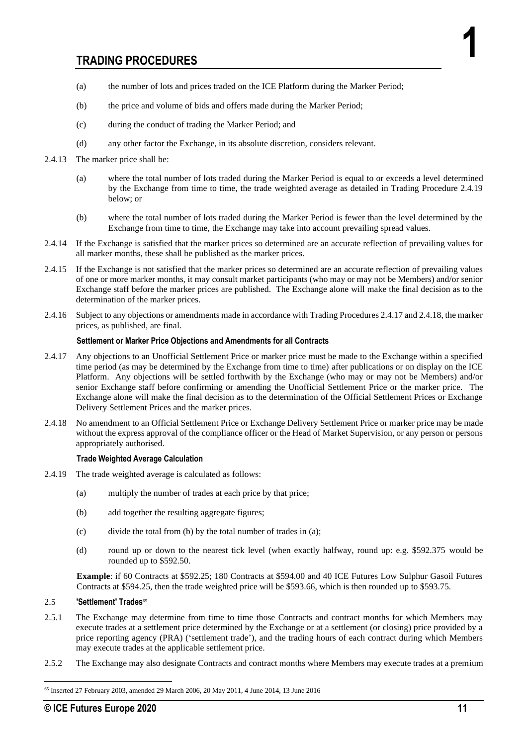(a) the number of lots and prices traded on the ICE Platform during the Marker Period;

(b) the price and volume of bids and offers made during the Marker Period;

(c) during the conduct of trading the Marker Period; and

(d) any other factor the Exchange, in its absolute discretion, considers relevant.

2.4.13 The marker price shall be:

(a) where the total number of lots traded during the Marker Period is equal to or exceeds a level determined by the Exchange from time to time, the trade weighted average as detailed in Trading Procedure 2.4.19 below; or

(b) where the total number of lots traded during the Marker Period is fewer than the level determined by the Exchange from time to time, the Exchange may take into account prevailing spread values.

2.4.14 If the Exchange is satisfied that the marker prices so determined are an accurate reflection of prevailing values for all marker months, these shall be published as the marker prices.

2.4.15 If the Exchange is not satisfied that the marker prices so determined are an accurate reflection of prevailing values of one or more marker months, it may consult market participants (who may or may not be Members) and/or senior Exchange staff before the marker prices are published. The Exchange alone will make the final decision as to the determination of the marker prices.

2.4.16 Subject to any objections or amendments made in accordance with Trading Procedures 2.4.17 and 2.4.18, the marker prices, as published, are final.

#### Settlement or Marker Price Objections and Amendments for all Contracts

2.4.17 Any objections to an Unofficial Settlement Price or marker price must be made to the Exchange within a specified time period (as may be determined by the Exchange from time to time) after publications or on display on the ICE Platform. Any objections will be settled forthwith by the Exchange (who may or may not be Members) and/or senior Exchange staff before confirming or amending the Unofficial Settlement Price or the marker price. The Exchange alone will make the final decision as to the determination of the Official Settlement Prices or Exchange Delivery Settlement Prices and the marker prices.

2.4.18 No amendment to an Official Settlement Price or Exchange Delivery Settlement Price or marker price may be made without the express approval of the compliance officer or the Head of Market Supervision, or any person or persons appropriately authorised.

#### Trade Weighted Average Calculation

2.4.19 The trade weighted average is calculated as follows:

(a) multiply the number of trades at each price by that price;

(b) add together the resulting aggregate figures;

(c) divide the total from (b) by the total number of trades in (a);

(d) round up or down to the nearest tick level (when exactly halfway, round up: e.g. \$592.375 would be rounded up to \$592.50.

**Example**: if 60 Contracts at \$592.25; 180 Contracts at \$594.00 and 40 ICE Futures Low Sulphur Gasoil Futures Contracts at \$594.25, then the trade weighted price will be \$593.66, which is then rounded up to \$593.75.

### 2.5 'Settlement' Trades[65]

2.5.1 The Exchange may determine from time to time those Contracts and contract months for which Members may execute trades at a settlement price determined by the Exchange or at a settlement (or closing) price provided by a price reporting agency (PRA) ('settlement trade'), and the trading hours of each contract during which Members may execute trades at the applicable settlement price.

2.5.2 The Exchange may also designate Contracts and contract months where Members may execute trades at a premium

[65] Inserted 27 February 2003, amended 29 March 2006, 20 May 2011, 4 June 2014, 13 June 2016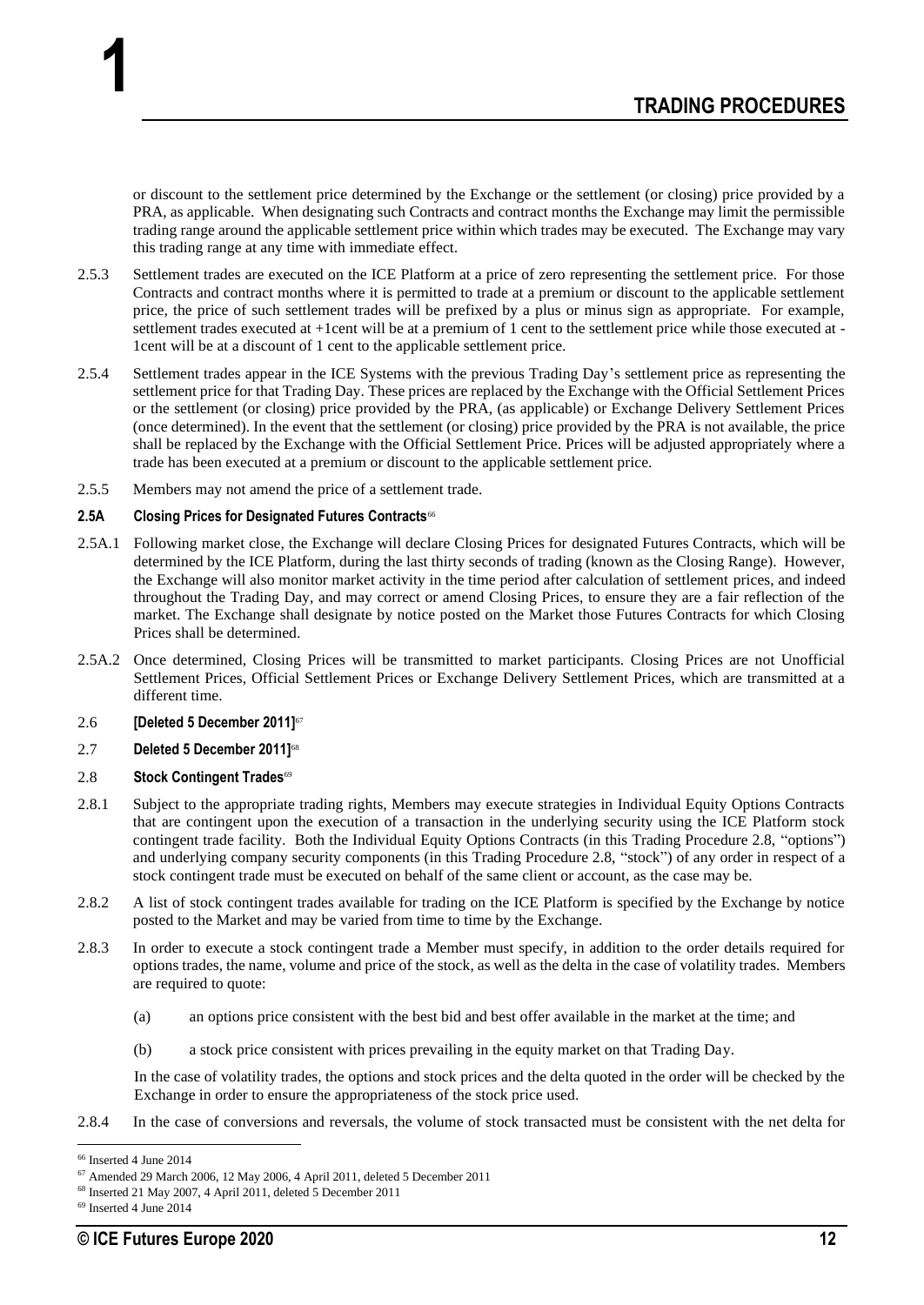or discount to the settlement price determined by the Exchange or the settlement (or closing) price provided by a PRA, as applicable. When designating such Contracts and contract months the Exchange may limit the permissible trading range around the applicable settlement price within which trades may be executed. The Exchange may vary this trading range at any time with immediate effect.

2.5.3 Settlement trades are executed on the ICE Platform at a price of zero representing the settlement price. For those Contracts and contract months where it is permitted to trade at a premium or discount to the applicable settlement price, the price of such settlement trades will be prefixed by a plus or minus sign as appropriate. For example, settlement trades executed at +1cent will be at a premium of 1 cent to the settlement price while those executed at -1cent will be at a discount of 1 cent to the applicable settlement price.

2.5.4 Settlement trades appear in the ICE Systems with the previous Trading Day's settlement price as representing the settlement price for that Trading Day. These prices are replaced by the Exchange with the Official Settlement Prices or the settlement (or closing) price provided by the PRA, (as applicable) or Exchange Delivery Settlement Prices (once determined). In the event that the settlement (or closing) price provided by the PRA is not available, the price shall be replaced by the Exchange with the Official Settlement Price. Prices will be adjusted appropriately where a trade has been executed at a premium or discount to the applicable settlement price.

2.5.5 Members may not amend the price of a settlement trade.

**2.5A Closing Prices for Designated Futures Contracts**[66]

2.5A.1 Following market close, the Exchange will declare Closing Prices for designated Futures Contracts, which will be determined by the ICE Platform, during the last thirty seconds of trading (known as the Closing Range). However, the Exchange will also monitor market activity in the time period after calculation of settlement prices, and indeed throughout the Trading Day, and may correct or amend Closing Prices, to ensure they are a fair reflection of the market. The Exchange shall designate by notice posted on the Market those Futures Contracts for which Closing Prices shall be determined.

2.5A.2 Once determined, Closing Prices will be transmitted to market participants. Closing Prices are not Unofficial Settlement Prices, Official Settlement Prices or Exchange Delivery Settlement Prices, which are transmitted at a different time.

2.6 **[Deleted 5 December 2011]**[67]

2.7 **Deleted 5 December 2011]**[68]

2.8 **Stock Contingent Trades**[69]

2.8.1 Subject to the appropriate trading rights, Members may execute strategies in Individual Equity Options Contracts that are contingent upon the execution of a transaction in the underlying security using the ICE Platform stock contingent trade facility. Both the Individual Equity Options Contracts (in this Trading Procedure 2.8, "options") and underlying company security components (in this Trading Procedure 2.8, "stock") of any order in respect of a stock contingent trade must be executed on behalf of the same client or account, as the case may be.

2.8.2 A list of stock contingent trades available for trading on the ICE Platform is specified by the Exchange by notice posted to the Market and may be varied from time to time by the Exchange.

2.8.3 In order to execute a stock contingent trade a Member must specify, in addition to the order details required for options trades, the name, volume and price of the stock, as well as the delta in the case of volatility trades. Members are required to quote:

(a) an options price consistent with the best bid and best offer available in the market at the time; and

(b) a stock price consistent with prices prevailing in the equity market on that Trading Day.

In the case of volatility trades, the options and stock prices and the delta quoted in the order will be checked by the Exchange in order to ensure the appropriateness of the stock price used.

2.8.4 In the case of conversions and reversals, the volume of stock transacted must be consistent with the net delta for

---

[66] Inserted 4 June 2014

[67] Amended 29 March 2006, 12 May 2006, 4 April 2011, deleted 5 December 2011

[68] Inserted 21 May 2007, 4 April 2011, deleted 5 December 2011

[69] Inserted 4 June 2014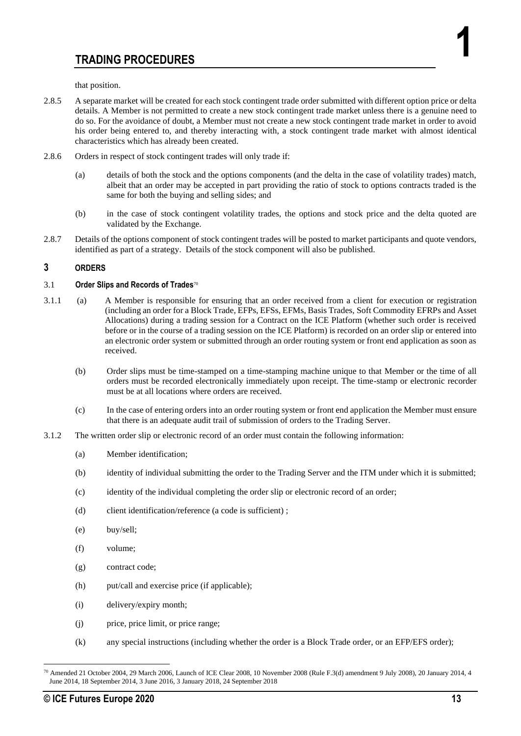that position.

2.8.5 A separate market will be created for each stock contingent trade order submitted with different option price or delta details. A Member is not permitted to create a new stock contingent trade market unless there is a genuine need to do so. For the avoidance of doubt, a Member must not create a new stock contingent trade market in order to avoid his order being entered to, and thereby interacting with, a stock contingent trade market with almost identical characteristics which has already been created.

2.8.6 Orders in respect of stock contingent trades will only trade if:

(a) details of both the stock and the options components (and the delta in the case of volatility trades) match, albeit that an order may be accepted in part providing the ratio of stock to options contracts traded is the same for both the buying and selling sides; and

(b) in the case of stock contingent volatility trades, the options and stock price and the delta quoted are validated by the Exchange.

2.8.7 Details of the options component of stock contingent trades will be posted to market participants and quote vendors, identified as part of a strategy. Details of the stock component will also be published.

## 3 ORDERS

### 3.1 Order Slips and Records of Trades[70]

3.1.1 (a) A Member is responsible for ensuring that an order received from a client for execution or registration (including an order for a Block Trade, EFPs, EFSs, EFMs, Basis Trades, Soft Commodity EFRPs and Asset Allocations) during a trading session for a Contract on the ICE Platform (whether such order is received before or in the course of a trading session on the ICE Platform) is recorded on an order slip or entered into an electronic order system or submitted through an order routing system or front end application as soon as received.

(b) Order slips must be time-stamped on a time-stamping machine unique to that Member or the time of all orders must be recorded electronically immediately upon receipt. The time-stamp or electronic recorder must be at all locations where orders are received.

(c) In the case of entering orders into an order routing system or front end application the Member must ensure that there is an adequate audit trail of submission of orders to the Trading Server.

3.1.2 The written order slip or electronic record of an order must contain the following information:

(a) Member identification;

(b) identity of individual submitting the order to the Trading Server and the ITM under which it is submitted;

(c) identity of the individual completing the order slip or electronic record of an order;

(d) client identification/reference (a code is sufficient) ;

(e) buy/sell;

(f) volume;

(g) contract code;

(h) put/call and exercise price (if applicable);

(i) delivery/expiry month;

(j) price, price limit, or price range;

(k) any special instructions (including whether the order is a Block Trade order, or an EFP/EFS order);

---

[70] Amended 21 October 2004, 29 March 2006, Launch of ICE Clear 2008, 10 November 2008 (Rule F.3(d) amendment 9 July 2008), 20 January 2014, 4 June 2014, 18 September 2014, 3 June 2016, 3 January 2018, 24 September 2018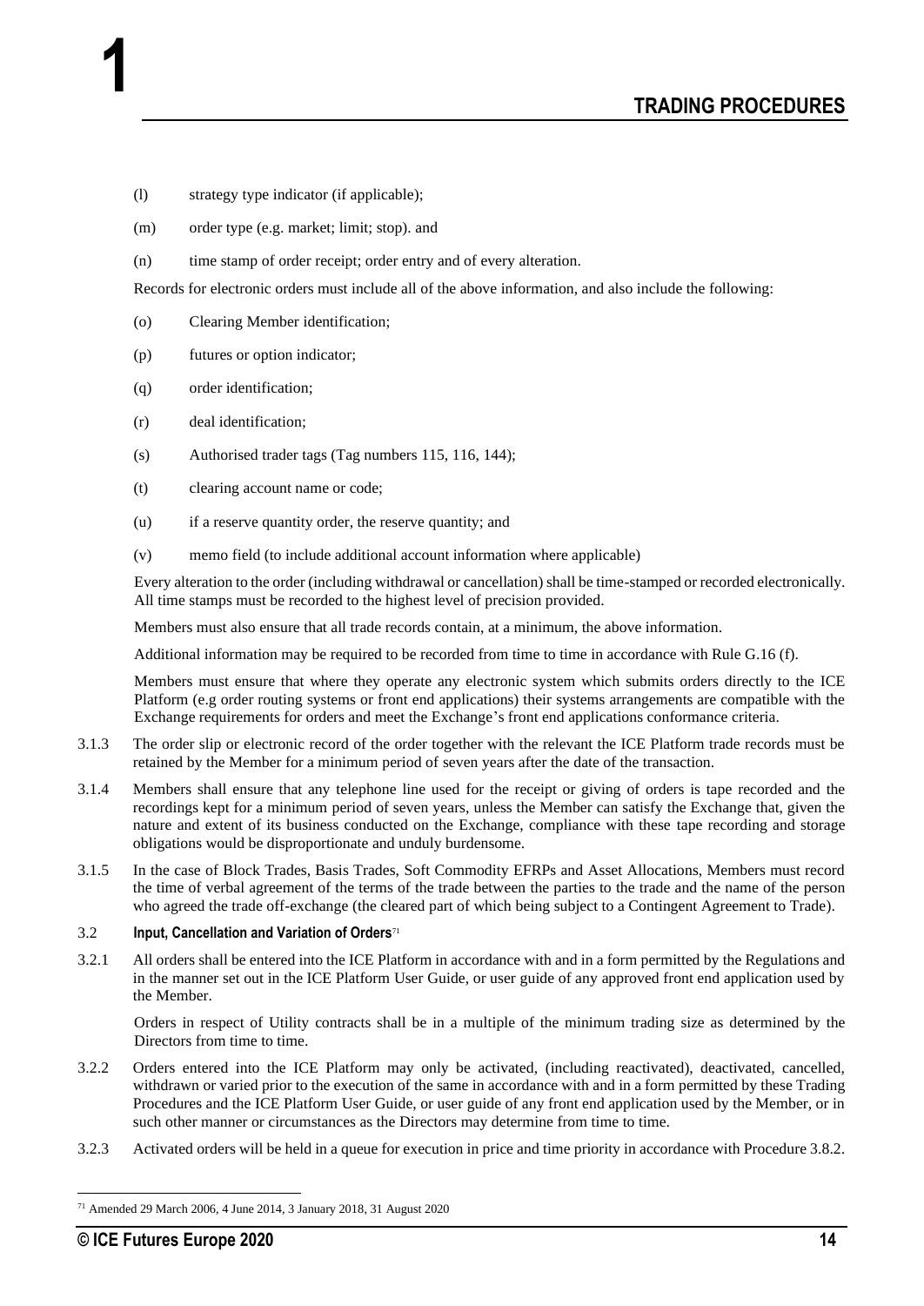(l) strategy type indicator (if applicable);

(m) order type (e.g. market; limit; stop). and

(n) time stamp of order receipt; order entry and of every alteration.

Records for electronic orders must include all of the above information, and also include the following:

(o) Clearing Member identification;

(p) futures or option indicator;

(q) order identification;

(r) deal identification;

(s) Authorised trader tags (Tag numbers 115, 116, 144);

(t) clearing account name or code;

(u) if a reserve quantity order, the reserve quantity; and

(v) memo field (to include additional account information where applicable)

Every alteration to the order (including withdrawal or cancellation) shall be time-stamped or recorded electronically. All time stamps must be recorded to the highest level of precision provided.

Members must also ensure that all trade records contain, at a minimum, the above information.

Additional information may be required to be recorded from time to time in accordance with Rule G.16 (f).

Members must ensure that where they operate any electronic system which submits orders directly to the ICE Platform (e.g order routing systems or front end applications) their systems arrangements are compatible with the Exchange requirements for orders and meet the Exchange's front end applications conformance criteria.

3.1.3 The order slip or electronic record of the order together with the relevant the ICE Platform trade records must be retained by the Member for a minimum period of seven years after the date of the transaction.

3.1.4 Members shall ensure that any telephone line used for the receipt or giving of orders is tape recorded and the recordings kept for a minimum period of seven years, unless the Member can satisfy the Exchange that, given the nature and extent of its business conducted on the Exchange, compliance with these tape recording and storage obligations would be disproportionate and unduly burdensome.

3.1.5 In the case of Block Trades, Basis Trades, Soft Commodity EFRPs and Asset Allocations, Members must record the time of verbal agreement of the terms of the trade between the parties to the trade and the name of the person who agreed the trade off-exchange (the cleared part of which being subject to a Contingent Agreement to Trade).

### 3.2 Input, Cancellation and Variation of Orders[71]

3.2.1 All orders shall be entered into the ICE Platform in accordance with and in a form permitted by the Regulations and in the manner set out in the ICE Platform User Guide, or user guide of any approved front end application used by the Member.

Orders in respect of Utility contracts shall be in a multiple of the minimum trading size as determined by the Directors from time to time.

3.2.2 Orders entered into the ICE Platform may only be activated, (including reactivated), deactivated, cancelled, withdrawn or varied prior to the execution of the same in accordance with and in a form permitted by these Trading Procedures and the ICE Platform User Guide, or user guide of any front end application used by the Member, or in such other manner or circumstances as the Directors may determine from time to time.

3.2.3 Activated orders will be held in a queue for execution in price and time priority in accordance with Procedure 3.8.2.

[71] Amended 29 March 2006, 4 June 2014, 3 January 2018, 31 August 2020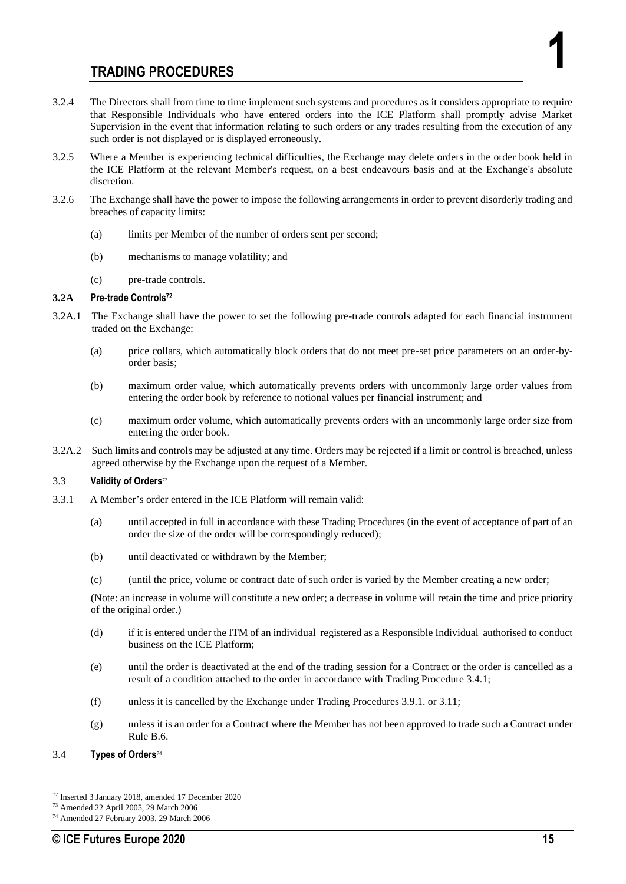3.2.4 The Directors shall from time to time implement such systems and procedures as it considers appropriate to require that Responsible Individuals who have entered orders into the ICE Platform shall promptly advise Market Supervision in the event that information relating to such orders or any trades resulting from the execution of any such order is not displayed or is displayed erroneously.

3.2.5 Where a Member is experiencing technical difficulties, the Exchange may delete orders in the order book held in the ICE Platform at the relevant Member's request, on a best endeavours basis and at the Exchange's absolute discretion.

3.2.6 The Exchange shall have the power to impose the following arrangements in order to prevent disorderly trading and breaches of capacity limits:

(a) limits per Member of the number of orders sent per second;

(b) mechanisms to manage volatility; and

(c) pre-trade controls.

**3.2A Pre-trade Controls**[72]

3.2A.1 The Exchange shall have the power to set the following pre-trade controls adapted for each financial instrument traded on the Exchange:

(a) price collars, which automatically block orders that do not meet pre-set price parameters on an order-by-order basis;

(b) maximum order value, which automatically prevents orders with uncommonly large order values from entering the order book by reference to notional values per financial instrument; and

(c) maximum order volume, which automatically prevents orders with an uncommonly large order size from entering the order book.

3.2A.2 Such limits and controls may be adjusted at any time. Orders may be rejected if a limit or control is breached, unless agreed otherwise by the Exchange upon the request of a Member.

3.3 **Validity of Orders**[73]

3.3.1 A Member's order entered in the ICE Platform will remain valid:

(a) until accepted in full in accordance with these Trading Procedures (in the event of acceptance of part of an order the size of the order will be correspondingly reduced);

(b) until deactivated or withdrawn by the Member;

(c) (until the price, volume or contract date of such order is varied by the Member creating a new order;

(Note: an increase in volume will constitute a new order; a decrease in volume will retain the time and price priority of the original order.)

(d) if it is entered under the ITM of an individual registered as a Responsible Individual authorised to conduct business on the ICE Platform;

(e) until the order is deactivated at the end of the trading session for a Contract or the order is cancelled as a result of a condition attached to the order in accordance with Trading Procedure 3.4.1;

(f) unless it is cancelled by the Exchange under Trading Procedures 3.9.1. or 3.11;

(g) unless it is an order for a Contract where the Member has not been approved to trade such a Contract under Rule B.6.

3.4 **Types of Orders**[74]

---

[72] Inserted 3 January 2018, amended 17 December 2020

[73] Amended 22 April 2005, 29 March 2006

[74] Amended 27 February 2003, 29 March 2006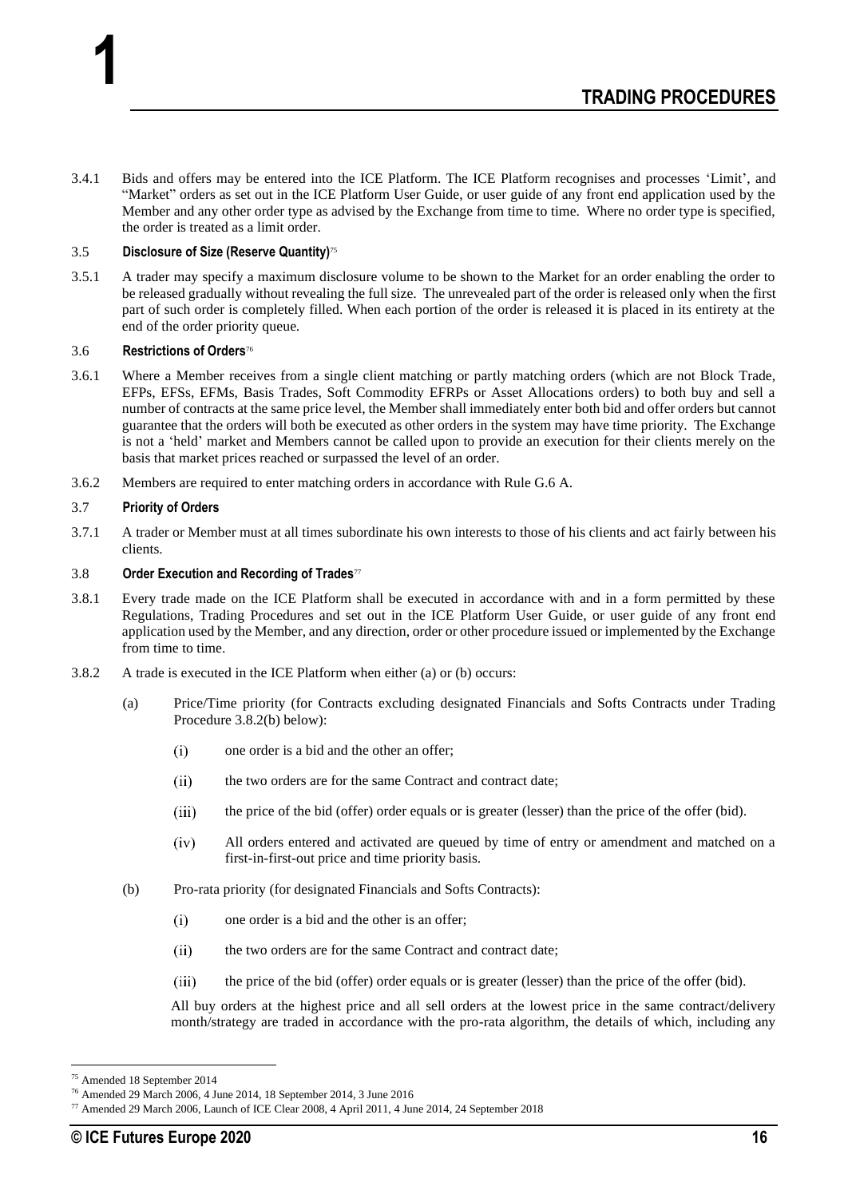3.4.1 Bids and offers may be entered into the ICE Platform. The ICE Platform recognises and processes 'Limit', and "Market" orders as set out in the ICE Platform User Guide, or user guide of any front end application used by the Member and any other order type as advised by the Exchange from time to time. Where no order type is specified, the order is treated as a limit order.

### 3.5 Disclosure of Size (Reserve Quantity)[75]

3.5.1 A trader may specify a maximum disclosure volume to be shown to the Market for an order enabling the order to be released gradually without revealing the full size. The unrevealed part of the order is released only when the first part of such order is completely filled. When each portion of the order is released it is placed in its entirety at the end of the order priority queue.

### 3.6 Restrictions of Orders[76]

3.6.1 Where a Member receives from a single client matching or partly matching orders (which are not Block Trade, EFPs, EFSs, EFMs, Basis Trades, Soft Commodity EFRPs or Asset Allocations orders) to both buy and sell a number of contracts at the same price level, the Member shall immediately enter both bid and offer orders but cannot guarantee that the orders will both be executed as other orders in the system may have time priority. The Exchange is not a 'held' market and Members cannot be called upon to provide an execution for their clients merely on the basis that market prices reached or surpassed the level of an order.

3.6.2 Members are required to enter matching orders in accordance with Rule G.6 A.

### 3.7 Priority of Orders

3.7.1 A trader or Member must at all times subordinate his own interests to those of his clients and act fairly between his clients.

### 3.8 Order Execution and Recording of Trades[77]

3.8.1 Every trade made on the ICE Platform shall be executed in accordance with and in a form permitted by these Regulations, Trading Procedures and set out in the ICE Platform User Guide, or user guide of any front end application used by the Member, and any direction, order or other procedure issued or implemented by the Exchange from time to time.

3.8.2 A trade is executed in the ICE Platform when either (a) or (b) occurs:

(a) Price/Time priority (for Contracts excluding designated Financials and Softs Contracts under Trading Procedure 3.8.2(b) below):

(i) one order is a bid and the other an offer;

(ii) the two orders are for the same Contract and contract date;

(iii) the price of the bid (offer) order equals or is greater (lesser) than the price of the offer (bid).

(iv) All orders entered and activated are queued by time of entry or amendment and matched on a first-in-first-out price and time priority basis.

(b) Pro-rata priority (for designated Financials and Softs Contracts):

(i) one order is a bid and the other is an offer;

(ii) the two orders are for the same Contract and contract date;

(iii) the price of the bid (offer) order equals or is greater (lesser) than the price of the offer (bid).

All buy orders at the highest price and all sell orders at the lowest price in the same contract/delivery month/strategy are traded in accordance with the pro-rata algorithm, the details of which, including any

---

[75] Amended 18 September 2014

[76] Amended 29 March 2006, 4 June 2014, 18 September 2014, 3 June 2016

[77] Amended 29 March 2006, Launch of ICE Clear 2008, 4 April 2011, 4 June 2014, 24 September 2018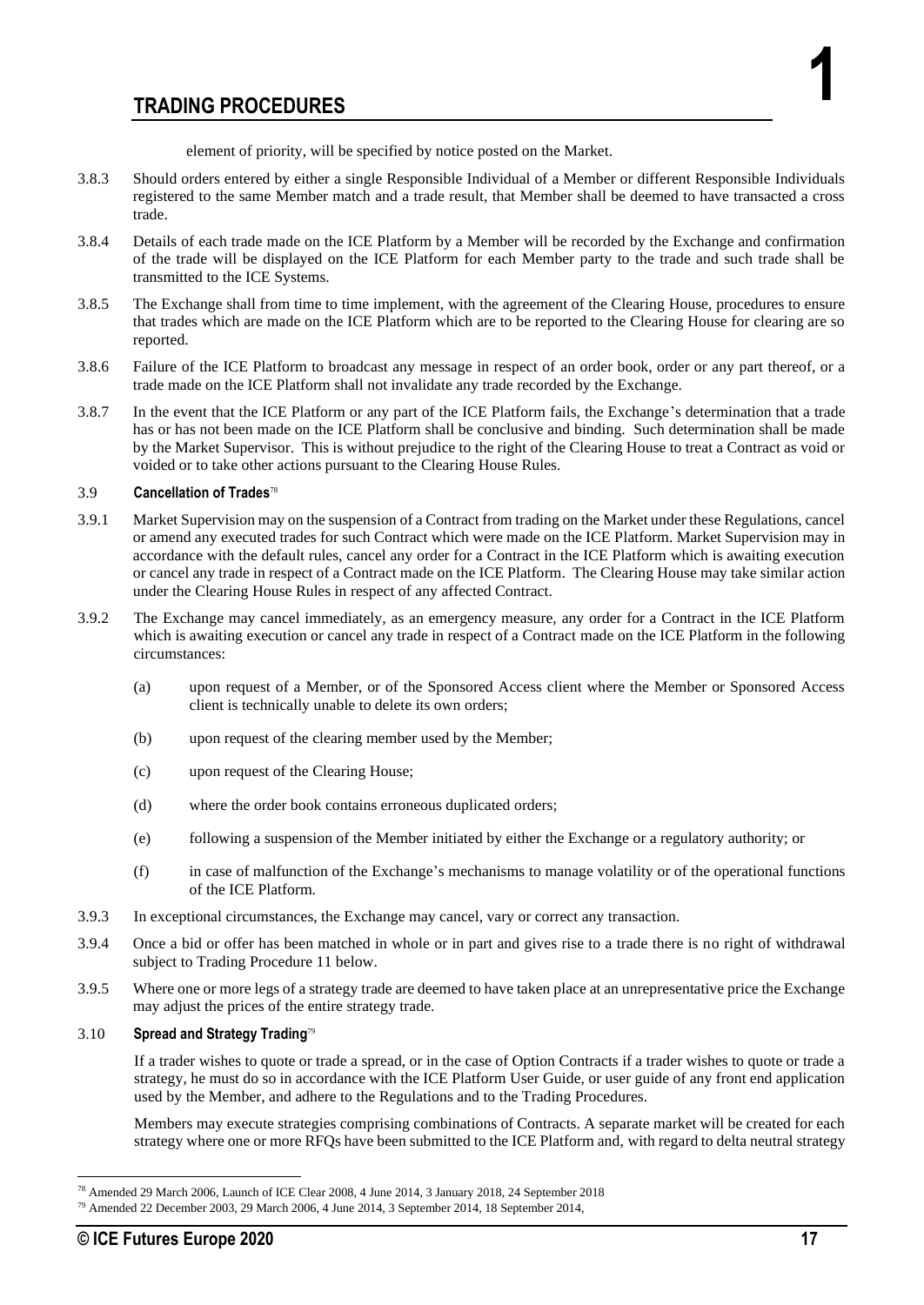element of priority, will be specified by notice posted on the Market.

3.8.3 Should orders entered by either a single Responsible Individual of a Member or different Responsible Individuals registered to the same Member match and a trade result, that Member shall be deemed to have transacted a cross trade.

3.8.4 Details of each trade made on the ICE Platform by a Member will be recorded by the Exchange and confirmation of the trade will be displayed on the ICE Platform for each Member party to the trade and such trade shall be transmitted to the ICE Systems.

3.8.5 The Exchange shall from time to time implement, with the agreement of the Clearing House, procedures to ensure that trades which are made on the ICE Platform which are to be reported to the Clearing House for clearing are so reported.

3.8.6 Failure of the ICE Platform to broadcast any message in respect of an order book, order or any part thereof, or a trade made on the ICE Platform shall not invalidate any trade recorded by the Exchange.

3.8.7 In the event that the ICE Platform or any part of the ICE Platform fails, the Exchange's determination that a trade has or has not been made on the ICE Platform shall be conclusive and binding. Such determination shall be made by the Market Supervisor. This is without prejudice to the right of the Clearing House to treat a Contract as void or voided or to take other actions pursuant to the Clearing House Rules.

### 3.9 Cancellation of Trades[78]

3.9.1 Market Supervision may on the suspension of a Contract from trading on the Market under these Regulations, cancel or amend any executed trades for such Contract which were made on the ICE Platform. Market Supervision may in accordance with the default rules, cancel any order for a Contract in the ICE Platform which is awaiting execution or cancel any trade in respect of a Contract made on the ICE Platform. The Clearing House may take similar action under the Clearing House Rules in respect of any affected Contract.

3.9.2 The Exchange may cancel immediately, as an emergency measure, any order for a Contract in the ICE Platform which is awaiting execution or cancel any trade in respect of a Contract made on the ICE Platform in the following circumstances:

(a) upon request of a Member, or of the Sponsored Access client where the Member or Sponsored Access client is technically unable to delete its own orders;

(b) upon request of the clearing member used by the Member;

(c) upon request of the Clearing House;

(d) where the order book contains erroneous duplicated orders;

(e) following a suspension of the Member initiated by either the Exchange or a regulatory authority; or

(f) in case of malfunction of the Exchange's mechanisms to manage volatility or of the operational functions of the ICE Platform.

3.9.3 In exceptional circumstances, the Exchange may cancel, vary or correct any transaction.

3.9.4 Once a bid or offer has been matched in whole or in part and gives rise to a trade there is no right of withdrawal subject to Trading Procedure 11 below.

3.9.5 Where one or more legs of a strategy trade are deemed to have taken place at an unrepresentative price the Exchange may adjust the prices of the entire strategy trade.

### 3.10 Spread and Strategy Trading[79]

If a trader wishes to quote or trade a spread, or in the case of Option Contracts if a trader wishes to quote or trade a strategy, he must do so in accordance with the ICE Platform User Guide, or user guide of any front end application used by the Member, and adhere to the Regulations and to the Trading Procedures.

Members may execute strategies comprising combinations of Contracts. A separate market will be created for each strategy where one or more RFQs have been submitted to the ICE Platform and, with regard to delta neutral strategy

---

[78] Amended 29 March 2006, Launch of ICE Clear 2008, 4 June 2014, 3 January 2018, 24 September 2018

[79] Amended 22 December 2003, 29 March 2006, 4 June 2014, 3 September 2014, 18 September 2014,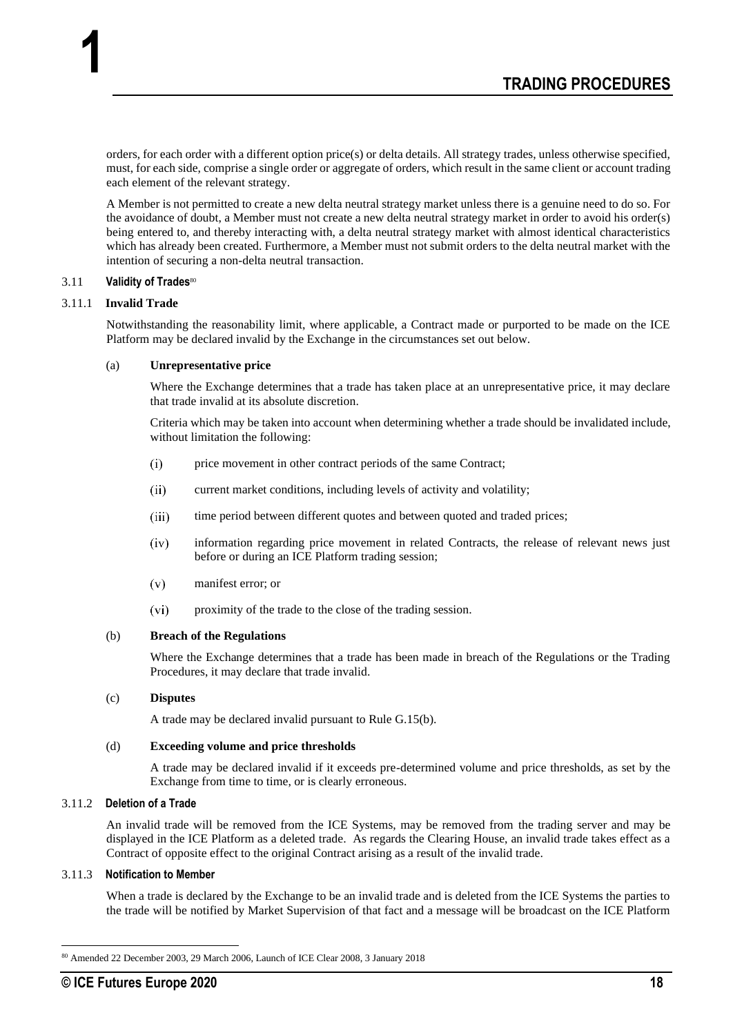orders, for each order with a different option price(s) or delta details. All strategy trades, unless otherwise specified, must, for each side, comprise a single order or aggregate of orders, which result in the same client or account trading each element of the relevant strategy.

A Member is not permitted to create a new delta neutral strategy market unless there is a genuine need to do so. For the avoidance of doubt, a Member must not create a new delta neutral strategy market in order to avoid his order(s) being entered to, and thereby interacting with, a delta neutral strategy market with almost identical characteristics which has already been created. Furthermore, a Member must not submit orders to the delta neutral market with the intention of securing a non-delta neutral transaction.

### 3.11 Validity of Trades[80]

#### 3.11.1 Invalid Trade

Notwithstanding the reasonability limit, where applicable, a Contract made or purported to be made on the ICE Platform may be declared invalid by the Exchange in the circumstances set out below.

(a) **Unrepresentative price**

Where the Exchange determines that a trade has taken place at an unrepresentative price, it may declare that trade invalid at its absolute discretion.

Criteria which may be taken into account when determining whether a trade should be invalidated include, without limitation the following:

(i) price movement in other contract periods of the same Contract;

(ii) current market conditions, including levels of activity and volatility;

(iii) time period between different quotes and between quoted and traded prices;

(iv) information regarding price movement in related Contracts, the release of relevant news just before or during an ICE Platform trading session;

(v) manifest error; or

(vi) proximity of the trade to the close of the trading session.

(b) **Breach of the Regulations**

Where the Exchange determines that a trade has been made in breach of the Regulations or the Trading Procedures, it may declare that trade invalid.

(c) **Disputes**

A trade may be declared invalid pursuant to Rule G.15(b).

(d) **Exceeding volume and price thresholds**

A trade may be declared invalid if it exceeds pre-determined volume and price thresholds, as set by the Exchange from time to time, or is clearly erroneous.

#### 3.11.2 Deletion of a Trade

An invalid trade will be removed from the ICE Systems, may be removed from the trading server and may be displayed in the ICE Platform as a deleted trade. As regards the Clearing House, an invalid trade takes effect as a Contract of opposite effect to the original Contract arising as a result of the invalid trade.

#### 3.11.3 Notification to Member

When a trade is declared by the Exchange to be an invalid trade and is deleted from the ICE Systems the parties to the trade will be notified by Market Supervision of that fact and a message will be broadcast on the ICE Platform

---

[80] Amended 22 December 2003, 29 March 2006, Launch of ICE Clear 2008, 3 January 2018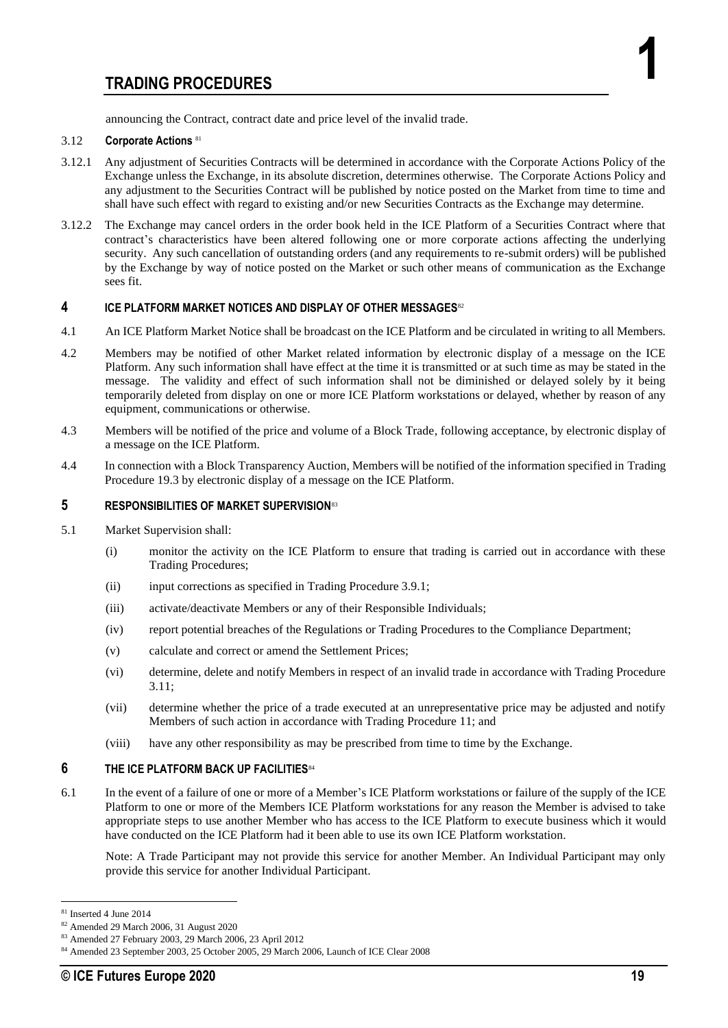announcing the Contract, contract date and price level of the invalid trade.

3.12 **Corporate Actions** [81]

3.12.1 Any adjustment of Securities Contracts will be determined in accordance with the Corporate Actions Policy of the Exchange unless the Exchange, in its absolute discretion, determines otherwise. The Corporate Actions Policy and any adjustment to the Securities Contract will be published by notice posted on the Market from time to time and shall have such effect with regard to existing and/or new Securities Contracts as the Exchange may determine.

3.12.2 The Exchange may cancel orders in the order book held in the ICE Platform of a Securities Contract where that contract's characteristics have been altered following one or more corporate actions affecting the underlying security. Any such cancellation of outstanding orders (and any requirements to re-submit orders) will be published by the Exchange by way of notice posted on the Market or such other means of communication as the Exchange sees fit.

## 4 ICE PLATFORM MARKET NOTICES AND DISPLAY OF OTHER MESSAGES[82]

4.1 An ICE Platform Market Notice shall be broadcast on the ICE Platform and be circulated in writing to all Members.

4.2 Members may be notified of other Market related information by electronic display of a message on the ICE Platform. Any such information shall have effect at the time it is transmitted or at such time as may be stated in the message. The validity and effect of such information shall not be diminished or delayed solely by it being temporarily deleted from display on one or more ICE Platform workstations or delayed, whether by reason of any equipment, communications or otherwise.

4.3 Members will be notified of the price and volume of a Block Trade, following acceptance, by electronic display of a message on the ICE Platform.

4.4 In connection with a Block Transparency Auction, Members will be notified of the information specified in Trading Procedure 19.3 by electronic display of a message on the ICE Platform.

## 5 RESPONSIBILITIES OF MARKET SUPERVISION[83]

5.1 Market Supervision shall:

(i) monitor the activity on the ICE Platform to ensure that trading is carried out in accordance with these Trading Procedures;

(ii) input corrections as specified in Trading Procedure 3.9.1;

(iii) activate/deactivate Members or any of their Responsible Individuals;

(iv) report potential breaches of the Regulations or Trading Procedures to the Compliance Department;

(v) calculate and correct or amend the Settlement Prices;

(vi) determine, delete and notify Members in respect of an invalid trade in accordance with Trading Procedure 3.11;

(vii) determine whether the price of a trade executed at an unrepresentative price may be adjusted and notify Members of such action in accordance with Trading Procedure 11; and

(viii) have any other responsibility as may be prescribed from time to time by the Exchange.

## 6 THE ICE PLATFORM BACK UP FACILITIES[84]

6.1 In the event of a failure of one or more of a Member's ICE Platform workstations or failure of the supply of the ICE Platform to one or more of the Members ICE Platform workstations for any reason the Member is advised to take appropriate steps to use another Member who has access to the ICE Platform to execute business which it would have conducted on the ICE Platform had it been able to use its own ICE Platform workstation.

Note: A Trade Participant may not provide this service for another Member. An Individual Participant may only provide this service for another Individual Participant.

---

[81] Inserted 4 June 2014

[82] Amended 29 March 2006, 31 August 2020

[83] Amended 27 February 2003, 29 March 2006, 23 April 2012

[84] Amended 23 September 2003, 25 October 2005, 29 March 2006, Launch of ICE Clear 2008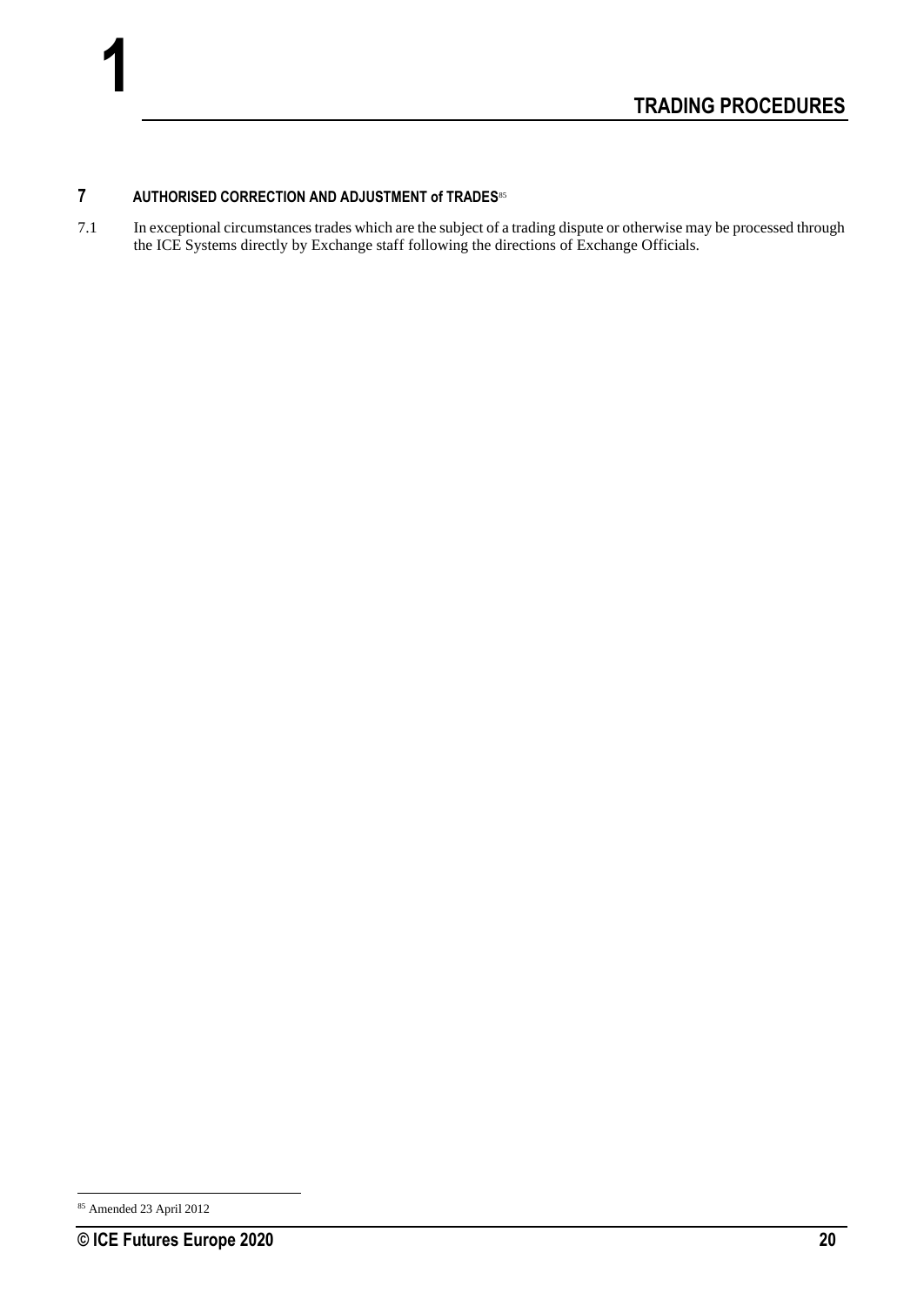## 7 AUTHORISED CORRECTION AND ADJUSTMENT of TRADES[85]

7.1 In exceptional circumstances trades which are the subject of a trading dispute or otherwise may be processed through the ICE Systems directly by Exchange staff following the directions of Exchange Officials.

[85] Amended 23 April 2012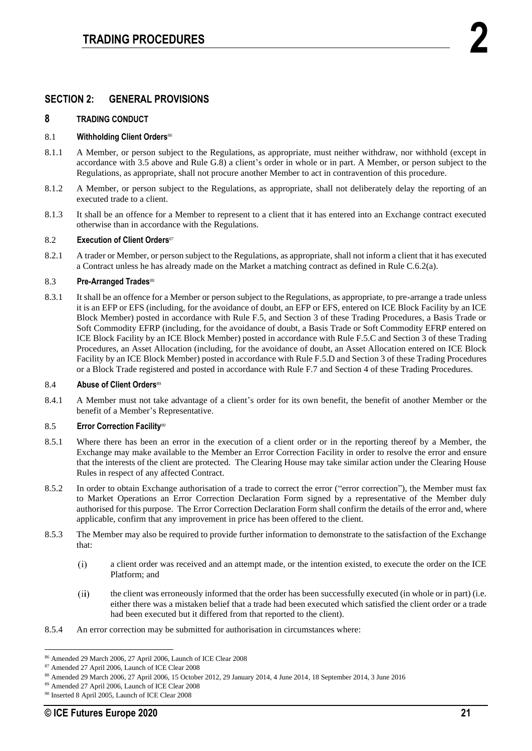## SECTION 2: GENERAL PROVISIONS

### 8 TRADING CONDUCT

#### 8.1 Withholding Client Orders[86]

8.1.1 A Member, or person subject to the Regulations, as appropriate, must neither withdraw, nor withhold (except in accordance with 3.5 above and Rule G.8) a client's order in whole or in part. A Member, or person subject to the Regulations, as appropriate, shall not procure another Member to act in contravention of this procedure.

8.1.2 A Member, or person subject to the Regulations, as appropriate, shall not deliberately delay the reporting of an executed trade to a client.

8.1.3 It shall be an offence for a Member to represent to a client that it has entered into an Exchange contract executed otherwise than in accordance with the Regulations.

#### 8.2 Execution of Client Orders[87]

8.2.1 A trader or Member, or person subject to the Regulations, as appropriate, shall not inform a client that it has executed a Contract unless he has already made on the Market a matching contract as defined in Rule C.6.2(a).

#### 8.3 Pre-Arranged Trades[88]

8.3.1 It shall be an offence for a Member or person subject to the Regulations, as appropriate, to pre-arrange a trade unless it is an EFP or EFS (including, for the avoidance of doubt, an EFP or EFS, entered on ICE Block Facility by an ICE Block Member) posted in accordance with Rule F.5, and Section 3 of these Trading Procedures, a Basis Trade or Soft Commodity EFRP (including, for the avoidance of doubt, a Basis Trade or Soft Commodity EFRP entered on ICE Block Facility by an ICE Block Member) posted in accordance with Rule F.5.C and Section 3 of these Trading Procedures, an Asset Allocation (including, for the avoidance of doubt, an Asset Allocation entered on ICE Block Facility by an ICE Block Member) posted in accordance with Rule F.5.D and Section 3 of these Trading Procedures or a Block Trade registered and posted in accordance with Rule F.7 and Section 4 of these Trading Procedures.

#### 8.4 Abuse of Client Orders[89]

8.4.1 A Member must not take advantage of a client's order for its own benefit, the benefit of another Member or the benefit of a Member's Representative.

#### 8.5 Error Correction Facility[90]

8.5.1 Where there has been an error in the execution of a client order or in the reporting thereof by a Member, the Exchange may make available to the Member an Error Correction Facility in order to resolve the error and ensure that the interests of the client are protected. The Clearing House may take similar action under the Clearing House Rules in respect of any affected Contract.

8.5.2 In order to obtain Exchange authorisation of a trade to correct the error ("error correction"), the Member must fax to Market Operations an Error Correction Declaration Form signed by a representative of the Member duly authorised for this purpose. The Error Correction Declaration Form shall confirm the details of the error and, where applicable, confirm that any improvement in price has been offered to the client.

8.5.3 The Member may also be required to provide further information to demonstrate to the satisfaction of the Exchange that:

(i) a client order was received and an attempt made, or the intention existed, to execute the order on the ICE Platform; and

(ii) the client was erroneously informed that the order has been successfully executed (in whole or in part) (i.e. either there was a mistaken belief that a trade had been executed which satisfied the client order or a trade had been executed but it differed from that reported to the client).

8.5.4 An error correction may be submitted for authorisation in circumstances where:

---

[86] Amended 29 March 2006, 27 April 2006, Launch of ICE Clear 2008

[87] Amended 27 April 2006, Launch of ICE Clear 2008

[88] Amended 29 March 2006, 27 April 2006, 15 October 2012, 29 January 2014, 4 June 2014, 18 September 2014, 3 June 2016

[89] Amended 27 April 2006, Launch of ICE Clear 2008

[90] Inserted 8 April 2005, Launch of ICE Clear 2008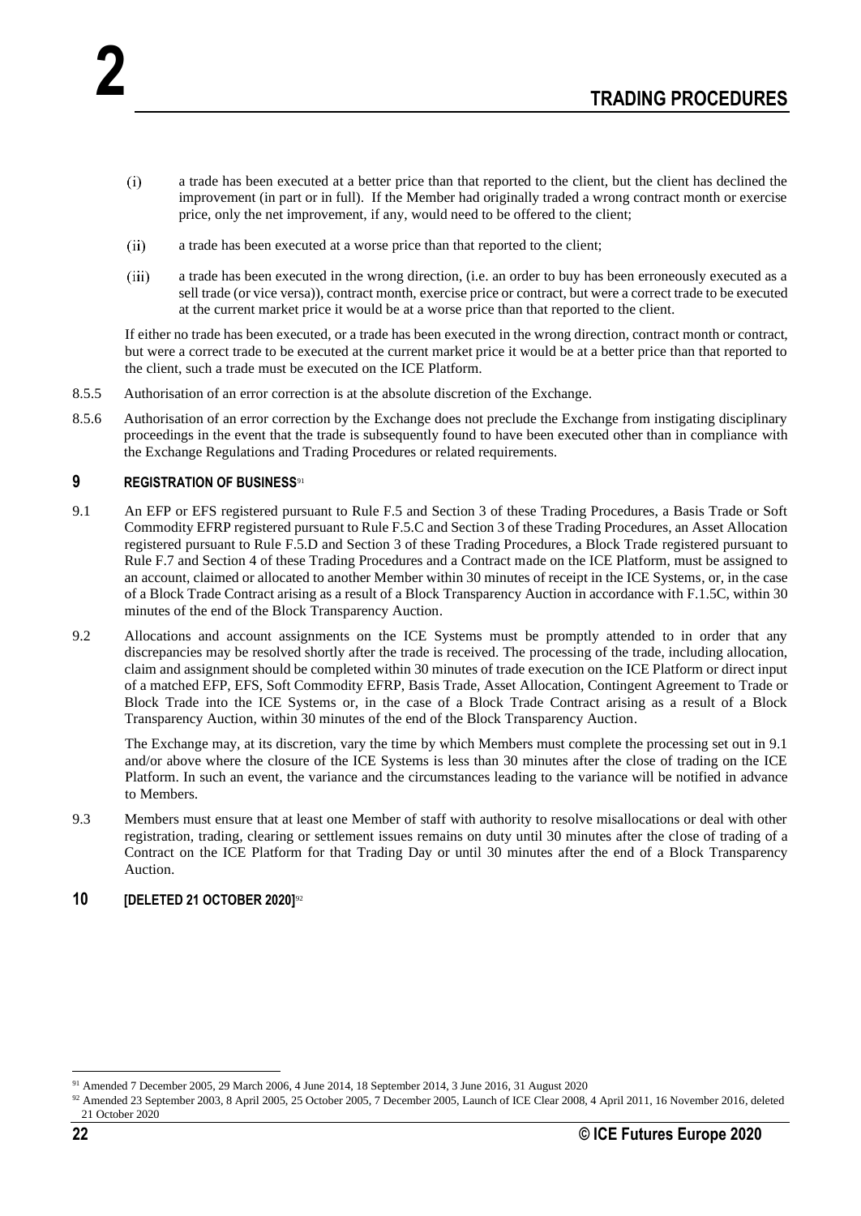(i) a trade has been executed at a better price than that reported to the client, but the client has declined the improvement (in part or in full). If the Member had originally traded a wrong contract month or exercise price, only the net improvement, if any, would need to be offered to the client;

(ii) a trade has been executed at a worse price than that reported to the client;

(iii) a trade has been executed in the wrong direction, (i.e. an order to buy has been erroneously executed as a sell trade (or vice versa)), contract month, exercise price or contract, but were a correct trade to be executed at the current market price it would be at a worse price than that reported to the client.

If either no trade has been executed, or a trade has been executed in the wrong direction, contract month or contract, but were a correct trade to be executed at the current market price it would be at a better price than that reported to the client, such a trade must be executed on the ICE Platform.

8.5.5 Authorisation of an error correction is at the absolute discretion of the Exchange.

8.5.6 Authorisation of an error correction by the Exchange does not preclude the Exchange from instigating disciplinary proceedings in the event that the trade is subsequently found to have been executed other than in compliance with the Exchange Regulations and Trading Procedures or related requirements.

## 9 REGISTRATION OF BUSINESS[91]

9.1 An EFP or EFS registered pursuant to Rule F.5 and Section 3 of these Trading Procedures, a Basis Trade or Soft Commodity EFRP registered pursuant to Rule F.5.C and Section 3 of these Trading Procedures, an Asset Allocation registered pursuant to Rule F.5.D and Section 3 of these Trading Procedures, a Block Trade registered pursuant to Rule F.7 and Section 4 of these Trading Procedures and a Contract made on the ICE Platform, must be assigned to an account, claimed or allocated to another Member within 30 minutes of receipt in the ICE Systems, or, in the case of a Block Trade Contract arising as a result of a Block Transparency Auction in accordance with F.1.5C, within 30 minutes of the end of the Block Transparency Auction.

9.2 Allocations and account assignments on the ICE Systems must be promptly attended to in order that any discrepancies may be resolved shortly after the trade is received. The processing of the trade, including allocation, claim and assignment should be completed within 30 minutes of trade execution on the ICE Platform or direct input of a matched EFP, EFS, Soft Commodity EFRP, Basis Trade, Asset Allocation, Contingent Agreement to Trade or Block Trade into the ICE Systems or, in the case of a Block Trade Contract arising as a result of a Block Transparency Auction, within 30 minutes of the end of the Block Transparency Auction.

The Exchange may, at its discretion, vary the time by which Members must complete the processing set out in 9.1 and/or above where the closure of the ICE Systems is less than 30 minutes after the close of trading on the ICE Platform. In such an event, the variance and the circumstances leading to the variance will be notified in advance to Members.

9.3 Members must ensure that at least one Member of staff with authority to resolve misallocations or deal with other registration, trading, clearing or settlement issues remains on duty until 30 minutes after the close of trading of a Contract on the ICE Platform for that Trading Day or until 30 minutes after the end of a Block Transparency Auction.

## 10 [DELETED 21 OCTOBER 2020][92]

---

[91] Amended 7 December 2005, 29 March 2006, 4 June 2014, 18 September 2014, 3 June 2016, 31 August 2020

[92] Amended 23 September 2003, 8 April 2005, 25 October 2005, 7 December 2005, Launch of ICE Clear 2008, 4 April 2011, 16 November 2016, deleted 21 October 2020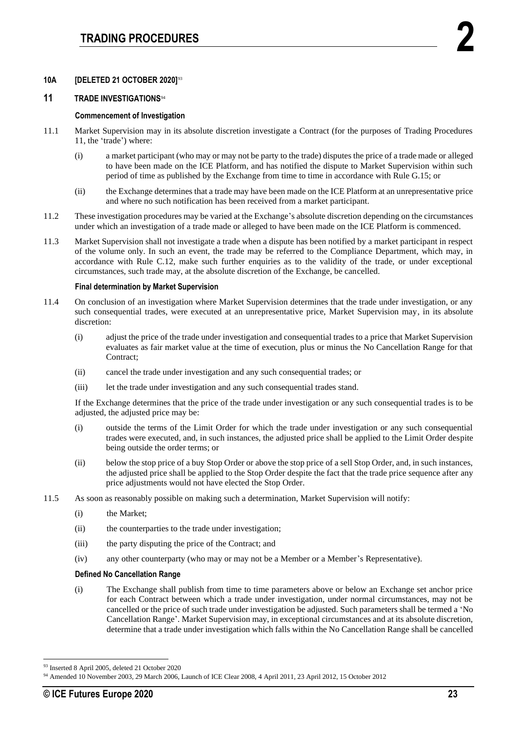### 10A [DELETED 21 OCTOBER 2020][93]

### 11 TRADE INVESTIGATIONS[94]

#### Commencement of Investigation

11.1 Market Supervision may in its absolute discretion investigate a Contract (for the purposes of Trading Procedures 11, the 'trade') where:

(i) a market participant (who may or may not be party to the trade) disputes the price of a trade made or alleged to have been made on the ICE Platform, and has notified the dispute to Market Supervision within such period of time as published by the Exchange from time to time in accordance with Rule G.15; or

(ii) the Exchange determines that a trade may have been made on the ICE Platform at an unrepresentative price and where no such notification has been received from a market participant.

11.2 These investigation procedures may be varied at the Exchange's absolute discretion depending on the circumstances under which an investigation of a trade made or alleged to have been made on the ICE Platform is commenced.

11.3 Market Supervision shall not investigate a trade when a dispute has been notified by a market participant in respect of the volume only. In such an event, the trade may be referred to the Compliance Department, which may, in accordance with Rule C.12, make such further enquiries as to the validity of the trade, or under exceptional circumstances, such trade may, at the absolute discretion of the Exchange, be cancelled.

#### Final determination by Market Supervision

11.4 On conclusion of an investigation where Market Supervision determines that the trade under investigation, or any such consequential trades, were executed at an unrepresentative price, Market Supervision may, in its absolute discretion:

(i) adjust the price of the trade under investigation and consequential trades to a price that Market Supervision evaluates as fair market value at the time of execution, plus or minus the No Cancellation Range for that Contract;

(ii) cancel the trade under investigation and any such consequential trades; or

(iii) let the trade under investigation and any such consequential trades stand.

If the Exchange determines that the price of the trade under investigation or any such consequential trades is to be adjusted, the adjusted price may be:

(i) outside the terms of the Limit Order for which the trade under investigation or any such consequential trades were executed, and, in such instances, the adjusted price shall be applied to the Limit Order despite being outside the order terms; or

(ii) below the stop price of a buy Stop Order or above the stop price of a sell Stop Order, and, in such instances, the adjusted price shall be applied to the Stop Order despite the fact that the trade price sequence after any price adjustments would not have elected the Stop Order.

11.5 As soon as reasonably possible on making such a determination, Market Supervision will notify:

(i) the Market;

(ii) the counterparties to the trade under investigation;

(iii) the party disputing the price of the Contract; and

(iv) any other counterparty (who may or may not be a Member or a Member's Representative).

#### Defined No Cancellation Range

(i) The Exchange shall publish from time to time parameters above or below an Exchange set anchor price for each Contract between which a trade under investigation, under normal circumstances, may not be cancelled or the price of such trade under investigation be adjusted. Such parameters shall be termed a 'No Cancellation Range'. Market Supervision may, in exceptional circumstances and at its absolute discretion, determine that a trade under investigation which falls within the No Cancellation Range shall be cancelled

---

[93] Inserted 8 April 2005, deleted 21 October 2020

[94] Amended 10 November 2003, 29 March 2006, Launch of ICE Clear 2008, 4 April 2011, 23 April 2012, 15 October 2012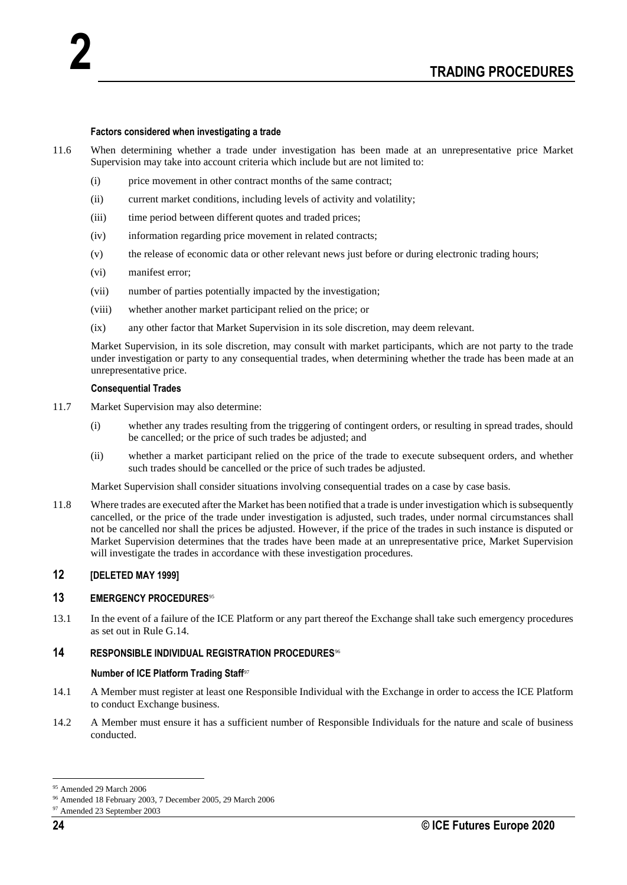#### Factors considered when investigating a trade

11.6 When determining whether a trade under investigation has been made at an unrepresentative price Market Supervision may take into account criteria which include but are not limited to:

(i) price movement in other contract months of the same contract;

(ii) current market conditions, including levels of activity and volatility;

(iii) time period between different quotes and traded prices;

(iv) information regarding price movement in related contracts;

(v) the release of economic data or other relevant news just before or during electronic trading hours;

(vi) manifest error;

(vii) number of parties potentially impacted by the investigation;

(viii) whether another market participant relied on the price; or

(ix) any other factor that Market Supervision in its sole discretion, may deem relevant.

Market Supervision, in its sole discretion, may consult with market participants, which are not party to the trade under investigation or party to any consequential trades, when determining whether the trade has been made at an unrepresentative price.

#### Consequential Trades

11.7 Market Supervision may also determine:

(i) whether any trades resulting from the triggering of contingent orders, or resulting in spread trades, should be cancelled; or the price of such trades be adjusted; and

(ii) whether a market participant relied on the price of the trade to execute subsequent orders, and whether such trades should be cancelled or the price of such trades be adjusted.

Market Supervision shall consider situations involving consequential trades on a case by case basis.

11.8 Where trades are executed after the Market has been notified that a trade is under investigation which is subsequently cancelled, or the price of the trade under investigation is adjusted, such trades, under normal circumstances shall not be cancelled nor shall the prices be adjusted. However, if the price of the trades in such instance is disputed or Market Supervision determines that the trades have been made at an unrepresentative price, Market Supervision will investigate the trades in accordance with these investigation procedures.

## 12 [DELETED MAY 1999]

## 13 EMERGENCY PROCEDURES[95]

13.1 In the event of a failure of the ICE Platform or any part thereof the Exchange shall take such emergency procedures as set out in Rule G.14.

## 14 RESPONSIBLE INDIVIDUAL REGISTRATION PROCEDURES[96]

#### Number of ICE Platform Trading Staff[97]

14.1 A Member must register at least one Responsible Individual with the Exchange in order to access the ICE Platform to conduct Exchange business.

14.2 A Member must ensure it has a sufficient number of Responsible Individuals for the nature and scale of business conducted.

---

[95] Amended 29 March 2006

[96] Amended 18 February 2003, 7 December 2005, 29 March 2006

[97] Amended 23 September 2003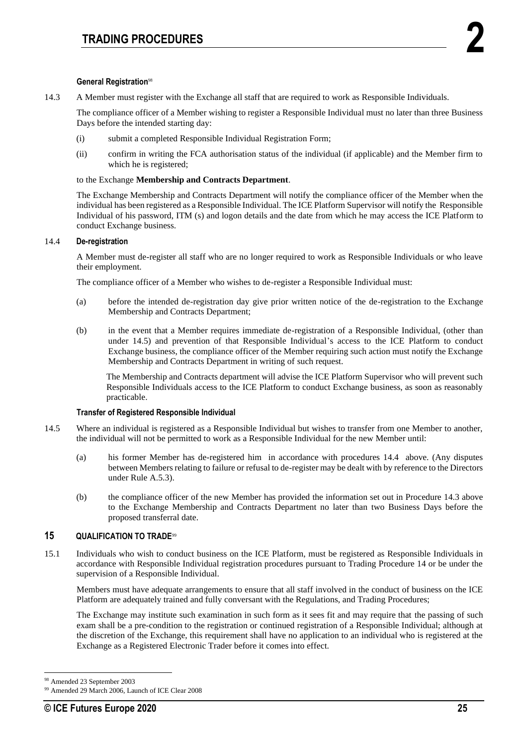**General Registration**[98]

14.3 A Member must register with the Exchange all staff that are required to work as Responsible Individuals.

The compliance officer of a Member wishing to register a Responsible Individual must no later than three Business Days before the intended starting day:

(i) submit a completed Responsible Individual Registration Form;

(ii) confirm in writing the FCA authorisation status of the individual (if applicable) and the Member firm to which he is registered;

to the Exchange **Membership and Contracts Department**.

The Exchange Membership and Contracts Department will notify the compliance officer of the Member when the individual has been registered as a Responsible Individual. The ICE Platform Supervisor will notify the Responsible Individual of his password, ITM (s) and logon details and the date from which he may access the ICE Platform to conduct Exchange business.

14.4 **De-registration**

A Member must de-register all staff who are no longer required to work as Responsible Individuals or who leave their employment.

The compliance officer of a Member who wishes to de-register a Responsible Individual must:

(a) before the intended de-registration day give prior written notice of the de-registration to the Exchange Membership and Contracts Department;

(b) in the event that a Member requires immediate de-registration of a Responsible Individual, (other than under 14.5) and prevention of that Responsible Individual's access to the ICE Platform to conduct Exchange business, the compliance officer of the Member requiring such action must notify the Exchange Membership and Contracts Department in writing of such request.

The Membership and Contracts department will advise the ICE Platform Supervisor who will prevent such Responsible Individuals access to the ICE Platform to conduct Exchange business, as soon as reasonably practicable.

**Transfer of Registered Responsible Individual**

14.5 Where an individual is registered as a Responsible Individual but wishes to transfer from one Member to another, the individual will not be permitted to work as a Responsible Individual for the new Member until:

(a) his former Member has de-registered him in accordance with procedures 14.4 above. (Any disputes between Members relating to failure or refusal to de-register may be dealt with by reference to the Directors under Rule A.5.3).

(b) the compliance officer of the new Member has provided the information set out in Procedure 14.3 above to the Exchange Membership and Contracts Department no later than two Business Days before the proposed transferral date.

## 15 QUALIFICATION TO TRADE[99]

15.1 Individuals who wish to conduct business on the ICE Platform, must be registered as Responsible Individuals in accordance with Responsible Individual registration procedures pursuant to Trading Procedure 14 or be under the supervision of a Responsible Individual.

Members must have adequate arrangements to ensure that all staff involved in the conduct of business on the ICE Platform are adequately trained and fully conversant with the Regulations, and Trading Procedures;

The Exchange may institute such examination in such form as it sees fit and may require that the passing of such exam shall be a pre-condition to the registration or continued registration of a Responsible Individual; although at the discretion of the Exchange, this requirement shall have no application to an individual who is registered at the Exchange as a Registered Electronic Trader before it comes into effect.

---

[98] Amended 23 September 2003

[99] Amended 29 March 2006, Launch of ICE Clear 2008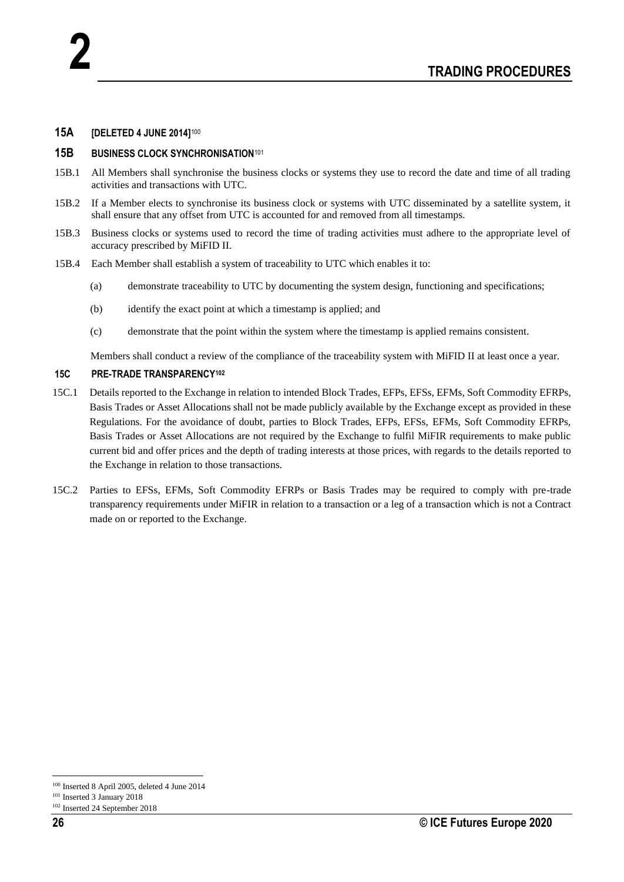### 15A [DELETED 4 JUNE 2014][100]

### 15B BUSINESS CLOCK SYNCHRONISATION[101]

15B.1 All Members shall synchronise the business clocks or systems they use to record the date and time of all trading activities and transactions with UTC.

15B.2 If a Member elects to synchronise its business clock or systems with UTC disseminated by a satellite system, it shall ensure that any offset from UTC is accounted for and removed from all timestamps.

15B.3 Business clocks or systems used to record the time of trading activities must adhere to the appropriate level of accuracy prescribed by MiFID II.

15B.4 Each Member shall establish a system of traceability to UTC which enables it to:

(a) demonstrate traceability to UTC by documenting the system design, functioning and specifications;

(b) identify the exact point at which a timestamp is applied; and

(c) demonstrate that the point within the system where the timestamp is applied remains consistent.

Members shall conduct a review of the compliance of the traceability system with MiFID II at least once a year.

### 15C PRE-TRADE TRANSPARENCY[102]

15C.1 Details reported to the Exchange in relation to intended Block Trades, EFPs, EFSs, EFMs, Soft Commodity EFRPs, Basis Trades or Asset Allocations shall not be made publicly available by the Exchange except as provided in these Regulations. For the avoidance of doubt, parties to Block Trades, EFPs, EFSs, EFMs, Soft Commodity EFRPs, Basis Trades or Asset Allocations are not required by the Exchange to fulfil MiFIR requirements to make public current bid and offer prices and the depth of trading interests at those prices, with regards to the details reported to the Exchange in relation to those transactions.

15C.2 Parties to EFSs, EFMs, Soft Commodity EFRPs or Basis Trades may be required to comply with pre-trade transparency requirements under MiFIR in relation to a transaction or a leg of a transaction which is not a Contract made on or reported to the Exchange.

---

[100] Inserted 8 April 2005, deleted 4 June 2014

[101] Inserted 3 January 2018

[102] Inserted 24 September 2018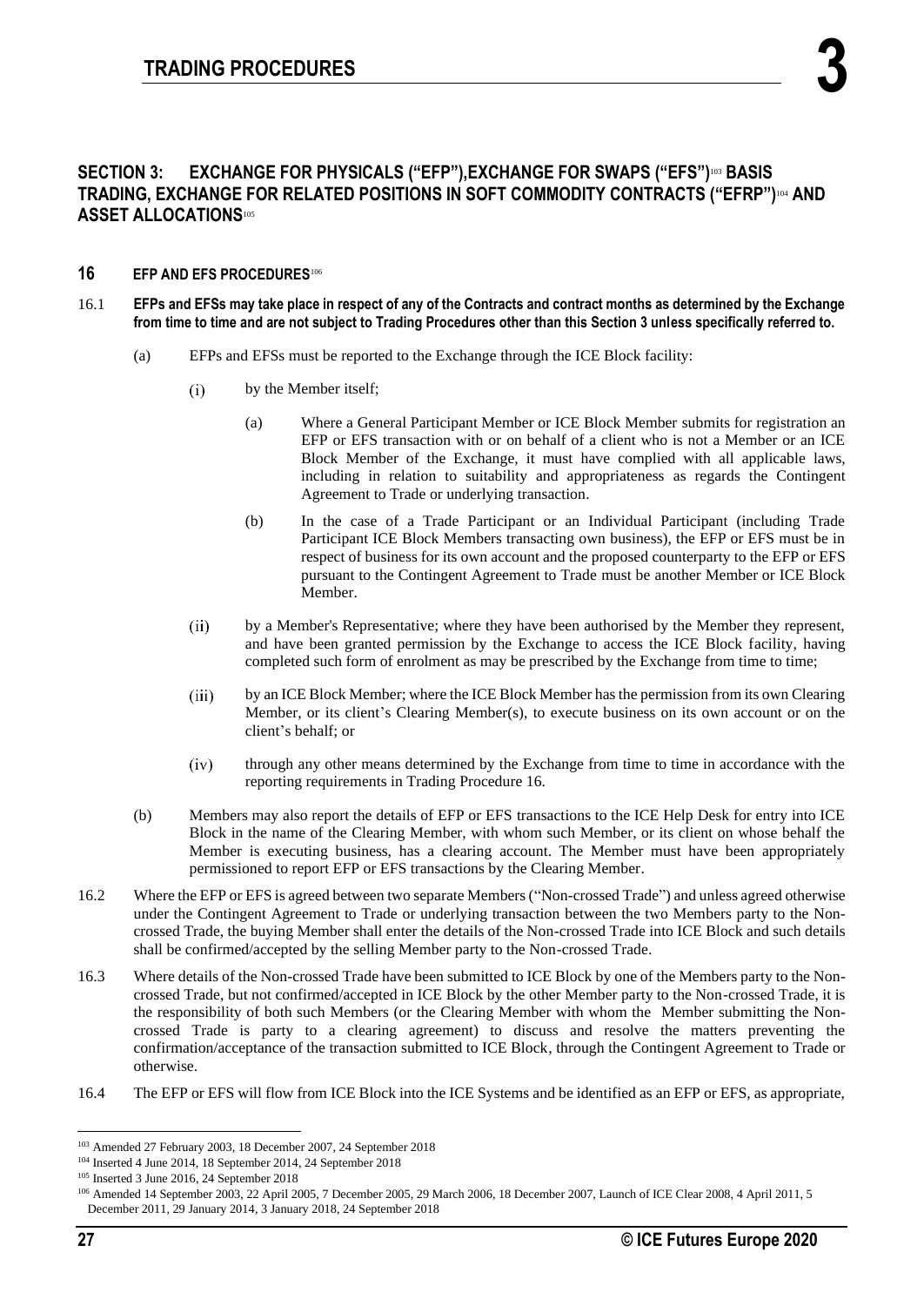## SECTION 3: EXCHANGE FOR PHYSICALS ("EFP"),EXCHANGE FOR SWAPS ("EFS")[103] BASIS TRADING, EXCHANGE FOR RELATED POSITIONS IN SOFT COMMODITY CONTRACTS ("EFRP")[104] AND ASSET ALLOCATIONS[105]

### 16 EFP AND EFS PROCEDURES[106]

16.1 **EFPs and EFSs may take place in respect of any of the Contracts and contract months as determined by the Exchange from time to time and are not subject to Trading Procedures other than this Section 3 unless specifically referred to.**

(a) EFPs and EFSs must be reported to the Exchange through the ICE Block facility:

(i) by the Member itself;

(a) Where a General Participant Member or ICE Block Member submits for registration an EFP or EFS transaction with or on behalf of a client who is not a Member or an ICE Block Member of the Exchange, it must have complied with all applicable laws, including in relation to suitability and appropriateness as regards the Contingent Agreement to Trade or underlying transaction.

(b) In the case of a Trade Participant or an Individual Participant (including Trade Participant ICE Block Members transacting own business), the EFP or EFS must be in respect of business for its own account and the proposed counterparty to the EFP or EFS pursuant to the Contingent Agreement to Trade must be another Member or ICE Block Member.

(ii) by a Member's Representative; where they have been authorised by the Member they represent, and have been granted permission by the Exchange to access the ICE Block facility, having completed such form of enrolment as may be prescribed by the Exchange from time to time;

(iii) by an ICE Block Member; where the ICE Block Member has the permission from its own Clearing Member, or its client's Clearing Member(s), to execute business on its own account or on the client's behalf; or

(iv) through any other means determined by the Exchange from time to time in accordance with the reporting requirements in Trading Procedure 16.

(b) Members may also report the details of EFP or EFS transactions to the ICE Help Desk for entry into ICE Block in the name of the Clearing Member, with whom such Member, or its client on whose behalf the Member is executing business, has a clearing account. The Member must have been appropriately permissioned to report EFP or EFS transactions by the Clearing Member.

16.2 Where the EFP or EFS is agreed between two separate Members ("Non-crossed Trade") and unless agreed otherwise under the Contingent Agreement to Trade or underlying transaction between the two Members party to the Non-crossed Trade, the buying Member shall enter the details of the Non-crossed Trade into ICE Block and such details shall be confirmed/accepted by the selling Member party to the Non-crossed Trade.

16.3 Where details of the Non-crossed Trade have been submitted to ICE Block by one of the Members party to the Non-crossed Trade, but not confirmed/accepted in ICE Block by the other Member party to the Non-crossed Trade, it is the responsibility of both such Members (or the Clearing Member with whom the Member submitting the Non-crossed Trade is party to a clearing agreement) to discuss and resolve the matters preventing the confirmation/acceptance of the transaction submitted to ICE Block, through the Contingent Agreement to Trade or otherwise.

16.4 The EFP or EFS will flow from ICE Block into the ICE Systems and be identified as an EFP or EFS, as appropriate,

---

[103] Amended 27 February 2003, 18 December 2007, 24 September 2018

[104] Inserted 4 June 2014, 18 September 2014, 24 September 2018

[105] Inserted 3 June 2016, 24 September 2018

[106] Amended 14 September 2003, 22 April 2005, 7 December 2005, 29 March 2006, 18 December 2007, Launch of ICE Clear 2008, 4 April 2011, 5 December 2011, 29 January 2014, 3 January 2018, 24 September 2018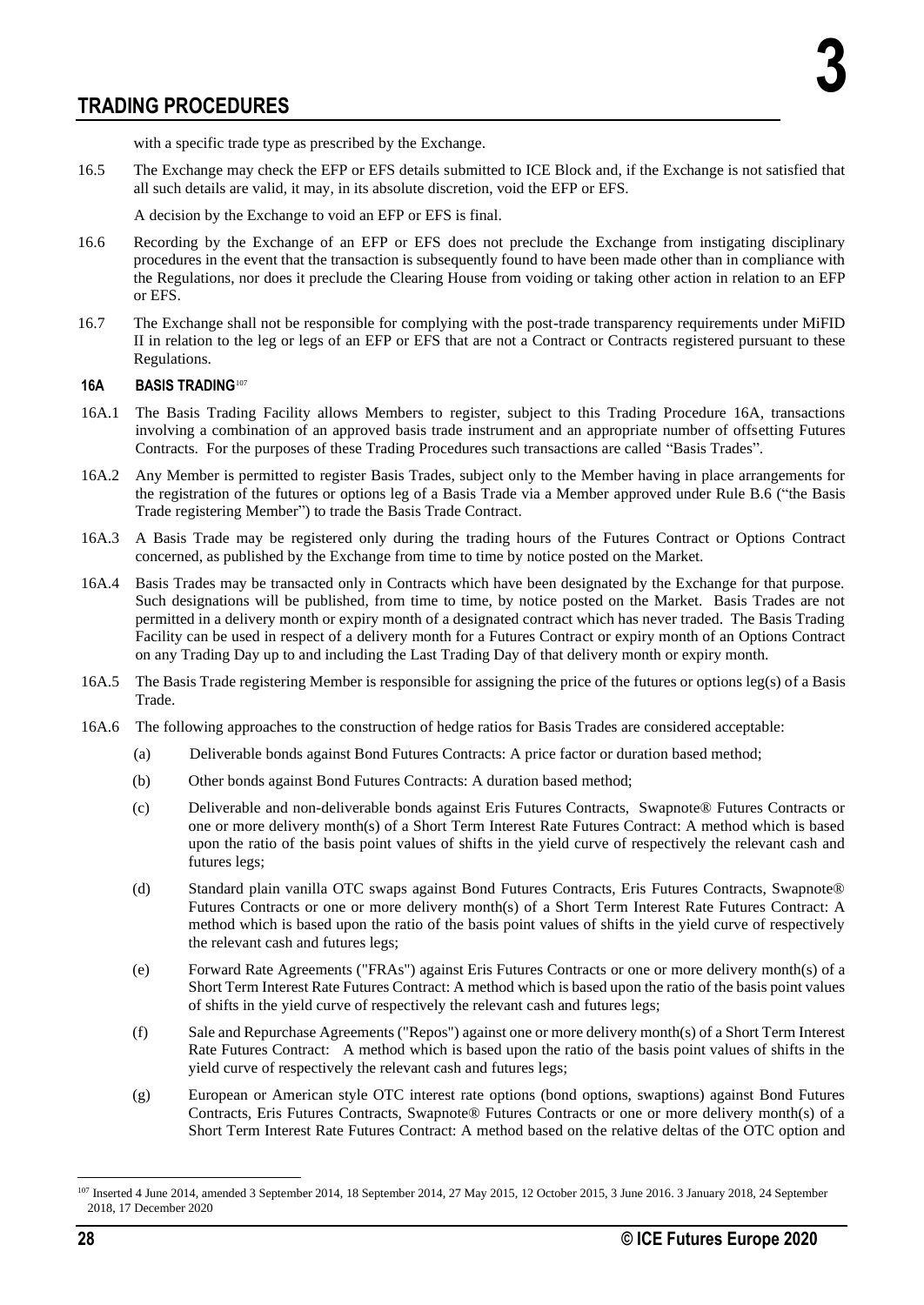with a specific trade type as prescribed by the Exchange.

16.5 The Exchange may check the EFP or EFS details submitted to ICE Block and, if the Exchange is not satisfied that all such details are valid, it may, in its absolute discretion, void the EFP or EFS.

A decision by the Exchange to void an EFP or EFS is final.

16.6 Recording by the Exchange of an EFP or EFS does not preclude the Exchange from instigating disciplinary procedures in the event that the transaction is subsequently found to have been made other than in compliance with the Regulations, nor does it preclude the Clearing House from voiding or taking other action in relation to an EFP or EFS.

16.7 The Exchange shall not be responsible for complying with the post-trade transparency requirements under MiFID II in relation to the leg or legs of an EFP or EFS that are not a Contract or Contracts registered pursuant to these Regulations.

## 16A BASIS TRADING[107]

16A.1 The Basis Trading Facility allows Members to register, subject to this Trading Procedure 16A, transactions involving a combination of an approved basis trade instrument and an appropriate number of offsetting Futures Contracts. For the purposes of these Trading Procedures such transactions are called "Basis Trades".

16A.2 Any Member is permitted to register Basis Trades, subject only to the Member having in place arrangements for the registration of the futures or options leg of a Basis Trade via a Member approved under Rule B.6 ("the Basis Trade registering Member") to trade the Basis Trade Contract.

16A.3 A Basis Trade may be registered only during the trading hours of the Futures Contract or Options Contract concerned, as published by the Exchange from time to time by notice posted on the Market.

16A.4 Basis Trades may be transacted only in Contracts which have been designated by the Exchange for that purpose. Such designations will be published, from time to time, by notice posted on the Market. Basis Trades are not permitted in a delivery month or expiry month of a designated contract which has never traded. The Basis Trading Facility can be used in respect of a delivery month for a Futures Contract or expiry month of an Options Contract on any Trading Day up to and including the Last Trading Day of that delivery month or expiry month.

16A.5 The Basis Trade registering Member is responsible for assigning the price of the futures or options leg(s) of a Basis Trade.

16A.6 The following approaches to the construction of hedge ratios for Basis Trades are considered acceptable:

(a) Deliverable bonds against Bond Futures Contracts: A price factor or duration based method;

(b) Other bonds against Bond Futures Contracts: A duration based method;

(c) Deliverable and non-deliverable bonds against Eris Futures Contracts, Swapnote® Futures Contracts or one or more delivery month(s) of a Short Term Interest Rate Futures Contract: A method which is based upon the ratio of the basis point values of shifts in the yield curve of respectively the relevant cash and futures legs;

(d) Standard plain vanilla OTC swaps against Bond Futures Contracts, Eris Futures Contracts, Swapnote® Futures Contracts or one or more delivery month(s) of a Short Term Interest Rate Futures Contract: A method which is based upon the ratio of the basis point values of shifts in the yield curve of respectively the relevant cash and futures legs;

(e) Forward Rate Agreements ("FRAs") against Eris Futures Contracts or one or more delivery month(s) of a Short Term Interest Rate Futures Contract: A method which is based upon the ratio of the basis point values of shifts in the yield curve of respectively the relevant cash and futures legs;

(f) Sale and Repurchase Agreements ("Repos") against one or more delivery month(s) of a Short Term Interest Rate Futures Contract: A method which is based upon the ratio of the basis point values of shifts in the yield curve of respectively the relevant cash and futures legs;

(g) European or American style OTC interest rate options (bond options, swaptions) against Bond Futures Contracts, Eris Futures Contracts, Swapnote® Futures Contracts or one or more delivery month(s) of a Short Term Interest Rate Futures Contract: A method based on the relative deltas of the OTC option and

---

[107] Inserted 4 June 2014, amended 3 September 2014, 18 September 2014, 27 May 2015, 12 October 2015, 3 June 2016. 3 January 2018, 24 September 2018, 17 December 2020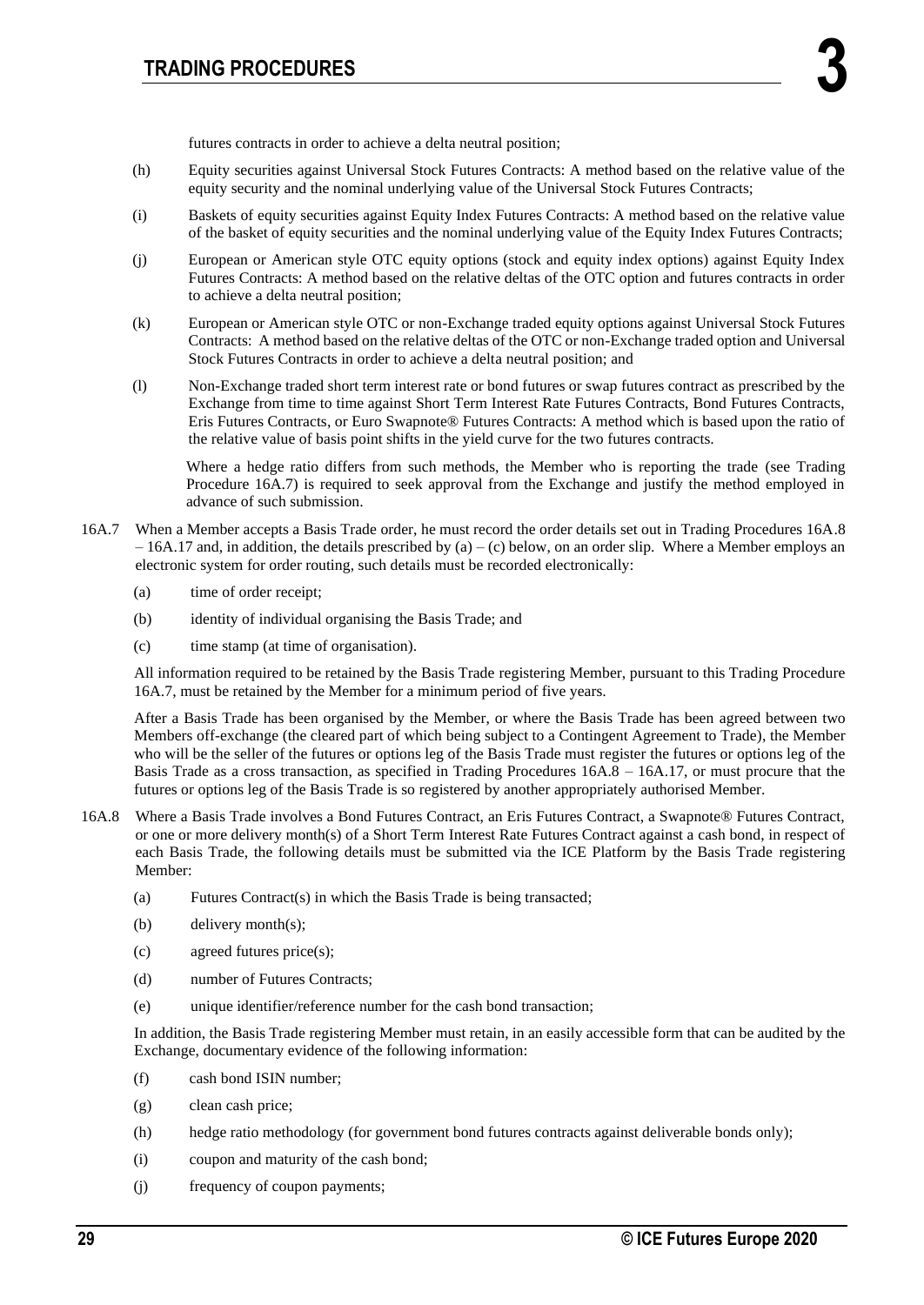futures contracts in order to achieve a delta neutral position;

(h) Equity securities against Universal Stock Futures Contracts: A method based on the relative value of the equity security and the nominal underlying value of the Universal Stock Futures Contracts;

(i) Baskets of equity securities against Equity Index Futures Contracts: A method based on the relative value of the basket of equity securities and the nominal underlying value of the Equity Index Futures Contracts;

(j) European or American style OTC equity options (stock and equity index options) against Equity Index Futures Contracts: A method based on the relative deltas of the OTC option and futures contracts in order to achieve a delta neutral position;

(k) European or American style OTC or non-Exchange traded equity options against Universal Stock Futures Contracts: A method based on the relative deltas of the OTC or non-Exchange traded option and Universal Stock Futures Contracts in order to achieve a delta neutral position; and

(l) Non-Exchange traded short term interest rate or bond futures or swap futures contract as prescribed by the Exchange from time to time against Short Term Interest Rate Futures Contracts, Bond Futures Contracts, Eris Futures Contracts, or Euro Swapnote® Futures Contracts: A method which is based upon the ratio of the relative value of basis point shifts in the yield curve for the two futures contracts.

Where a hedge ratio differs from such methods, the Member who is reporting the trade (see Trading Procedure 16A.7) is required to seek approval from the Exchange and justify the method employed in advance of such submission.

16A.7 When a Member accepts a Basis Trade order, he must record the order details set out in Trading Procedures 16A.8 – 16A.17 and, in addition, the details prescribed by (a) – (c) below, on an order slip. Where a Member employs an electronic system for order routing, such details must be recorded electronically:

(a) time of order receipt;

(b) identity of individual organising the Basis Trade; and

(c) time stamp (at time of organisation).

All information required to be retained by the Basis Trade registering Member, pursuant to this Trading Procedure 16A.7, must be retained by the Member for a minimum period of five years.

After a Basis Trade has been organised by the Member, or where the Basis Trade has been agreed between two Members off-exchange (the cleared part of which being subject to a Contingent Agreement to Trade), the Member who will be the seller of the futures or options leg of the Basis Trade must register the futures or options leg of the Basis Trade as a cross transaction, as specified in Trading Procedures 16A.8 – 16A.17, or must procure that the futures or options leg of the Basis Trade is so registered by another appropriately authorised Member.

16A.8 Where a Basis Trade involves a Bond Futures Contract, an Eris Futures Contract, a Swapnote® Futures Contract, or one or more delivery month(s) of a Short Term Interest Rate Futures Contract against a cash bond, in respect of each Basis Trade, the following details must be submitted via the ICE Platform by the Basis Trade registering Member:

(a) Futures Contract(s) in which the Basis Trade is being transacted;

(b) delivery month(s);

(c) agreed futures price(s);

(d) number of Futures Contracts;

(e) unique identifier/reference number for the cash bond transaction;

In addition, the Basis Trade registering Member must retain, in an easily accessible form that can be audited by the Exchange, documentary evidence of the following information:

(f) cash bond ISIN number;

(g) clean cash price;

(h) hedge ratio methodology (for government bond futures contracts against deliverable bonds only);

(i) coupon and maturity of the cash bond;

(j) frequency of coupon payments;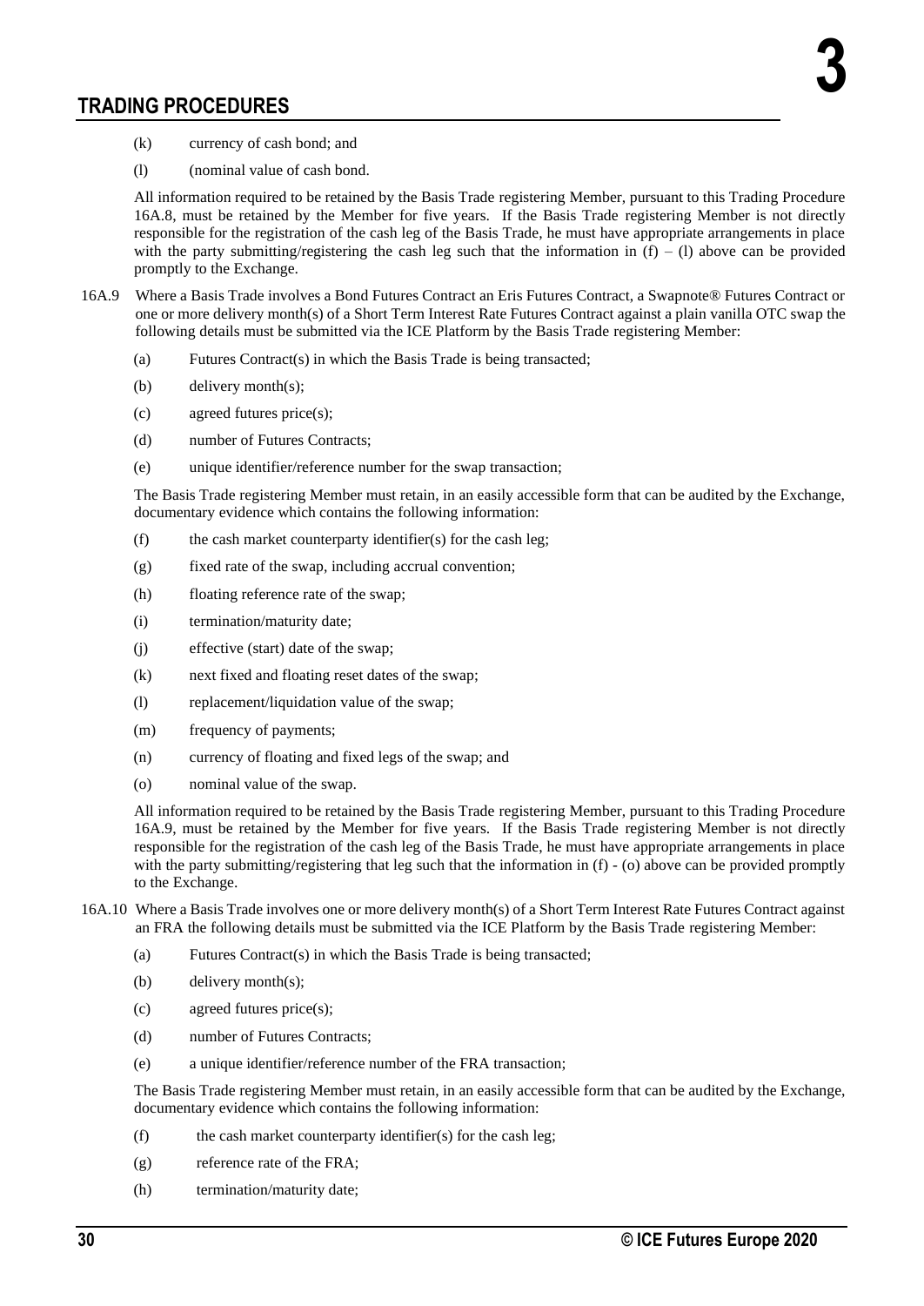(k) currency of cash bond; and

(l) (nominal value of cash bond.

All information required to be retained by the Basis Trade registering Member, pursuant to this Trading Procedure 16A.8, must be retained by the Member for five years. If the Basis Trade registering Member is not directly responsible for the registration of the cash leg of the Basis Trade, he must have appropriate arrangements in place with the party submitting/registering the cash leg such that the information in (f) – (l) above can be provided promptly to the Exchange.

16A.9 Where a Basis Trade involves a Bond Futures Contract an Eris Futures Contract, a Swapnote® Futures Contract or one or more delivery month(s) of a Short Term Interest Rate Futures Contract against a plain vanilla OTC swap the following details must be submitted via the ICE Platform by the Basis Trade registering Member:

(a) Futures Contract(s) in which the Basis Trade is being transacted;

(b) delivery month(s);

(c) agreed futures price(s);

(d) number of Futures Contracts;

(e) unique identifier/reference number for the swap transaction;

The Basis Trade registering Member must retain, in an easily accessible form that can be audited by the Exchange, documentary evidence which contains the following information:

(f) the cash market counterparty identifier(s) for the cash leg;

(g) fixed rate of the swap, including accrual convention;

(h) floating reference rate of the swap;

(i) termination/maturity date;

(j) effective (start) date of the swap;

(k) next fixed and floating reset dates of the swap;

(l) replacement/liquidation value of the swap;

(m) frequency of payments;

(n) currency of floating and fixed legs of the swap; and

(o) nominal value of the swap.

All information required to be retained by the Basis Trade registering Member, pursuant to this Trading Procedure 16A.9, must be retained by the Member for five years. If the Basis Trade registering Member is not directly responsible for the registration of the cash leg of the Basis Trade, he must have appropriate arrangements in place with the party submitting/registering that leg such that the information in (f) - (o) above can be provided promptly to the Exchange.

16A.10 Where a Basis Trade involves one or more delivery month(s) of a Short Term Interest Rate Futures Contract against an FRA the following details must be submitted via the ICE Platform by the Basis Trade registering Member:

(a) Futures Contract(s) in which the Basis Trade is being transacted;

(b) delivery month(s);

(c) agreed futures price(s);

(d) number of Futures Contracts;

(e) a unique identifier/reference number of the FRA transaction;

The Basis Trade registering Member must retain, in an easily accessible form that can be audited by the Exchange, documentary evidence which contains the following information:

(f) the cash market counterparty identifier(s) for the cash leg;

(g) reference rate of the FRA;

(h) termination/maturity date;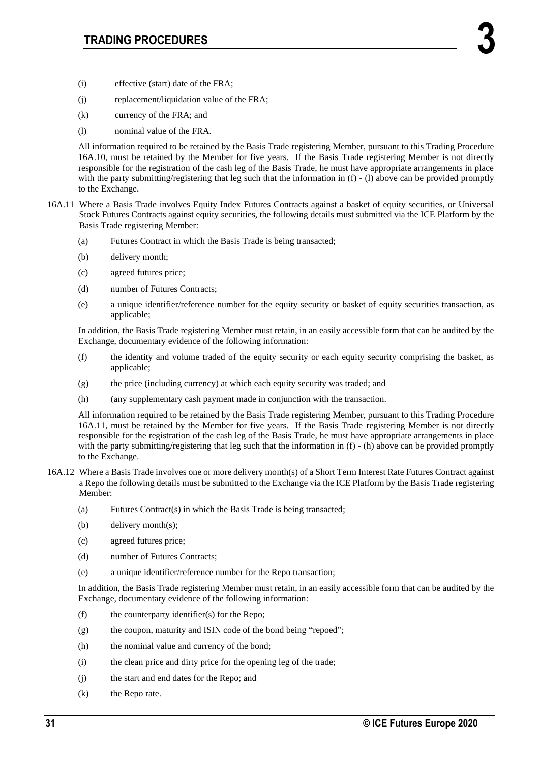(i) effective (start) date of the FRA;

(j) replacement/liquidation value of the FRA;

(k) currency of the FRA; and

(l) nominal value of the FRA.

All information required to be retained by the Basis Trade registering Member, pursuant to this Trading Procedure 16A.10, must be retained by the Member for five years. If the Basis Trade registering Member is not directly responsible for the registration of the cash leg of the Basis Trade, he must have appropriate arrangements in place with the party submitting/registering that leg such that the information in (f) - (l) above can be provided promptly to the Exchange.

16A.11 Where a Basis Trade involves Equity Index Futures Contracts against a basket of equity securities, or Universal Stock Futures Contracts against equity securities, the following details must submitted via the ICE Platform by the Basis Trade registering Member:

(a) Futures Contract in which the Basis Trade is being transacted;

(b) delivery month;

(c) agreed futures price;

(d) number of Futures Contracts;

(e) a unique identifier/reference number for the equity security or basket of equity securities transaction, as applicable;

In addition, the Basis Trade registering Member must retain, in an easily accessible form that can be audited by the Exchange, documentary evidence of the following information:

(f) the identity and volume traded of the equity security or each equity security comprising the basket, as applicable;

(g) the price (including currency) at which each equity security was traded; and

(h) (any supplementary cash payment made in conjunction with the transaction.

All information required to be retained by the Basis Trade registering Member, pursuant to this Trading Procedure 16A.11, must be retained by the Member for five years. If the Basis Trade registering Member is not directly responsible for the registration of the cash leg of the Basis Trade, he must have appropriate arrangements in place with the party submitting/registering that leg such that the information in (f) - (h) above can be provided promptly to the Exchange.

16A.12 Where a Basis Trade involves one or more delivery month(s) of a Short Term Interest Rate Futures Contract against a Repo the following details must be submitted to the Exchange via the ICE Platform by the Basis Trade registering Member:

(a) Futures Contract(s) in which the Basis Trade is being transacted;

(b) delivery month(s);

(c) agreed futures price;

(d) number of Futures Contracts;

(e) a unique identifier/reference number for the Repo transaction;

In addition, the Basis Trade registering Member must retain, in an easily accessible form that can be audited by the Exchange, documentary evidence of the following information:

(f) the counterparty identifier(s) for the Repo;

(g) the coupon, maturity and ISIN code of the bond being "repoed";

(h) the nominal value and currency of the bond;

(i) the clean price and dirty price for the opening leg of the trade;

(j) the start and end dates for the Repo; and

(k) the Repo rate.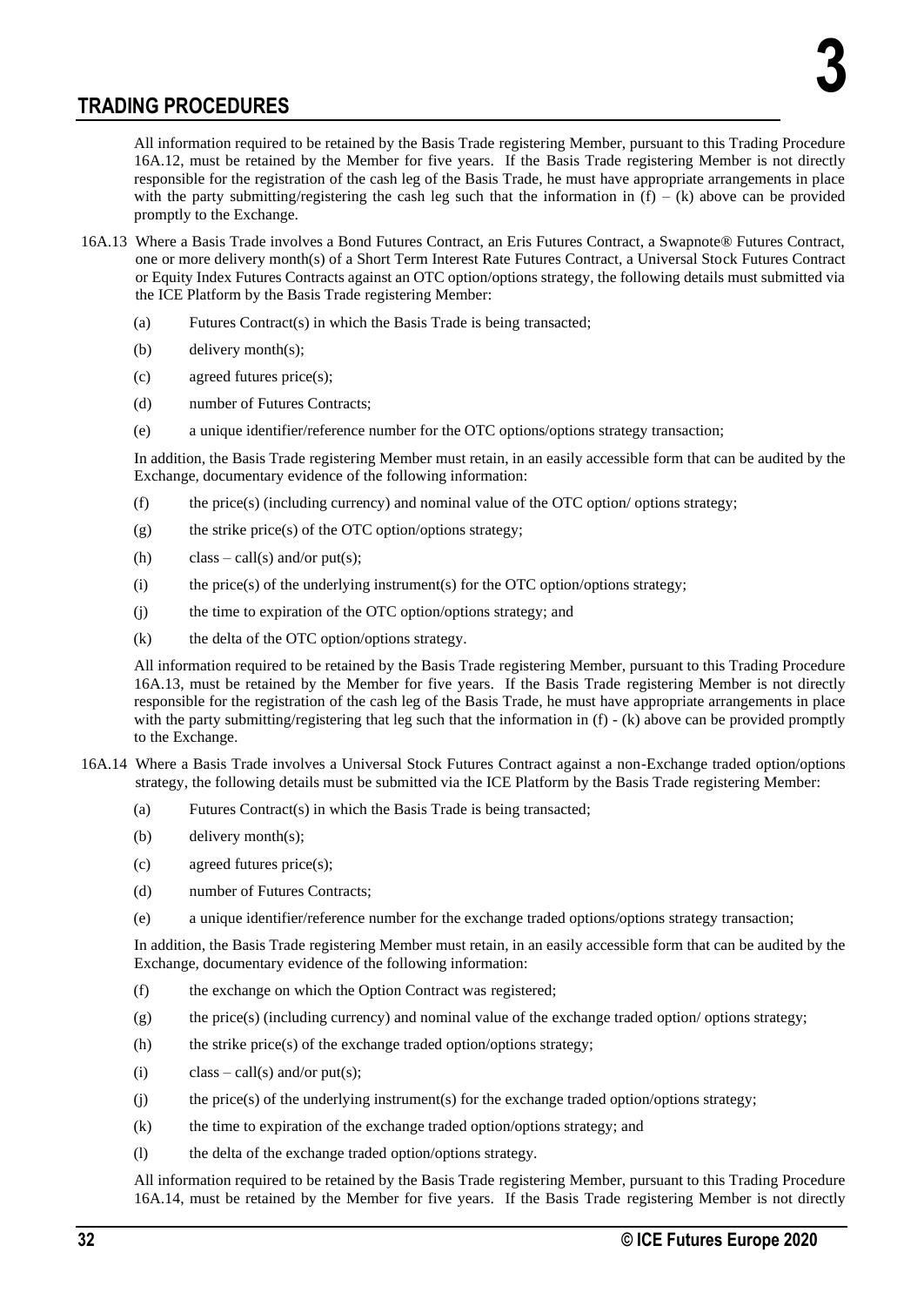All information required to be retained by the Basis Trade registering Member, pursuant to this Trading Procedure 16A.12, must be retained by the Member for five years. If the Basis Trade registering Member is not directly responsible for the registration of the cash leg of the Basis Trade, he must have appropriate arrangements in place with the party submitting/registering the cash leg such that the information in (f) – (k) above can be provided promptly to the Exchange.

16A.13 Where a Basis Trade involves a Bond Futures Contract, an Eris Futures Contract, a Swapnote® Futures Contract, one or more delivery month(s) of a Short Term Interest Rate Futures Contract, a Universal Stock Futures Contract or Equity Index Futures Contracts against an OTC option/options strategy, the following details must submitted via the ICE Platform by the Basis Trade registering Member:

- (a) Futures Contract(s) in which the Basis Trade is being transacted;
- (b) delivery month(s);
- (c) agreed futures price(s);
- (d) number of Futures Contracts;
- (e) a unique identifier/reference number for the OTC options/options strategy transaction;

In addition, the Basis Trade registering Member must retain, in an easily accessible form that can be audited by the Exchange, documentary evidence of the following information:

- (f) the price(s) (including currency) and nominal value of the OTC option/ options strategy;
- (g) the strike price(s) of the OTC option/options strategy;
- (h) class – call(s) and/or put(s);
- (i) the price(s) of the underlying instrument(s) for the OTC option/options strategy;
- (j) the time to expiration of the OTC option/options strategy; and
- (k) the delta of the OTC option/options strategy.

All information required to be retained by the Basis Trade registering Member, pursuant to this Trading Procedure 16A.13, must be retained by the Member for five years. If the Basis Trade registering Member is not directly responsible for the registration of the cash leg of the Basis Trade, he must have appropriate arrangements in place with the party submitting/registering that leg such that the information in (f) - (k) above can be provided promptly to the Exchange.

16A.14 Where a Basis Trade involves a Universal Stock Futures Contract against a non-Exchange traded option/options strategy, the following details must be submitted via the ICE Platform by the Basis Trade registering Member:

- (a) Futures Contract(s) in which the Basis Trade is being transacted;
- (b) delivery month(s);
- (c) agreed futures price(s);
- (d) number of Futures Contracts;
- (e) a unique identifier/reference number for the exchange traded options/options strategy transaction;

In addition, the Basis Trade registering Member must retain, in an easily accessible form that can be audited by the Exchange, documentary evidence of the following information:

- (f) the exchange on which the Option Contract was registered;
- (g) the price(s) (including currency) and nominal value of the exchange traded option/ options strategy;
- (h) the strike price(s) of the exchange traded option/options strategy;
- (i) class – call(s) and/or put(s);
- (j) the price(s) of the underlying instrument(s) for the exchange traded option/options strategy;
- (k) the time to expiration of the exchange traded option/options strategy; and
- (l) the delta of the exchange traded option/options strategy.

All information required to be retained by the Basis Trade registering Member, pursuant to this Trading Procedure 16A.14, must be retained by the Member for five years. If the Basis Trade registering Member is not directly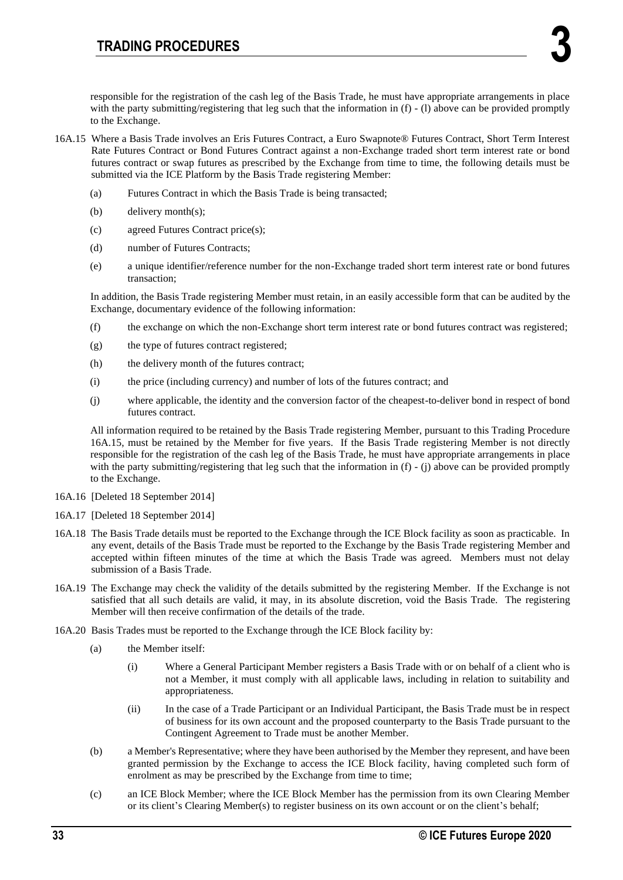responsible for the registration of the cash leg of the Basis Trade, he must have appropriate arrangements in place with the party submitting/registering that leg such that the information in (f) - (l) above can be provided promptly to the Exchange.

16A.15 Where a Basis Trade involves an Eris Futures Contract, a Euro Swapnote® Futures Contract, Short Term Interest Rate Futures Contract or Bond Futures Contract against a non-Exchange traded short term interest rate or bond futures contract or swap futures as prescribed by the Exchange from time to time, the following details must be submitted via the ICE Platform by the Basis Trade registering Member:

- (a) Futures Contract in which the Basis Trade is being transacted;
- (b) delivery month(s);
- (c) agreed Futures Contract price(s);
- (d) number of Futures Contracts;
- (e) a unique identifier/reference number for the non-Exchange traded short term interest rate or bond futures transaction;

In addition, the Basis Trade registering Member must retain, in an easily accessible form that can be audited by the Exchange, documentary evidence of the following information:

- (f) the exchange on which the non-Exchange short term interest rate or bond futures contract was registered;
- (g) the type of futures contract registered;
- (h) the delivery month of the futures contract;
- (i) the price (including currency) and number of lots of the futures contract; and
- (j) where applicable, the identity and the conversion factor of the cheapest-to-deliver bond in respect of bond futures contract.

All information required to be retained by the Basis Trade registering Member, pursuant to this Trading Procedure 16A.15, must be retained by the Member for five years. If the Basis Trade registering Member is not directly responsible for the registration of the cash leg of the Basis Trade, he must have appropriate arrangements in place with the party submitting/registering that leg such that the information in (f) - (j) above can be provided promptly to the Exchange.

16A.16 [Deleted 18 September 2014]

16A.17 [Deleted 18 September 2014]

16A.18 The Basis Trade details must be reported to the Exchange through the ICE Block facility as soon as practicable. In any event, details of the Basis Trade must be reported to the Exchange by the Basis Trade registering Member and accepted within fifteen minutes of the time at which the Basis Trade was agreed. Members must not delay submission of a Basis Trade.

16A.19 The Exchange may check the validity of the details submitted by the registering Member. If the Exchange is not satisfied that all such details are valid, it may, in its absolute discretion, void the Basis Trade. The registering Member will then receive confirmation of the details of the trade.

16A.20 Basis Trades must be reported to the Exchange through the ICE Block facility by:

- (a) the Member itself:
  - (i) Where a General Participant Member registers a Basis Trade with or on behalf of a client who is not a Member, it must comply with all applicable laws, including in relation to suitability and appropriateness.
  - (ii) In the case of a Trade Participant or an Individual Participant, the Basis Trade must be in respect of business for its own account and the proposed counterparty to the Basis Trade pursuant to the Contingent Agreement to Trade must be another Member.
- (b) a Member's Representative; where they have been authorised by the Member they represent, and have been granted permission by the Exchange to access the ICE Block facility, having completed such form of enrolment as may be prescribed by the Exchange from time to time;
- (c) an ICE Block Member; where the ICE Block Member has the permission from its own Clearing Member or its client's Clearing Member(s) to register business on its own account or on the client's behalf;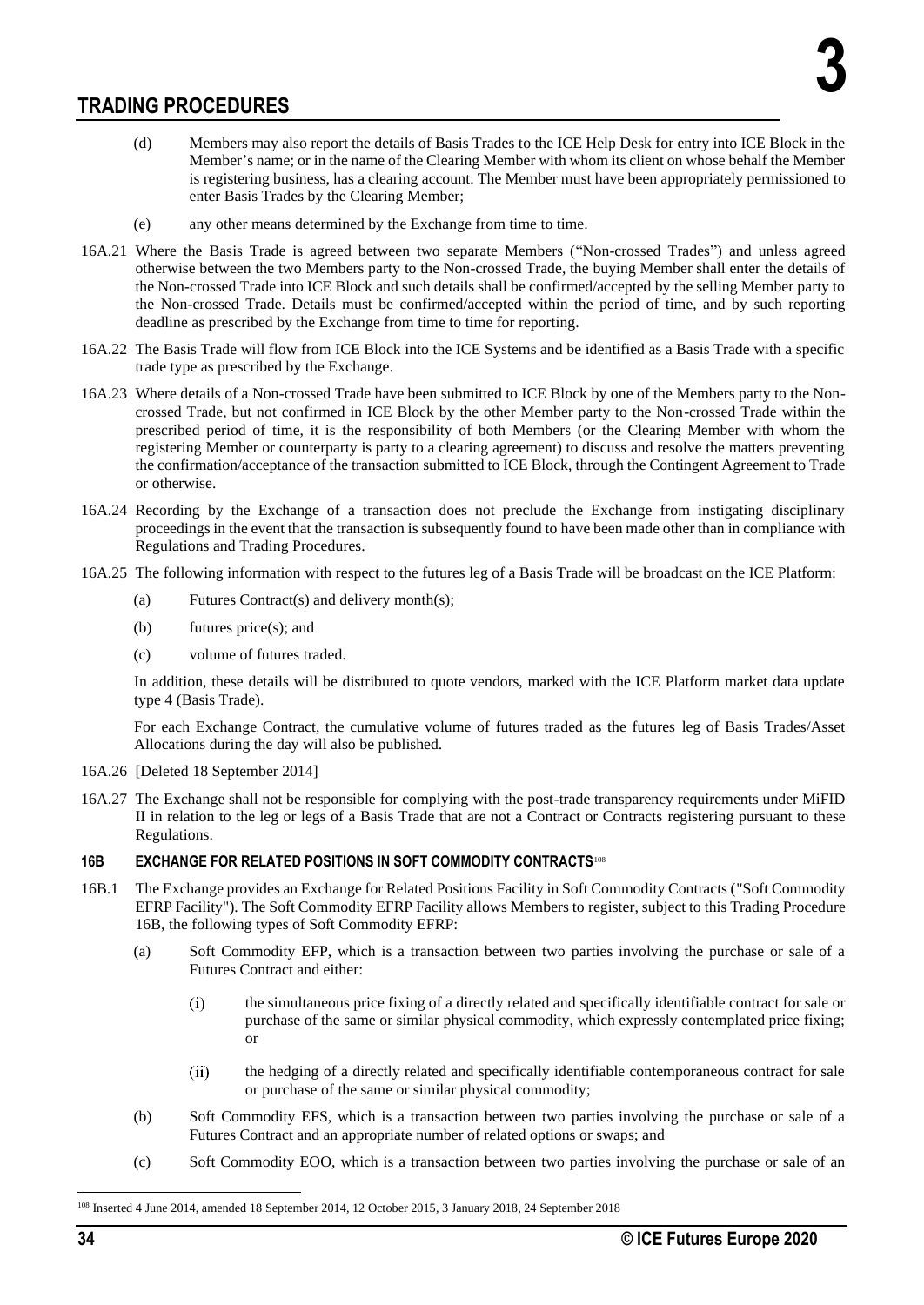(d) Members may also report the details of Basis Trades to the ICE Help Desk for entry into ICE Block in the Member's name; or in the name of the Clearing Member with whom its client on whose behalf the Member is registering business, has a clearing account. The Member must have been appropriately permissioned to enter Basis Trades by the Clearing Member;

(e) any other means determined by the Exchange from time to time.

16A.21 Where the Basis Trade is agreed between two separate Members ("Non-crossed Trades") and unless agreed otherwise between the two Members party to the Non-crossed Trade, the buying Member shall enter the details of the Non-crossed Trade into ICE Block and such details shall be confirmed/accepted by the selling Member party to the Non-crossed Trade. Details must be confirmed/accepted within the period of time, and by such reporting deadline as prescribed by the Exchange from time to time for reporting.

16A.22 The Basis Trade will flow from ICE Block into the ICE Systems and be identified as a Basis Trade with a specific trade type as prescribed by the Exchange.

16A.23 Where details of a Non-crossed Trade have been submitted to ICE Block by one of the Members party to the Non-crossed Trade, but not confirmed in ICE Block by the other Member party to the Non-crossed Trade within the prescribed period of time, it is the responsibility of both Members (or the Clearing Member with whom the registering Member or counterparty is party to a clearing agreement) to discuss and resolve the matters preventing the confirmation/acceptance of the transaction submitted to ICE Block, through the Contingent Agreement to Trade or otherwise.

16A.24 Recording by the Exchange of a transaction does not preclude the Exchange from instigating disciplinary proceedings in the event that the transaction is subsequently found to have been made other than in compliance with Regulations and Trading Procedures.

16A.25 The following information with respect to the futures leg of a Basis Trade will be broadcast on the ICE Platform:

(a) Futures Contract(s) and delivery month(s);

(b) futures price(s); and

(c) volume of futures traded.

In addition, these details will be distributed to quote vendors, marked with the ICE Platform market data update type 4 (Basis Trade).

For each Exchange Contract, the cumulative volume of futures traded as the futures leg of Basis Trades/Asset Allocations during the day will also be published.

16A.26 [Deleted 18 September 2014]

16A.27 The Exchange shall not be responsible for complying with the post-trade transparency requirements under MiFID II in relation to the leg or legs of a Basis Trade that are not a Contract or Contracts registering pursuant to these Regulations.

### 16B EXCHANGE FOR RELATED POSITIONS IN SOFT COMMODITY CONTRACTS[108]

16B.1 The Exchange provides an Exchange for Related Positions Facility in Soft Commodity Contracts ("Soft Commodity EFRP Facility"). The Soft Commodity EFRP Facility allows Members to register, subject to this Trading Procedure 16B, the following types of Soft Commodity EFRP:

(a) Soft Commodity EFP, which is a transaction between two parties involving the purchase or sale of a Futures Contract and either:

(i) the simultaneous price fixing of a directly related and specifically identifiable contract for sale or purchase of the same or similar physical commodity, which expressly contemplated price fixing; or

(ii) the hedging of a directly related and specifically identifiable contemporaneous contract for sale or purchase of the same or similar physical commodity;

(b) Soft Commodity EFS, which is a transaction between two parties involving the purchase or sale of a Futures Contract and an appropriate number of related options or swaps; and

(c) Soft Commodity EOO, which is a transaction between two parties involving the purchase or sale of an

[108] Inserted 4 June 2014, amended 18 September 2014, 12 October 2015, 3 January 2018, 24 September 2018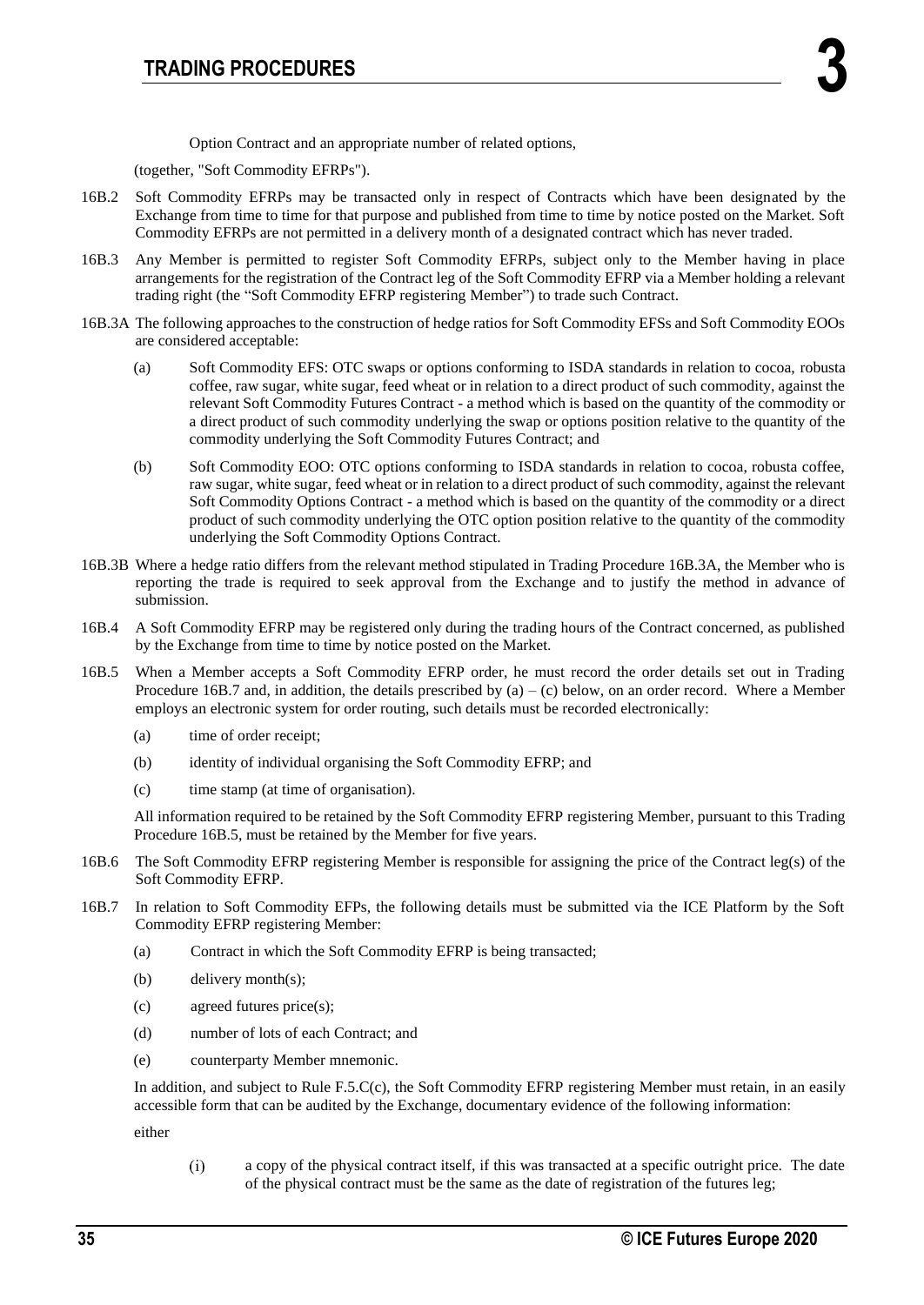Option Contract and an appropriate number of related options,

(together, "Soft Commodity EFRPs").

16B.2 Soft Commodity EFRPs may be transacted only in respect of Contracts which have been designated by the Exchange from time to time for that purpose and published from time to time by notice posted on the Market. Soft Commodity EFRPs are not permitted in a delivery month of a designated contract which has never traded.

16B.3 Any Member is permitted to register Soft Commodity EFRPs, subject only to the Member having in place arrangements for the registration of the Contract leg of the Soft Commodity EFRP via a Member holding a relevant trading right (the "Soft Commodity EFRP registering Member") to trade such Contract.

16B.3A The following approaches to the construction of hedge ratios for Soft Commodity EFSs and Soft Commodity EOOs are considered acceptable:

(a) Soft Commodity EFS: OTC swaps or options conforming to ISDA standards in relation to cocoa, robusta coffee, raw sugar, white sugar, feed wheat or in relation to a direct product of such commodity, against the relevant Soft Commodity Futures Contract - a method which is based on the quantity of the commodity or a direct product of such commodity underlying the swap or options position relative to the quantity of the commodity underlying the Soft Commodity Futures Contract; and

(b) Soft Commodity EOO: OTC options conforming to ISDA standards in relation to cocoa, robusta coffee, raw sugar, white sugar, feed wheat or in relation to a direct product of such commodity, against the relevant Soft Commodity Options Contract - a method which is based on the quantity of the commodity or a direct product of such commodity underlying the OTC option position relative to the quantity of the commodity underlying the Soft Commodity Options Contract.

16B.3B Where a hedge ratio differs from the relevant method stipulated in Trading Procedure 16B.3A, the Member who is reporting the trade is required to seek approval from the Exchange and to justify the method in advance of submission.

16B.4 A Soft Commodity EFRP may be registered only during the trading hours of the Contract concerned, as published by the Exchange from time to time by notice posted on the Market.

16B.5 When a Member accepts a Soft Commodity EFRP order, he must record the order details set out in Trading Procedure 16B.7 and, in addition, the details prescribed by (a) – (c) below, on an order record. Where a Member employs an electronic system for order routing, such details must be recorded electronically:

(a) time of order receipt;

(b) identity of individual organising the Soft Commodity EFRP; and

(c) time stamp (at time of organisation).

All information required to be retained by the Soft Commodity EFRP registering Member, pursuant to this Trading Procedure 16B.5, must be retained by the Member for five years.

16B.6 The Soft Commodity EFRP registering Member is responsible for assigning the price of the Contract leg(s) of the Soft Commodity EFRP.

16B.7 In relation to Soft Commodity EFPs, the following details must be submitted via the ICE Platform by the Soft Commodity EFRP registering Member:

(a) Contract in which the Soft Commodity EFRP is being transacted;

(b) delivery month(s);

(c) agreed futures price(s);

(d) number of lots of each Contract; and

(e) counterparty Member mnemonic.

In addition, and subject to Rule F.5.C(c), the Soft Commodity EFRP registering Member must retain, in an easily accessible form that can be audited by the Exchange, documentary evidence of the following information:

either

(i) a copy of the physical contract itself, if this was transacted at a specific outright price. The date of the physical contract must be the same as the date of registration of the futures leg;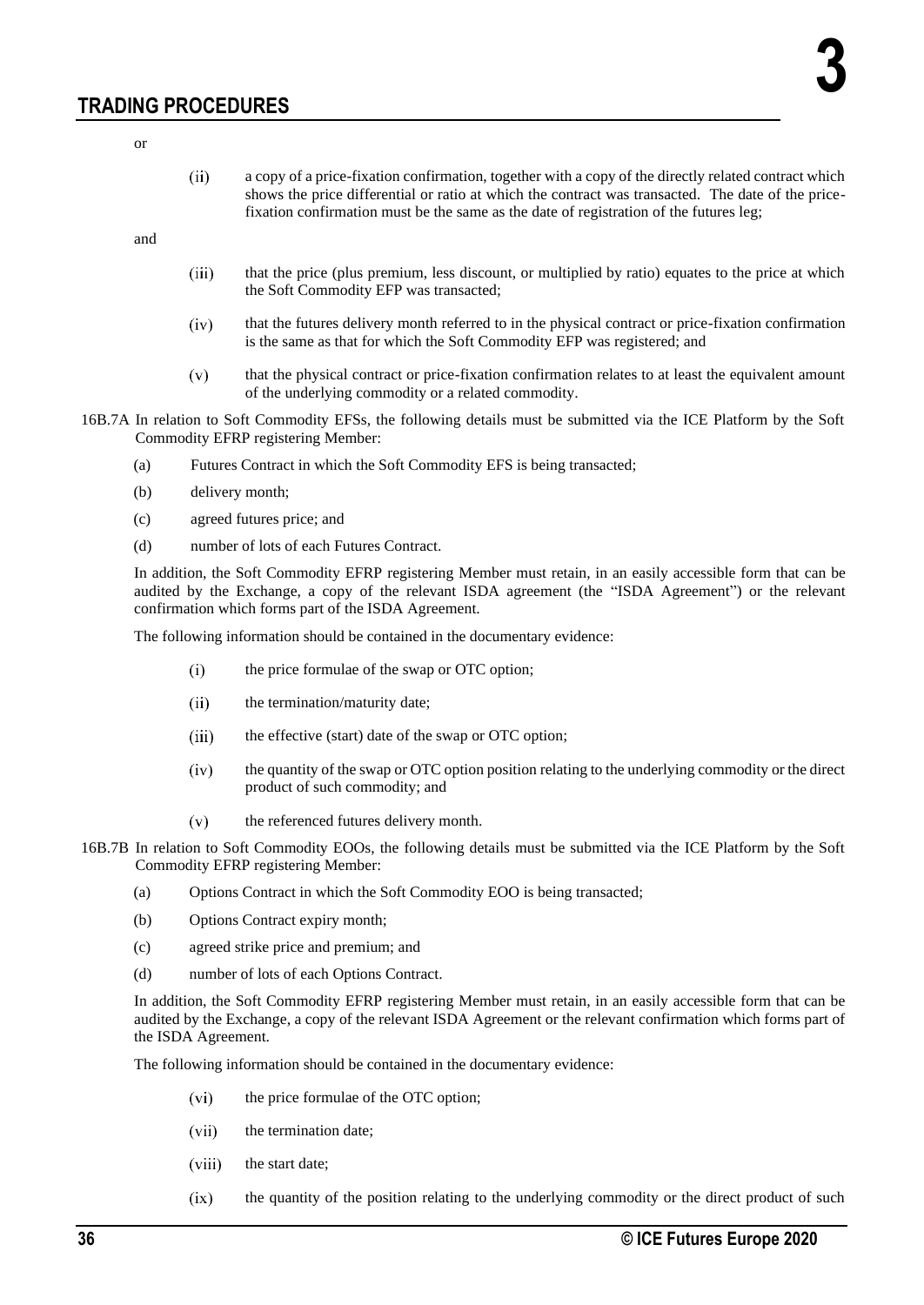or

(ii) a copy of a price-fixation confirmation, together with a copy of the directly related contract which shows the price differential or ratio at which the contract was transacted. The date of the price-fixation confirmation must be the same as the date of registration of the futures leg;

and

(iii) that the price (plus premium, less discount, or multiplied by ratio) equates to the price at which the Soft Commodity EFP was transacted;

(iv) that the futures delivery month referred to in the physical contract or price-fixation confirmation is the same as that for which the Soft Commodity EFP was registered; and

(v) that the physical contract or price-fixation confirmation relates to at least the equivalent amount of the underlying commodity or a related commodity.

16B.7A In relation to Soft Commodity EFSs, the following details must be submitted via the ICE Platform by the Soft Commodity EFRP registering Member:

(a) Futures Contract in which the Soft Commodity EFS is being transacted;

(b) delivery month;

(c) agreed futures price; and

(d) number of lots of each Futures Contract.

In addition, the Soft Commodity EFRP registering Member must retain, in an easily accessible form that can be audited by the Exchange, a copy of the relevant ISDA agreement (the "ISDA Agreement") or the relevant confirmation which forms part of the ISDA Agreement.

The following information should be contained in the documentary evidence:

(i) the price formulae of the swap or OTC option;

(ii) the termination/maturity date;

(iii) the effective (start) date of the swap or OTC option;

(iv) the quantity of the swap or OTC option position relating to the underlying commodity or the direct product of such commodity; and

(v) the referenced futures delivery month.

16B.7B In relation to Soft Commodity EOOs, the following details must be submitted via the ICE Platform by the Soft Commodity EFRP registering Member:

(a) Options Contract in which the Soft Commodity EOO is being transacted;

(b) Options Contract expiry month;

(c) agreed strike price and premium; and

(d) number of lots of each Options Contract.

In addition, the Soft Commodity EFRP registering Member must retain, in an easily accessible form that can be audited by the Exchange, a copy of the relevant ISDA Agreement or the relevant confirmation which forms part of the ISDA Agreement.

The following information should be contained in the documentary evidence:

(vi) the price formulae of the OTC option;

(vii) the termination date;

(viii) the start date;

(ix) the quantity of the position relating to the underlying commodity or the direct product of such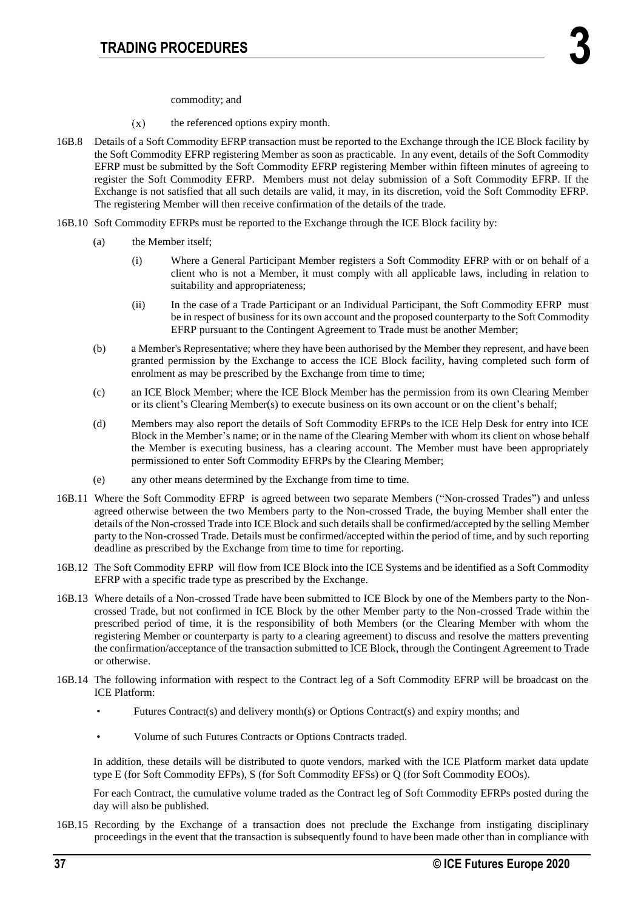commodity; and

(x) the referenced options expiry month.

16B.8 Details of a Soft Commodity EFRP transaction must be reported to the Exchange through the ICE Block facility by the Soft Commodity EFRP registering Member as soon as practicable. In any event, details of the Soft Commodity EFRP must be submitted by the Soft Commodity EFRP registering Member within fifteen minutes of agreeing to register the Soft Commodity EFRP. Members must not delay submission of a Soft Commodity EFRP. If the Exchange is not satisfied that all such details are valid, it may, in its discretion, void the Soft Commodity EFRP. The registering Member will then receive confirmation of the details of the trade.

16B.10 Soft Commodity EFRPs must be reported to the Exchange through the ICE Block facility by:

(a) the Member itself;

  (i) Where a General Participant Member registers a Soft Commodity EFRP with or on behalf of a client who is not a Member, it must comply with all applicable laws, including in relation to suitability and appropriateness;

  (ii) In the case of a Trade Participant or an Individual Participant, the Soft Commodity EFRP must be in respect of business for its own account and the proposed counterparty to the Soft Commodity EFRP pursuant to the Contingent Agreement to Trade must be another Member;

(b) a Member's Representative; where they have been authorised by the Member they represent, and have been granted permission by the Exchange to access the ICE Block facility, having completed such form of enrolment as may be prescribed by the Exchange from time to time;

(c) an ICE Block Member; where the ICE Block Member has the permission from its own Clearing Member or its client's Clearing Member(s) to execute business on its own account or on the client's behalf;

(d) Members may also report the details of Soft Commodity EFRPs to the ICE Help Desk for entry into ICE Block in the Member's name; or in the name of the Clearing Member with whom its client on whose behalf the Member is executing business, has a clearing account. The Member must have been appropriately permissioned to enter Soft Commodity EFRPs by the Clearing Member;

(e) any other means determined by the Exchange from time to time.

16B.11 Where the Soft Commodity EFRP is agreed between two separate Members ("Non-crossed Trades") and unless agreed otherwise between the two Members party to the Non-crossed Trade, the buying Member shall enter the details of the Non-crossed Trade into ICE Block and such details shall be confirmed/accepted by the selling Member party to the Non-crossed Trade. Details must be confirmed/accepted within the period of time, and by such reporting deadline as prescribed by the Exchange from time to time for reporting.

16B.12 The Soft Commodity EFRP will flow from ICE Block into the ICE Systems and be identified as a Soft Commodity EFRP with a specific trade type as prescribed by the Exchange.

16B.13 Where details of a Non-crossed Trade have been submitted to ICE Block by one of the Members party to the Non-crossed Trade, but not confirmed in ICE Block by the other Member party to the Non-crossed Trade within the prescribed period of time, it is the responsibility of both Members (or the Clearing Member with whom the registering Member or counterparty is party to a clearing agreement) to discuss and resolve the matters preventing the confirmation/acceptance of the transaction submitted to ICE Block, through the Contingent Agreement to Trade or otherwise.

16B.14 The following information with respect to the Contract leg of a Soft Commodity EFRP will be broadcast on the ICE Platform:

- Futures Contract(s) and delivery month(s) or Options Contract(s) and expiry months; and
- Volume of such Futures Contracts or Options Contracts traded.

In addition, these details will be distributed to quote vendors, marked with the ICE Platform market data update type E (for Soft Commodity EFPs), S (for Soft Commodity EFSs) or Q (for Soft Commodity EOOs).

For each Contract, the cumulative volume traded as the Contract leg of Soft Commodity EFRPs posted during the day will also be published.

16B.15 Recording by the Exchange of a transaction does not preclude the Exchange from instigating disciplinary proceedings in the event that the transaction is subsequently found to have been made other than in compliance with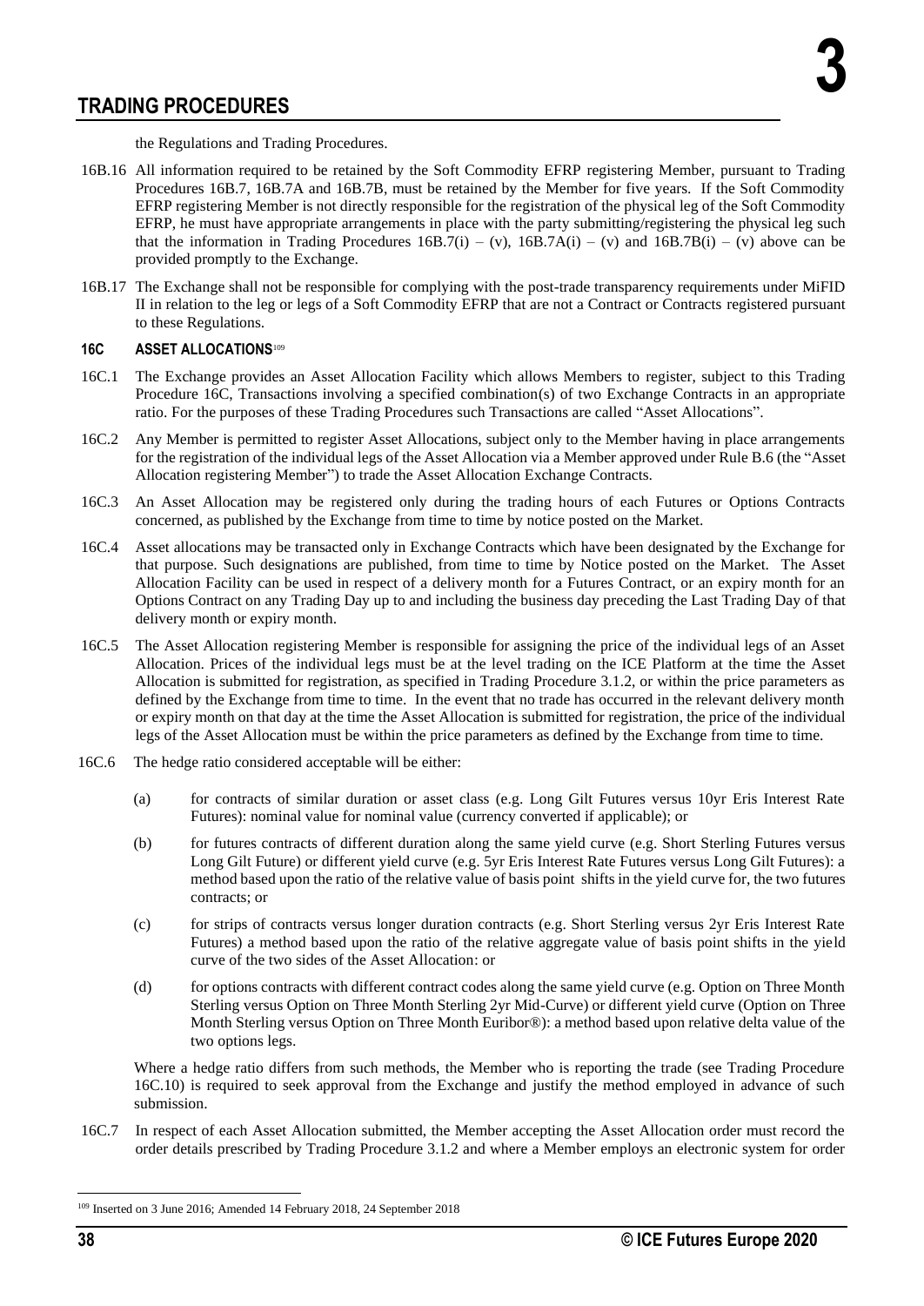the Regulations and Trading Procedures.

16B.16 All information required to be retained by the Soft Commodity EFRP registering Member, pursuant to Trading Procedures 16B.7, 16B.7A and 16B.7B, must be retained by the Member for five years. If the Soft Commodity EFRP registering Member is not directly responsible for the registration of the physical leg of the Soft Commodity EFRP, he must have appropriate arrangements in place with the party submitting/registering the physical leg such that the information in Trading Procedures 16B.7(i) – (v), 16B.7A(i) – (v) and 16B.7B(i) – (v) above can be provided promptly to the Exchange.

16B.17 The Exchange shall not be responsible for complying with the post-trade transparency requirements under MiFID II in relation to the leg or legs of a Soft Commodity EFRP that are not a Contract or Contracts registered pursuant to these Regulations.

### 16C ASSET ALLOCATIONS[109]

16C.1 The Exchange provides an Asset Allocation Facility which allows Members to register, subject to this Trading Procedure 16C, Transactions involving a specified combination(s) of two Exchange Contracts in an appropriate ratio. For the purposes of these Trading Procedures such Transactions are called "Asset Allocations".

16C.2 Any Member is permitted to register Asset Allocations, subject only to the Member having in place arrangements for the registration of the individual legs of the Asset Allocation via a Member approved under Rule B.6 (the "Asset Allocation registering Member") to trade the Asset Allocation Exchange Contracts.

16C.3 An Asset Allocation may be registered only during the trading hours of each Futures or Options Contracts concerned, as published by the Exchange from time to time by notice posted on the Market.

16C.4 Asset allocations may be transacted only in Exchange Contracts which have been designated by the Exchange for that purpose. Such designations are published, from time to time by Notice posted on the Market. The Asset Allocation Facility can be used in respect of a delivery month for a Futures Contract, or an expiry month for an Options Contract on any Trading Day up to and including the business day preceding the Last Trading Day of that delivery month or expiry month.

16C.5 The Asset Allocation registering Member is responsible for assigning the price of the individual legs of an Asset Allocation. Prices of the individual legs must be at the level trading on the ICE Platform at the time the Asset Allocation is submitted for registration, as specified in Trading Procedure 3.1.2, or within the price parameters as defined by the Exchange from time to time. In the event that no trade has occurred in the relevant delivery month or expiry month on that day at the time the Asset Allocation is submitted for registration, the price of the individual legs of the Asset Allocation must be within the price parameters as defined by the Exchange from time to time.

16C.6 The hedge ratio considered acceptable will be either:

(a) for contracts of similar duration or asset class (e.g. Long Gilt Futures versus 10yr Eris Interest Rate Futures): nominal value for nominal value (currency converted if applicable); or

(b) for futures contracts of different duration along the same yield curve (e.g. Short Sterling Futures versus Long Gilt Future) or different yield curve (e.g. 5yr Eris Interest Rate Futures versus Long Gilt Futures): a method based upon the ratio of the relative value of basis point shifts in the yield curve for, the two futures contracts; or

(c) for strips of contracts versus longer duration contracts (e.g. Short Sterling versus 2yr Eris Interest Rate Futures) a method based upon the ratio of the relative aggregate value of basis point shifts in the yield curve of the two sides of the Asset Allocation: or

(d) for options contracts with different contract codes along the same yield curve (e.g. Option on Three Month Sterling versus Option on Three Month Sterling 2yr Mid-Curve) or different yield curve (Option on Three Month Sterling versus Option on Three Month Euribor®): a method based upon relative delta value of the two options legs.

Where a hedge ratio differs from such methods, the Member who is reporting the trade (see Trading Procedure 16C.10) is required to seek approval from the Exchange and justify the method employed in advance of such submission.

16C.7 In respect of each Asset Allocation submitted, the Member accepting the Asset Allocation order must record the order details prescribed by Trading Procedure 3.1.2 and where a Member employs an electronic system for order

[109] Inserted on 3 June 2016; Amended 14 February 2018, 24 September 2018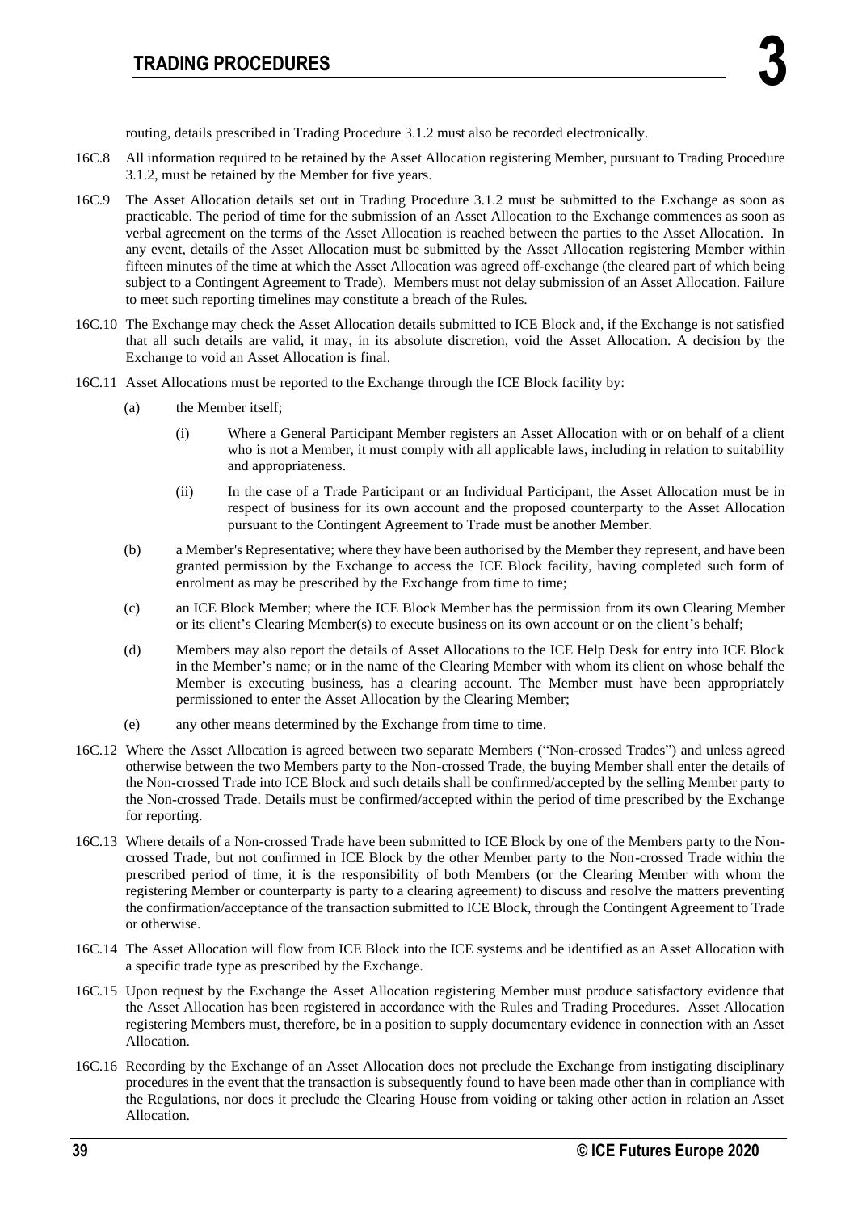routing, details prescribed in Trading Procedure 3.1.2 must also be recorded electronically.

16C.8 All information required to be retained by the Asset Allocation registering Member, pursuant to Trading Procedure 3.1.2, must be retained by the Member for five years.

16C.9 The Asset Allocation details set out in Trading Procedure 3.1.2 must be submitted to the Exchange as soon as practicable. The period of time for the submission of an Asset Allocation to the Exchange commences as soon as verbal agreement on the terms of the Asset Allocation is reached between the parties to the Asset Allocation. In any event, details of the Asset Allocation must be submitted by the Asset Allocation registering Member within fifteen minutes of the time at which the Asset Allocation was agreed off-exchange (the cleared part of which being subject to a Contingent Agreement to Trade). Members must not delay submission of an Asset Allocation. Failure to meet such reporting timelines may constitute a breach of the Rules.

16C.10 The Exchange may check the Asset Allocation details submitted to ICE Block and, if the Exchange is not satisfied that all such details are valid, it may, in its absolute discretion, void the Asset Allocation. A decision by the Exchange to void an Asset Allocation is final.

16C.11 Asset Allocations must be reported to the Exchange through the ICE Block facility by:

(a) the Member itself;

  (i) Where a General Participant Member registers an Asset Allocation with or on behalf of a client who is not a Member, it must comply with all applicable laws, including in relation to suitability and appropriateness.

  (ii) In the case of a Trade Participant or an Individual Participant, the Asset Allocation must be in respect of business for its own account and the proposed counterparty to the Asset Allocation pursuant to the Contingent Agreement to Trade must be another Member.

(b) a Member's Representative; where they have been authorised by the Member they represent, and have been granted permission by the Exchange to access the ICE Block facility, having completed such form of enrolment as may be prescribed by the Exchange from time to time;

(c) an ICE Block Member; where the ICE Block Member has the permission from its own Clearing Member or its client's Clearing Member(s) to execute business on its own account or on the client's behalf;

(d) Members may also report the details of Asset Allocations to the ICE Help Desk for entry into ICE Block in the Member's name; or in the name of the Clearing Member with whom its client on whose behalf the Member is executing business, has a clearing account. The Member must have been appropriately permissioned to enter the Asset Allocation by the Clearing Member;

(e) any other means determined by the Exchange from time to time.

16C.12 Where the Asset Allocation is agreed between two separate Members ("Non-crossed Trades") and unless agreed otherwise between the two Members party to the Non-crossed Trade, the buying Member shall enter the details of the Non-crossed Trade into ICE Block and such details shall be confirmed/accepted by the selling Member party to the Non-crossed Trade. Details must be confirmed/accepted within the period of time prescribed by the Exchange for reporting.

16C.13 Where details of a Non-crossed Trade have been submitted to ICE Block by one of the Members party to the Non-crossed Trade, but not confirmed in ICE Block by the other Member party to the Non-crossed Trade within the prescribed period of time, it is the responsibility of both Members (or the Clearing Member with whom the registering Member or counterparty is party to a clearing agreement) to discuss and resolve the matters preventing the confirmation/acceptance of the transaction submitted to ICE Block, through the Contingent Agreement to Trade or otherwise.

16C.14 The Asset Allocation will flow from ICE Block into the ICE systems and be identified as an Asset Allocation with a specific trade type as prescribed by the Exchange.

16C.15 Upon request by the Exchange the Asset Allocation registering Member must produce satisfactory evidence that the Asset Allocation has been registered in accordance with the Rules and Trading Procedures. Asset Allocation registering Members must, therefore, be in a position to supply documentary evidence in connection with an Asset Allocation.

16C.16 Recording by the Exchange of an Asset Allocation does not preclude the Exchange from instigating disciplinary procedures in the event that the transaction is subsequently found to have been made other than in compliance with the Regulations, nor does it preclude the Clearing House from voiding or taking other action in relation an Asset Allocation.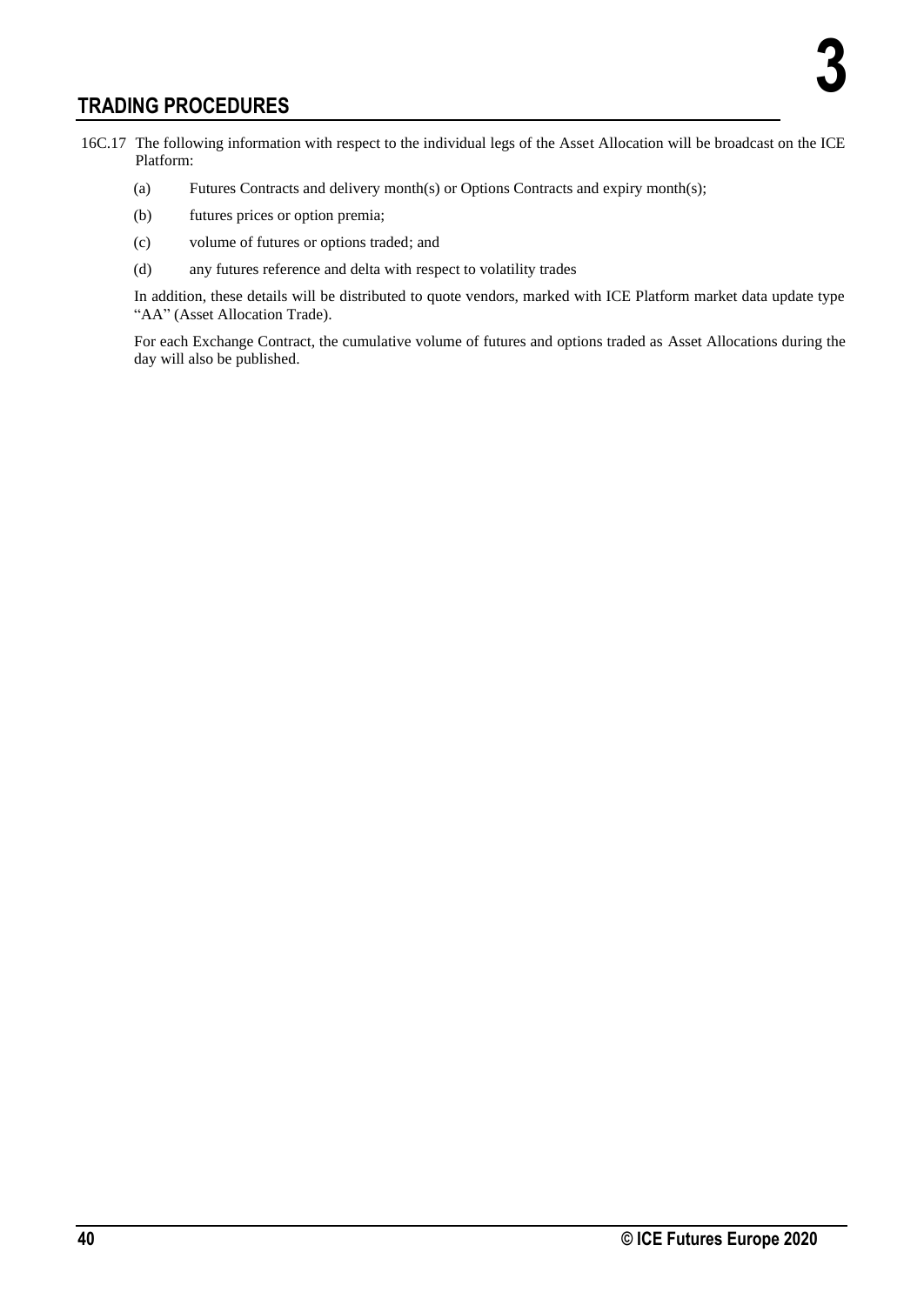16C.17 The following information with respect to the individual legs of the Asset Allocation will be broadcast on the ICE Platform:

(a) Futures Contracts and delivery month(s) or Options Contracts and expiry month(s);

(b) futures prices or option premia;

(c) volume of futures or options traded; and

(d) any futures reference and delta with respect to volatility trades

In addition, these details will be distributed to quote vendors, marked with ICE Platform market data update type "AA" (Asset Allocation Trade).

For each Exchange Contract, the cumulative volume of futures and options traded as Asset Allocations during the day will also be published.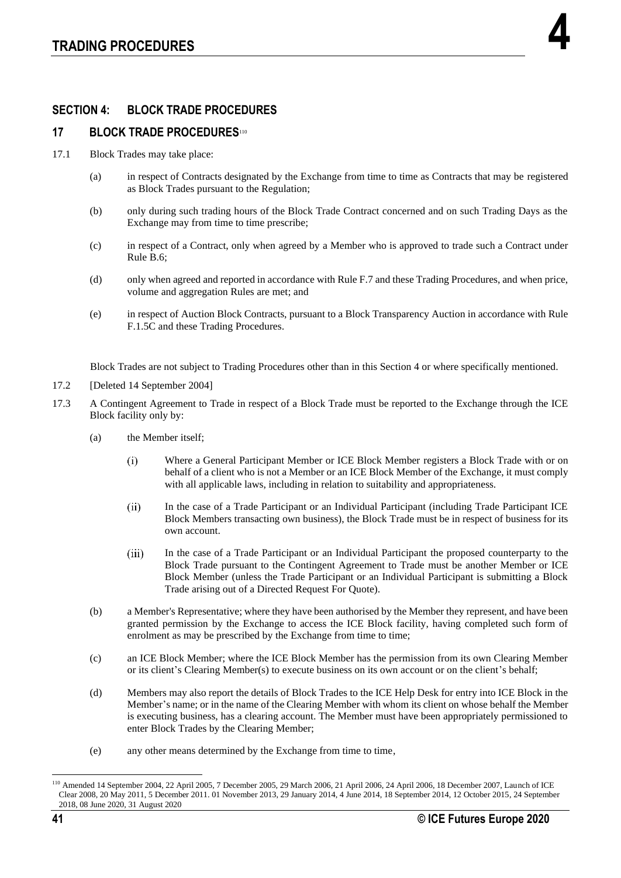## SECTION 4: BLOCK TRADE PROCEDURES

### 17 BLOCK TRADE PROCEDURES[110]

17.1 Block Trades may take place:

(a) in respect of Contracts designated by the Exchange from time to time as Contracts that may be registered as Block Trades pursuant to the Regulation;

(b) only during such trading hours of the Block Trade Contract concerned and on such Trading Days as the Exchange may from time to time prescribe;

(c) in respect of a Contract, only when agreed by a Member who is approved to trade such a Contract under Rule B.6;

(d) only when agreed and reported in accordance with Rule F.7 and these Trading Procedures, and when price, volume and aggregation Rules are met; and

(e) in respect of Auction Block Contracts, pursuant to a Block Transparency Auction in accordance with Rule F.1.5C and these Trading Procedures.

Block Trades are not subject to Trading Procedures other than in this Section 4 or where specifically mentioned.

17.2 [Deleted 14 September 2004]

17.3 A Contingent Agreement to Trade in respect of a Block Trade must be reported to the Exchange through the ICE Block facility only by:

(a) the Member itself;

(i) Where a General Participant Member or ICE Block Member registers a Block Trade with or on behalf of a client who is not a Member or an ICE Block Member of the Exchange, it must comply with all applicable laws, including in relation to suitability and appropriateness.

(ii) In the case of a Trade Participant or an Individual Participant (including Trade Participant ICE Block Members transacting own business), the Block Trade must be in respect of business for its own account.

(iii) In the case of a Trade Participant or an Individual Participant the proposed counterparty to the Block Trade pursuant to the Contingent Agreement to Trade must be another Member or ICE Block Member (unless the Trade Participant or an Individual Participant is submitting a Block Trade arising out of a Directed Request For Quote).

(b) a Member's Representative; where they have been authorised by the Member they represent, and have been granted permission by the Exchange to access the ICE Block facility, having completed such form of enrolment as may be prescribed by the Exchange from time to time;

(c) an ICE Block Member; where the ICE Block Member has the permission from its own Clearing Member or its client's Clearing Member(s) to execute business on its own account or on the client's behalf;

(d) Members may also report the details of Block Trades to the ICE Help Desk for entry into ICE Block in the Member's name; or in the name of the Clearing Member with whom its client on whose behalf the Member is executing business, has a clearing account. The Member must have been appropriately permissioned to enter Block Trades by the Clearing Member;

(e) any other means determined by the Exchange from time to time,

---

[110] Amended 14 September 2004, 22 April 2005, 7 December 2005, 29 March 2006, 21 April 2006, 24 April 2006, 18 December 2007, Launch of ICE Clear 2008, 20 May 2011, 5 December 2011. 01 November 2013, 29 January 2014, 4 June 2014, 18 September 2014, 12 October 2015, 24 September 2018, 08 June 2020, 31 August 2020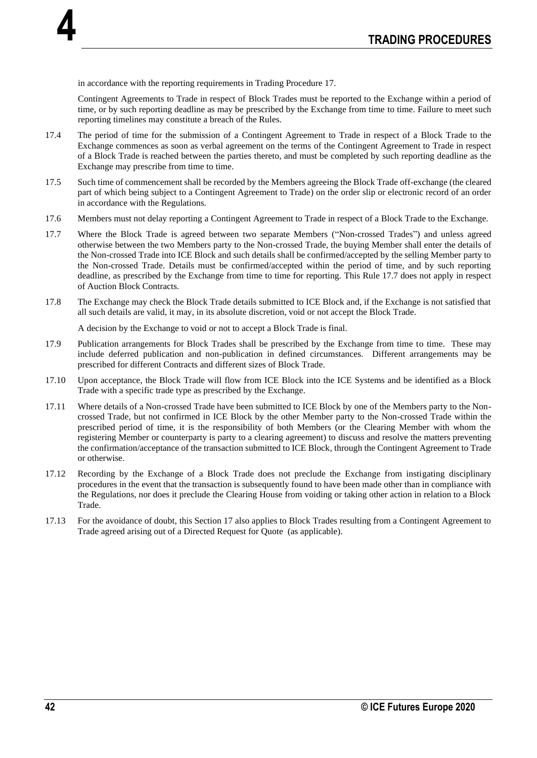in accordance with the reporting requirements in Trading Procedure 17.

Contingent Agreements to Trade in respect of Block Trades must be reported to the Exchange within a period of time, or by such reporting deadline as may be prescribed by the Exchange from time to time. Failure to meet such reporting timelines may constitute a breach of the Rules.

17.4 The period of time for the submission of a Contingent Agreement to Trade in respect of a Block Trade to the Exchange commences as soon as verbal agreement on the terms of the Contingent Agreement to Trade in respect of a Block Trade is reached between the parties thereto, and must be completed by such reporting deadline as the Exchange may prescribe from time to time.

17.5 Such time of commencement shall be recorded by the Members agreeing the Block Trade off-exchange (the cleared part of which being subject to a Contingent Agreement to Trade) on the order slip or electronic record of an order in accordance with the Regulations.

17.6 Members must not delay reporting a Contingent Agreement to Trade in respect of a Block Trade to the Exchange.

17.7 Where the Block Trade is agreed between two separate Members ("Non-crossed Trades") and unless agreed otherwise between the two Members party to the Non-crossed Trade, the buying Member shall enter the details of the Non-crossed Trade into ICE Block and such details shall be confirmed/accepted by the selling Member party to the Non-crossed Trade. Details must be confirmed/accepted within the period of time, and by such reporting deadline, as prescribed by the Exchange from time to time for reporting. This Rule 17.7 does not apply in respect of Auction Block Contracts.

17.8 The Exchange may check the Block Trade details submitted to ICE Block and, if the Exchange is not satisfied that all such details are valid, it may, in its absolute discretion, void or not accept the Block Trade.

A decision by the Exchange to void or not to accept a Block Trade is final.

17.9 Publication arrangements for Block Trades shall be prescribed by the Exchange from time to time. These may include deferred publication and non-publication in defined circumstances. Different arrangements may be prescribed for different Contracts and different sizes of Block Trade.

17.10 Upon acceptance, the Block Trade will flow from ICE Block into the ICE Systems and be identified as a Block Trade with a specific trade type as prescribed by the Exchange.

17.11 Where details of a Non-crossed Trade have been submitted to ICE Block by one of the Members party to the Non-crossed Trade, but not confirmed in ICE Block by the other Member party to the Non-crossed Trade within the prescribed period of time, it is the responsibility of both Members (or the Clearing Member with whom the registering Member or counterparty is party to a clearing agreement) to discuss and resolve the matters preventing the confirmation/acceptance of the transaction submitted to ICE Block, through the Contingent Agreement to Trade or otherwise.

17.12 Recording by the Exchange of a Block Trade does not preclude the Exchange from instigating disciplinary procedures in the event that the transaction is subsequently found to have been made other than in compliance with the Regulations, nor does it preclude the Clearing House from voiding or taking other action in relation to a Block Trade.

17.13 For the avoidance of doubt, this Section 17 also applies to Block Trades resulting from a Contingent Agreement to Trade agreed arising out of a Directed Request for Quote (as applicable).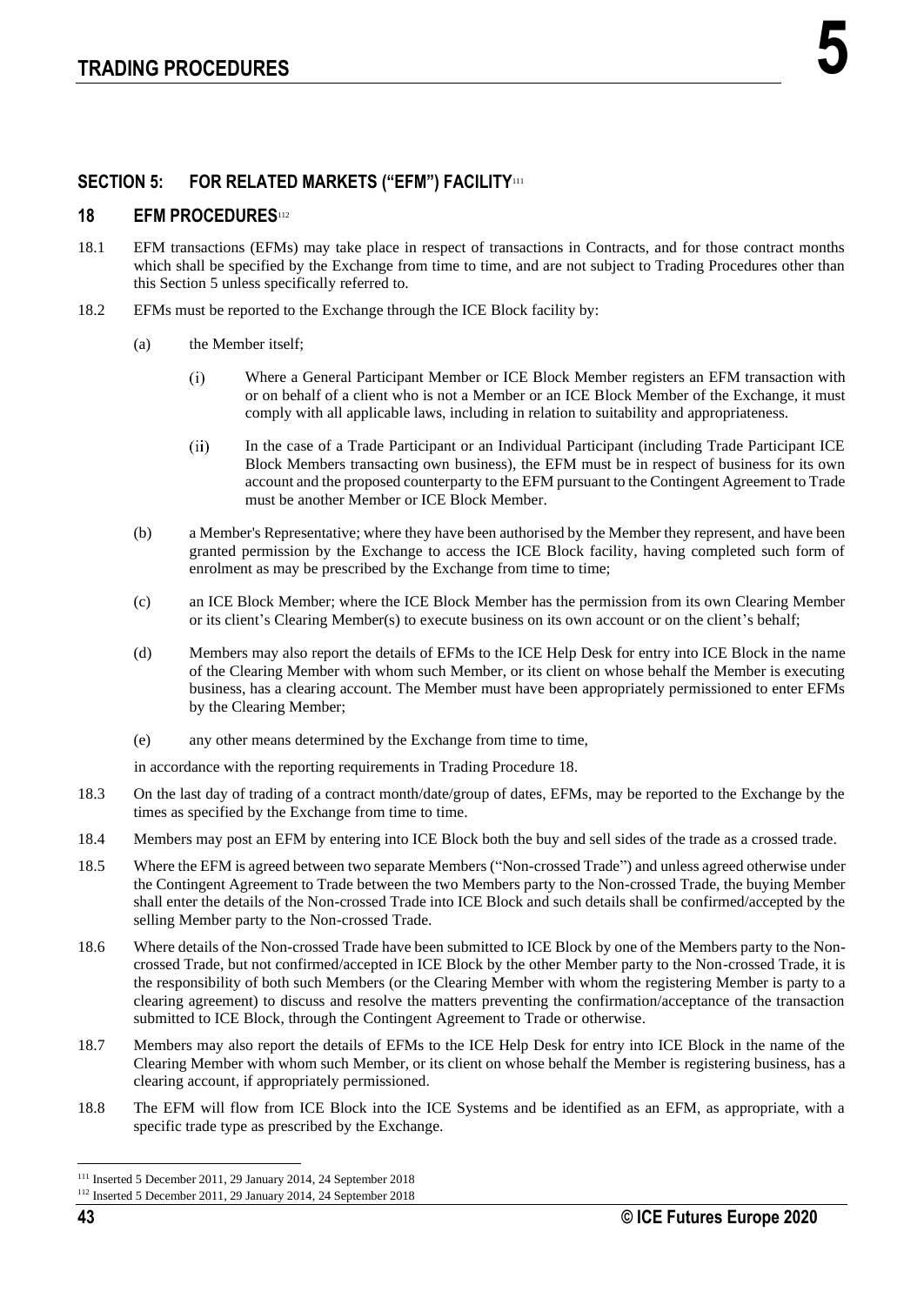## SECTION 5: FOR RELATED MARKETS ("EFM") FACILITY[111]

### 18 EFM PROCEDURES[112]

18.1 EFM transactions (EFMs) may take place in respect of transactions in Contracts, and for those contract months which shall be specified by the Exchange from time to time, and are not subject to Trading Procedures other than this Section 5 unless specifically referred to.

18.2 EFMs must be reported to the Exchange through the ICE Block facility by:

(a) the Member itself;

(i) Where a General Participant Member or ICE Block Member registers an EFM transaction with or on behalf of a client who is not a Member or an ICE Block Member of the Exchange, it must comply with all applicable laws, including in relation to suitability and appropriateness.

(ii) In the case of a Trade Participant or an Individual Participant (including Trade Participant ICE Block Members transacting own business), the EFM must be in respect of business for its own account and the proposed counterparty to the EFM pursuant to the Contingent Agreement to Trade must be another Member or ICE Block Member.

(b) a Member's Representative; where they have been authorised by the Member they represent, and have been granted permission by the Exchange to access the ICE Block facility, having completed such form of enrolment as may be prescribed by the Exchange from time to time;

(c) an ICE Block Member; where the ICE Block Member has the permission from its own Clearing Member or its client's Clearing Member(s) to execute business on its own account or on the client's behalf;

(d) Members may also report the details of EFMs to the ICE Help Desk for entry into ICE Block in the name of the Clearing Member with whom such Member, or its client on whose behalf the Member is executing business, has a clearing account. The Member must have been appropriately permissioned to enter EFMs by the Clearing Member;

(e) any other means determined by the Exchange from time to time,

in accordance with the reporting requirements in Trading Procedure 18.

18.3 On the last day of trading of a contract month/date/group of dates, EFMs, may be reported to the Exchange by the times as specified by the Exchange from time to time.

18.4 Members may post an EFM by entering into ICE Block both the buy and sell sides of the trade as a crossed trade.

18.5 Where the EFM is agreed between two separate Members ("Non-crossed Trade") and unless agreed otherwise under the Contingent Agreement to Trade between the two Members party to the Non-crossed Trade, the buying Member shall enter the details of the Non-crossed Trade into ICE Block and such details shall be confirmed/accepted by the selling Member party to the Non-crossed Trade.

18.6 Where details of the Non-crossed Trade have been submitted to ICE Block by one of the Members party to the Non-crossed Trade, but not confirmed/accepted in ICE Block by the other Member party to the Non-crossed Trade, it is the responsibility of both such Members (or the Clearing Member with whom the registering Member is party to a clearing agreement) to discuss and resolve the matters preventing the confirmation/acceptance of the transaction submitted to ICE Block, through the Contingent Agreement to Trade or otherwise.

18.7 Members may also report the details of EFMs to the ICE Help Desk for entry into ICE Block in the name of the Clearing Member with whom such Member, or its client on whose behalf the Member is registering business, has a clearing account, if appropriately permissioned.

18.8 The EFM will flow from ICE Block into the ICE Systems and be identified as an EFM, as appropriate, with a specific trade type as prescribed by the Exchange.

---

[111] Inserted 5 December 2011, 29 January 2014, 24 September 2018

[112] Inserted 5 December 2011, 29 January 2014, 24 September 2018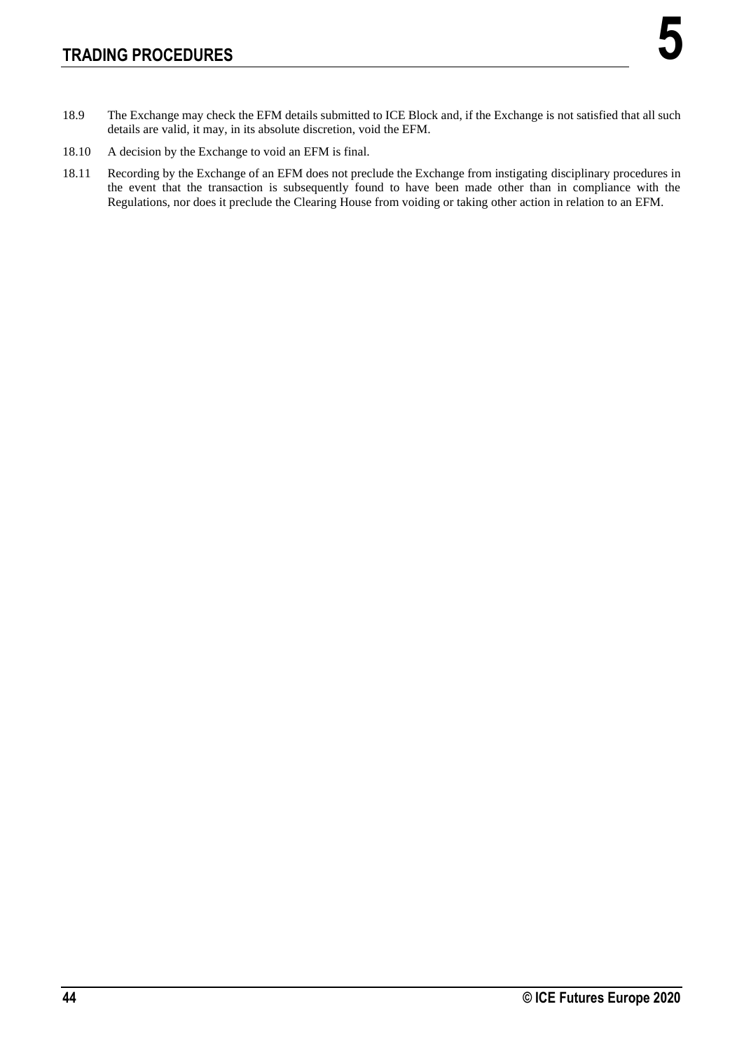18.9 The Exchange may check the EFM details submitted to ICE Block and, if the Exchange is not satisfied that all such details are valid, it may, in its absolute discretion, void the EFM.

18.10 A decision by the Exchange to void an EFM is final.

18.11 Recording by the Exchange of an EFM does not preclude the Exchange from instigating disciplinary procedures in the event that the transaction is subsequently found to have been made other than in compliance with the Regulations, nor does it preclude the Clearing House from voiding or taking other action in relation to an EFM.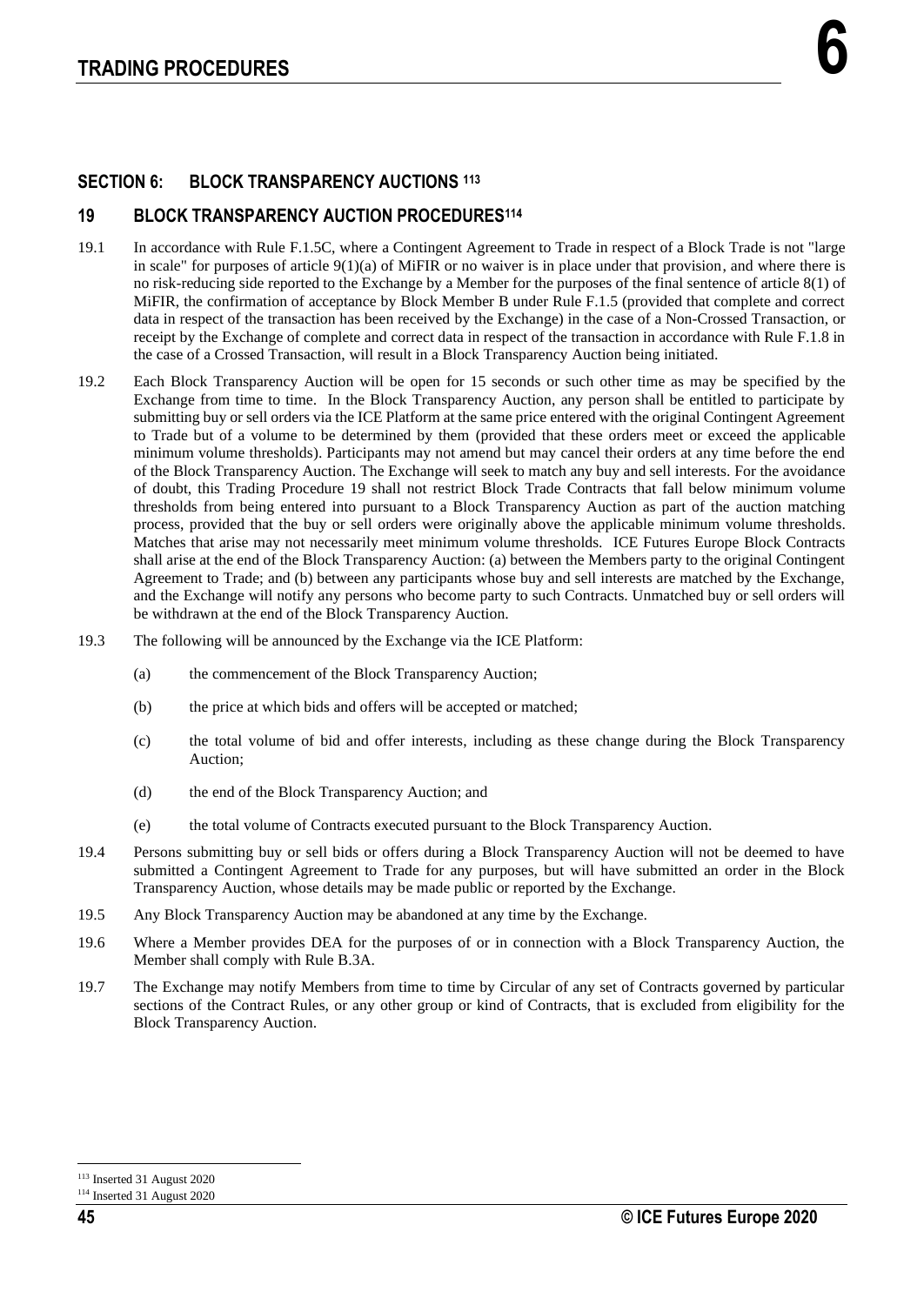## SECTION 6: BLOCK TRANSPARENCY AUCTIONS [113]

## 19 BLOCK TRANSPARENCY AUCTION PROCEDURES[114]

19.1 In accordance with Rule F.1.5C, where a Contingent Agreement to Trade in respect of a Block Trade is not "large in scale" for purposes of article 9(1)(a) of MiFIR or no waiver is in place under that provision, and where there is no risk-reducing side reported to the Exchange by a Member for the purposes of the final sentence of article 8(1) of MiFIR, the confirmation of acceptance by Block Member B under Rule F.1.5 (provided that complete and correct data in respect of the transaction has been received by the Exchange) in the case of a Non-Crossed Transaction, or receipt by the Exchange of complete and correct data in respect of the transaction in accordance with Rule F.1.8 in the case of a Crossed Transaction, will result in a Block Transparency Auction being initiated.

19.2 Each Block Transparency Auction will be open for 15 seconds or such other time as may be specified by the Exchange from time to time. In the Block Transparency Auction, any person shall be entitled to participate by submitting buy or sell orders via the ICE Platform at the same price entered with the original Contingent Agreement to Trade but of a volume to be determined by them (provided that these orders meet or exceed the applicable minimum volume thresholds). Participants may not amend but may cancel their orders at any time before the end of the Block Transparency Auction. The Exchange will seek to match any buy and sell interests. For the avoidance of doubt, this Trading Procedure 19 shall not restrict Block Trade Contracts that fall below minimum volume thresholds from being entered into pursuant to a Block Transparency Auction as part of the auction matching process, provided that the buy or sell orders were originally above the applicable minimum volume thresholds. Matches that arise may not necessarily meet minimum volume thresholds. ICE Futures Europe Block Contracts shall arise at the end of the Block Transparency Auction: (a) between the Members party to the original Contingent Agreement to Trade; and (b) between any participants whose buy and sell interests are matched by the Exchange, and the Exchange will notify any persons who become party to such Contracts. Unmatched buy or sell orders will be withdrawn at the end of the Block Transparency Auction.

19.3 The following will be announced by the Exchange via the ICE Platform:

(a) the commencement of the Block Transparency Auction;

(b) the price at which bids and offers will be accepted or matched;

(c) the total volume of bid and offer interests, including as these change during the Block Transparency Auction;

(d) the end of the Block Transparency Auction; and

(e) the total volume of Contracts executed pursuant to the Block Transparency Auction.

19.4 Persons submitting buy or sell bids or offers during a Block Transparency Auction will not be deemed to have submitted a Contingent Agreement to Trade for any purposes, but will have submitted an order in the Block Transparency Auction, whose details may be made public or reported by the Exchange.

19.5 Any Block Transparency Auction may be abandoned at any time by the Exchange.

19.6 Where a Member provides DEA for the purposes of or in connection with a Block Transparency Auction, the Member shall comply with Rule B.3A.

19.7 The Exchange may notify Members from time to time by Circular of any set of Contracts governed by particular sections of the Contract Rules, or any other group or kind of Contracts, that is excluded from eligibility for the Block Transparency Auction.

[113] Inserted 31 August 2020

[114] Inserted 31 August 2020